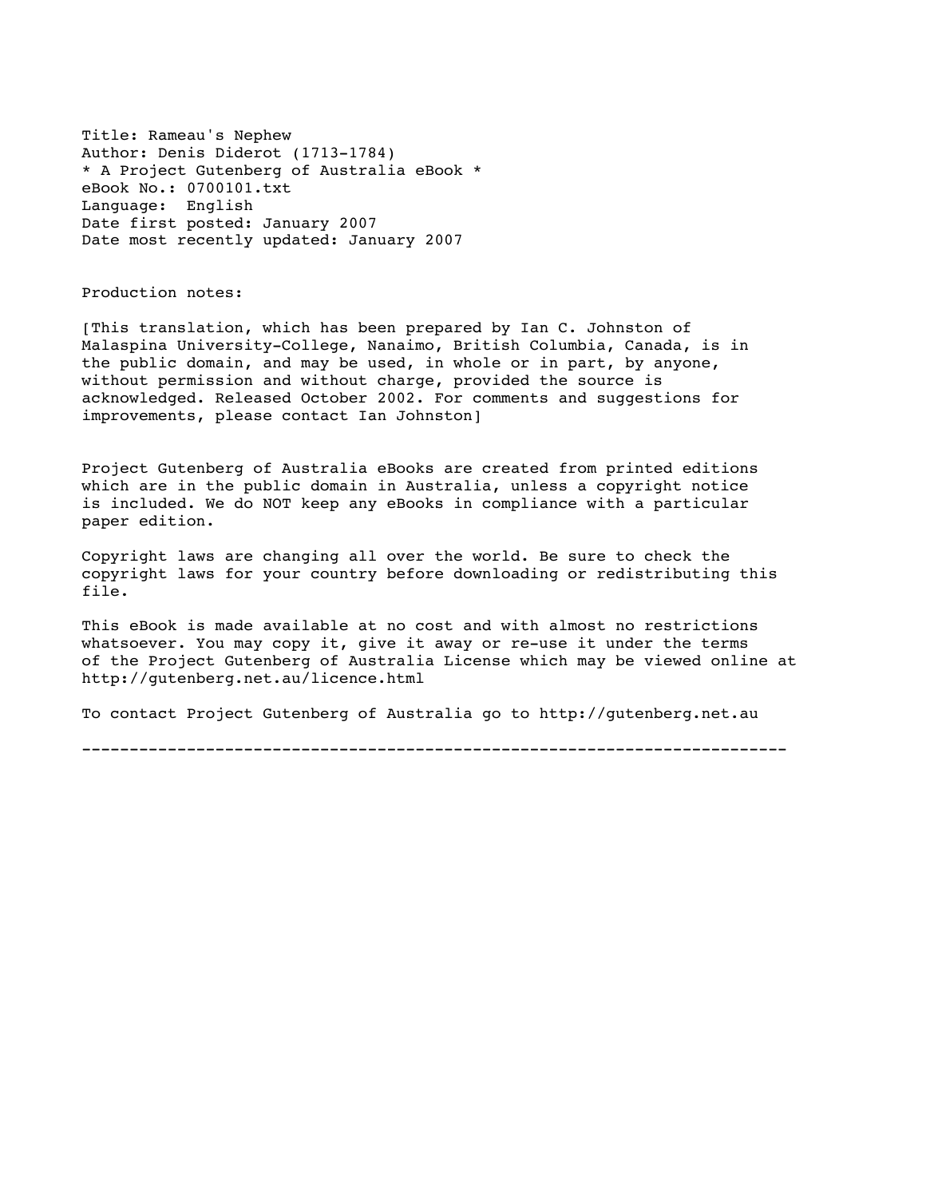Title: Rameau's Nephew
Author: Denis Diderot (1713-1784)
* A Project Gutenberg of Australia eBook *
eBook No.: 0700101.txt
Language: English
Date first posted: January 2007
Date most recently updated: January 2007

Production notes:

[This translation, which has been prepared by Ian C. Johnston of Malaspina University-College, Nanaimo, British Columbia, Canada, is in the public domain, and may be used, in whole or in part, by anyone, without permission and without charge, provided the source is acknowledged. Released October 2002. For comments and suggestions for improvements, please contact Ian Johnston]

Project Gutenberg of Australia eBooks are created from printed editions which are in the public domain in Australia, unless a copyright notice is included. We do NOT keep any eBooks in compliance with a particular paper edition.

Copyright laws are changing all over the world. Be sure to check the copyright laws for your country before downloading or redistributing this file.

This eBook is made available at no cost and with almost no restrictions whatsoever. You may copy it, give it away or re-use it under the terms of the Project Gutenberg of Australia License which may be viewed online at http://gutenberg.net.au/licence.html

To contact Project Gutenberg of Australia go to http://gutenberg.net.au

---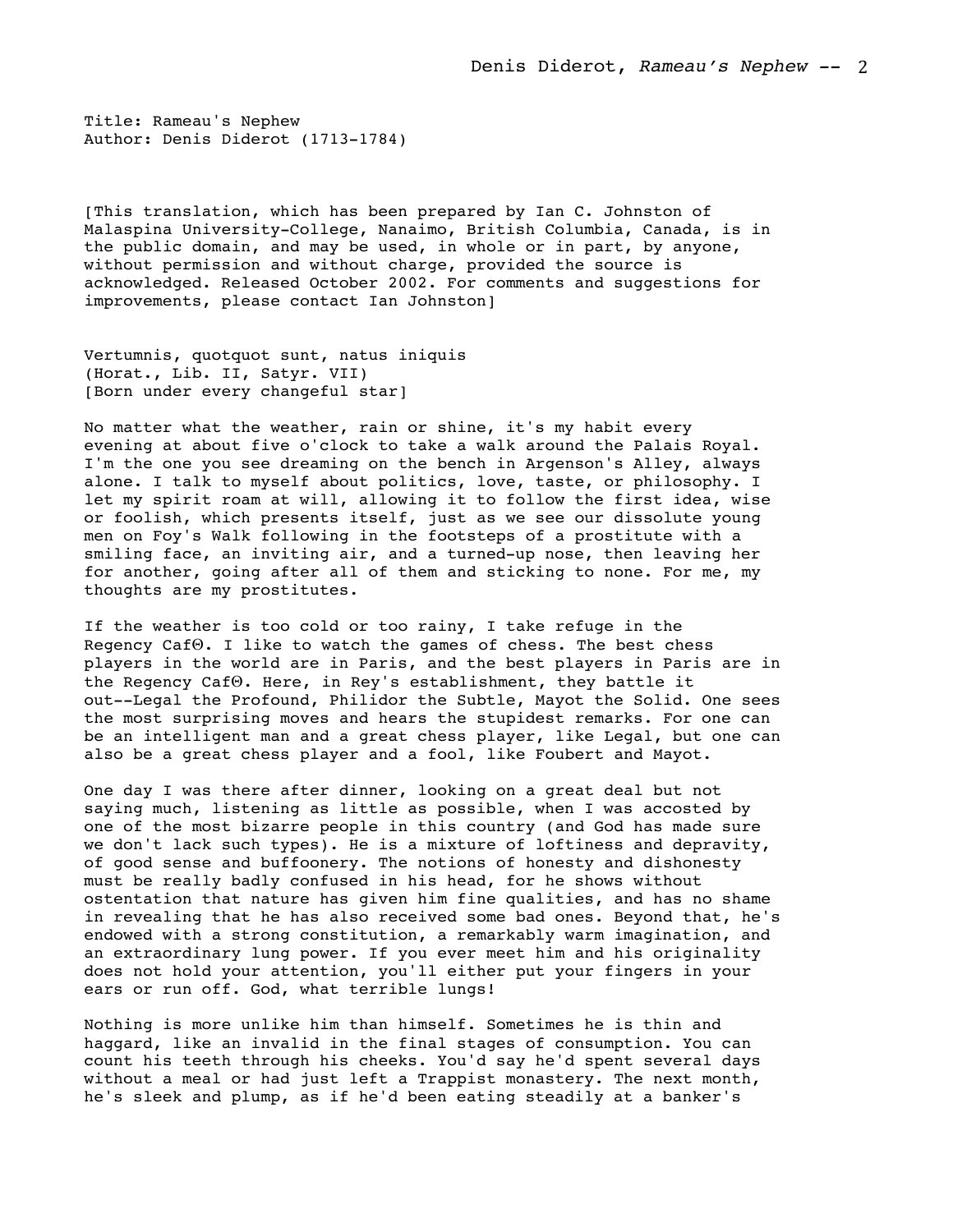Title: Rameau's Nephew
Author: Denis Diderot (1713-1784)

[This translation, which has been prepared by Ian C. Johnston of Malaspina University-College, Nanaimo, British Columbia, Canada, is in the public domain, and may be used, in whole or in part, by anyone, without permission and without charge, provided the source is acknowledged. Released October 2002. For comments and suggestions for improvements, please contact Ian Johnston]

Vertumnis, quotquot sunt, natus iniquis
(Horat., Lib. II, Satyr. VII)
[Born under every changeful star]

No matter what the weather, rain or shine, it's my habit every evening at about five o'clock to take a walk around the Palais Royal. I'm the one you see dreaming on the bench in Argenson's Alley, always alone. I talk to myself about politics, love, taste, or philosophy. I let my spirit roam at will, allowing it to follow the first idea, wise or foolish, which presents itself, just as we see our dissolute young men on Foy's Walk following in the footsteps of a prostitute with a smiling face, an inviting air, and a turned-up nose, then leaving her for another, going after all of them and sticking to none. For me, my thoughts are my prostitutes.

If the weather is too cold or too rainy, I take refuge in the Regency CafΘ. I like to watch the games of chess. The best chess players in the world are in Paris, and the best players in Paris are in the Regency CafΘ. Here, in Rey's establishment, they battle it out--Legal the Profound, Philidor the Subtle, Mayot the Solid. One sees the most surprising moves and hears the stupidest remarks. For one can be an intelligent man and a great chess player, like Legal, but one can also be a great chess player and a fool, like Foubert and Mayot.

One day I was there after dinner, looking on a great deal but not saying much, listening as little as possible, when I was accosted by one of the most bizarre people in this country (and God has made sure we don't lack such types). He is a mixture of loftiness and depravity, of good sense and buffoonery. The notions of honesty and dishonesty must be really badly confused in his head, for he shows without ostentation that nature has given him fine qualities, and has no shame in revealing that he has also received some bad ones. Beyond that, he's endowed with a strong constitution, a remarkably warm imagination, and an extraordinary lung power. If you ever meet him and his originality does not hold your attention, you'll either put your fingers in your ears or run off. God, what terrible lungs!

Nothing is more unlike him than himself. Sometimes he is thin and haggard, like an invalid in the final stages of consumption. You can count his teeth through his cheeks. You'd say he'd spent several days without a meal or had just left a Trappist monastery. The next month, he's sleek and plump, as if he'd been eating steadily at a banker's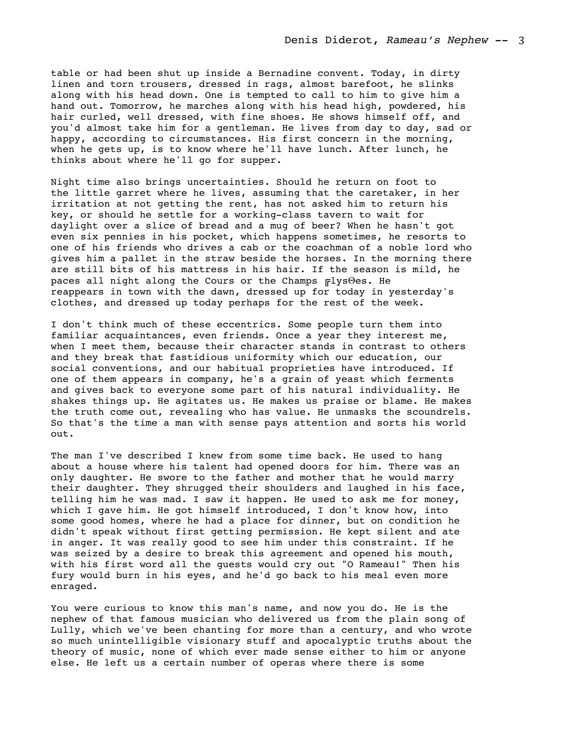table or had been shut up inside a Bernadine convent. Today, in dirty linen and torn trousers, dressed in rags, almost barefoot, he slinks along with his head down. One is tempted to call to him to give him a hand out. Tomorrow, he marches along with his head high, powdered, his hair curled, well dressed, with fine shoes. He shows himself off, and you'd almost take him for a gentleman. He lives from day to day, sad or happy, according to circumstances. His first concern in the morning, when he gets up, is to know where he'll have lunch. After lunch, he thinks about where he'll go for supper.

Night time also brings uncertainties. Should he return on foot to the little garret where he lives, assuming that the caretaker, in her irritation at not getting the rent, has not asked him to return his key, or should he settle for a working-class tavern to wait for daylight over a slice of bread and a mug of beer? When he hasn't got even six pennies in his pocket, which happens sometimes, he resorts to one of his friends who drives a cab or the coachman of a noble lord who gives him a pallet in the straw beside the horses. In the morning there are still bits of his mattress in his hair. If the season is mild, he paces all night along the Cours or the Champs ╔lysΘes. He reappears in town with the dawn, dressed up for today in yesterday's clothes, and dressed up today perhaps for the rest of the week.

I don't think much of these eccentrics. Some people turn them into familiar acquaintances, even friends. Once a year they interest me, when I meet them, because their character stands in contrast to others and they break that fastidious uniformity which our education, our social conventions, and our habitual proprieties have introduced. If one of them appears in company, he's a grain of yeast which ferments and gives back to everyone some part of his natural individuality. He shakes things up. He agitates us. He makes us praise or blame. He makes the truth come out, revealing who has value. He unmasks the scoundrels. So that's the time a man with sense pays attention and sorts his world out.

The man I've described I knew from some time back. He used to hang about a house where his talent had opened doors for him. There was an only daughter. He swore to the father and mother that he would marry their daughter. They shrugged their shoulders and laughed in his face, telling him he was mad. I saw it happen. He used to ask me for money, which I gave him. He got himself introduced, I don't know how, into some good homes, where he had a place for dinner, but on condition he didn't speak without first getting permission. He kept silent and ate in anger. It was really good to see him under this constraint. If he was seized by a desire to break this agreement and opened his mouth, with his first word all the guests would cry out "O Rameau!" Then his fury would burn in his eyes, and he'd go back to his meal even more enraged.

You were curious to know this man's name, and now you do. He is the nephew of that famous musician who delivered us from the plain song of Lully, which we've been chanting for more than a century, and who wrote so much unintelligible visionary stuff and apocalyptic truths about the theory of music, none of which ever made sense either to him or anyone else. He left us a certain number of operas where there is some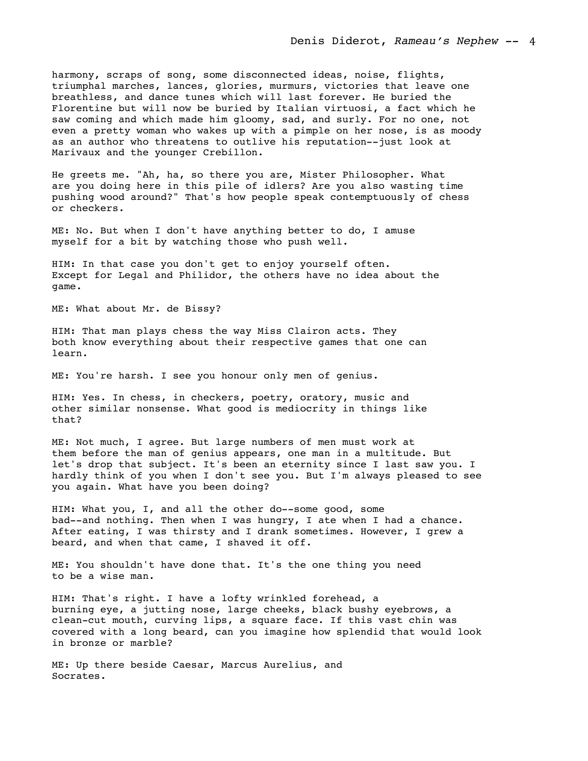harmony, scraps of song, some disconnected ideas, noise, flights, triumphal marches, lances, glories, murmurs, victories that leave one breathless, and dance tunes which will last forever. He buried the Florentine but will now be buried by Italian virtuosi, a fact which he saw coming and which made him gloomy, sad, and surly. For no one, not even a pretty woman who wakes up with a pimple on her nose, is as moody as an author who threatens to outlive his reputation--just look at Marivaux and the younger Crebillon.

He greets me. "Ah, ha, so there you are, Mister Philosopher. What are you doing here in this pile of idlers? Are you also wasting time pushing wood around?" That's how people speak contemptuously of chess or checkers.

ME: No. But when I don't have anything better to do, I amuse myself for a bit by watching those who push well.

HIM: In that case you don't get to enjoy yourself often. Except for Legal and Philidor, the others have no idea about the game.

ME: What about Mr. de Bissy?

HIM: That man plays chess the way Miss Clairon acts. They both know everything about their respective games that one can learn.

ME: You're harsh. I see you honour only men of genius.

HIM: Yes. In chess, in checkers, poetry, oratory, music and other similar nonsense. What good is mediocrity in things like that?

ME: Not much, I agree. But large numbers of men must work at them before the man of genius appears, one man in a multitude. But let's drop that subject. It's been an eternity since I last saw you. I hardly think of you when I don't see you. But I'm always pleased to see you again. What have you been doing?

HIM: What you, I, and all the other do--some good, some bad--and nothing. Then when I was hungry, I ate when I had a chance. After eating, I was thirsty and I drank sometimes. However, I grew a beard, and when that came, I shaved it off.

ME: You shouldn't have done that. It's the one thing you need to be a wise man.

HIM: That's right. I have a lofty wrinkled forehead, a burning eye, a jutting nose, large cheeks, black bushy eyebrows, a clean-cut mouth, curving lips, a square face. If this vast chin was covered with a long beard, can you imagine how splendid that would look in bronze or marble?

ME: Up there beside Caesar, Marcus Aurelius, and Socrates.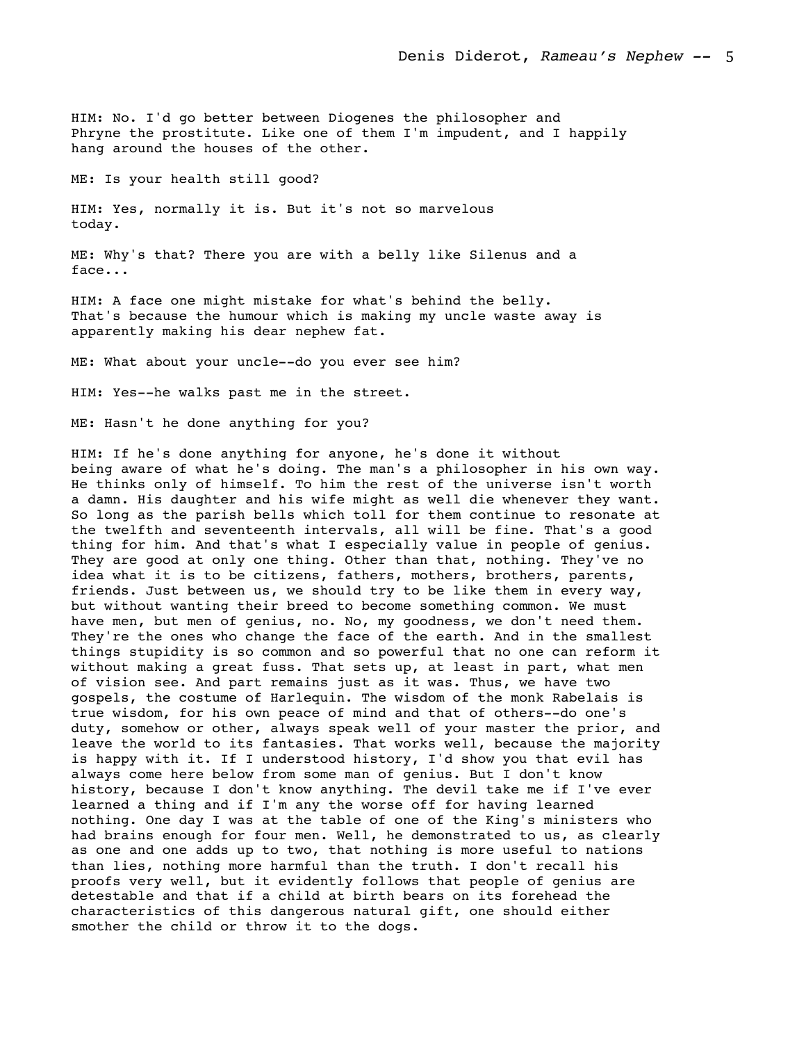HIM: No. I'd go better between Diogenes the philosopher and Phryne the prostitute. Like one of them I'm impudent, and I happily hang around the houses of the other.

ME: Is your health still good?

HIM: Yes, normally it is. But it's not so marvelous today.

ME: Why's that? There you are with a belly like Silenus and a face...

HIM: A face one might mistake for what's behind the belly. That's because the humour which is making my uncle waste away is apparently making his dear nephew fat.

ME: What about your uncle--do you ever see him?

HIM: Yes--he walks past me in the street.

ME: Hasn't he done anything for you?

HIM: If he's done anything for anyone, he's done it without being aware of what he's doing. The man's a philosopher in his own way. He thinks only of himself. To him the rest of the universe isn't worth a damn. His daughter and his wife might as well die whenever they want. So long as the parish bells which toll for them continue to resonate at the twelfth and seventeenth intervals, all will be fine. That's a good thing for him. And that's what I especially value in people of genius. They are good at only one thing. Other than that, nothing. They've no idea what it is to be citizens, fathers, mothers, brothers, parents, friends. Just between us, we should try to be like them in every way, but without wanting their breed to become something common. We must have men, but men of genius, no. No, my goodness, we don't need them. They're the ones who change the face of the earth. And in the smallest things stupidity is so common and so powerful that no one can reform it without making a great fuss. That sets up, at least in part, what men of vision see. And part remains just as it was. Thus, we have two gospels, the costume of Harlequin. The wisdom of the monk Rabelais is true wisdom, for his own peace of mind and that of others--do one's duty, somehow or other, always speak well of your master the prior, and leave the world to its fantasies. That works well, because the majority is happy with it. If I understood history, I'd show you that evil has always come here below from some man of genius. But I don't know history, because I don't know anything. The devil take me if I've ever learned a thing and if I'm any the worse off for having learned nothing. One day I was at the table of one of the King's ministers who had brains enough for four men. Well, he demonstrated to us, as clearly as one and one adds up to two, that nothing is more useful to nations than lies, nothing more harmful than the truth. I don't recall his proofs very well, but it evidently follows that people of genius are detestable and that if a child at birth bears on its forehead the characteristics of this dangerous natural gift, one should either smother the child or throw it to the dogs.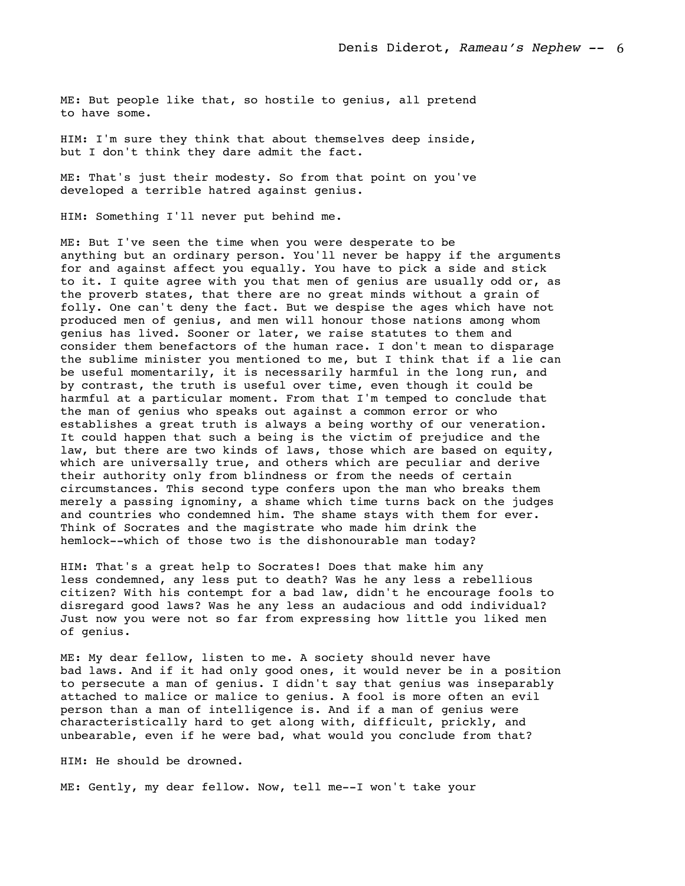ME: But people like that, so hostile to genius, all pretend to have some.

HIM: I'm sure they think that about themselves deep inside, but I don't think they dare admit the fact.

ME: That's just their modesty. So from that point on you've developed a terrible hatred against genius.

HIM: Something I'll never put behind me.

ME: But I've seen the time when you were desperate to be anything but an ordinary person. You'll never be happy if the arguments for and against affect you equally. You have to pick a side and stick to it. I quite agree with you that men of genius are usually odd or, as the proverb states, that there are no great minds without a grain of folly. One can't deny the fact. But we despise the ages which have not produced men of genius, and men will honour those nations among whom genius has lived. Sooner or later, we raise statutes to them and consider them benefactors of the human race. I don't mean to disparage the sublime minister you mentioned to me, but I think that if a lie can be useful momentarily, it is necessarily harmful in the long run, and by contrast, the truth is useful over time, even though it could be harmful at a particular moment. From that I'm temped to conclude that the man of genius who speaks out against a common error or who establishes a great truth is always a being worthy of our veneration. It could happen that such a being is the victim of prejudice and the law, but there are two kinds of laws, those which are based on equity, which are universally true, and others which are peculiar and derive their authority only from blindness or from the needs of certain circumstances. This second type confers upon the man who breaks them merely a passing ignominy, a shame which time turns back on the judges and countries who condemned him. The shame stays with them for ever. Think of Socrates and the magistrate who made him drink the hemlock--which of those two is the dishonourable man today?

HIM: That's a great help to Socrates! Does that make him any less condemned, any less put to death? Was he any less a rebellious citizen? With his contempt for a bad law, didn't he encourage fools to disregard good laws? Was he any less an audacious and odd individual? Just now you were not so far from expressing how little you liked men of genius.

ME: My dear fellow, listen to me. A society should never have bad laws. And if it had only good ones, it would never be in a position to persecute a man of genius. I didn't say that genius was inseparably attached to malice or malice to genius. A fool is more often an evil person than a man of intelligence is. And if a man of genius were characteristically hard to get along with, difficult, prickly, and unbearable, even if he were bad, what would you conclude from that?

HIM: He should be drowned.

ME: Gently, my dear fellow. Now, tell me--I won't take your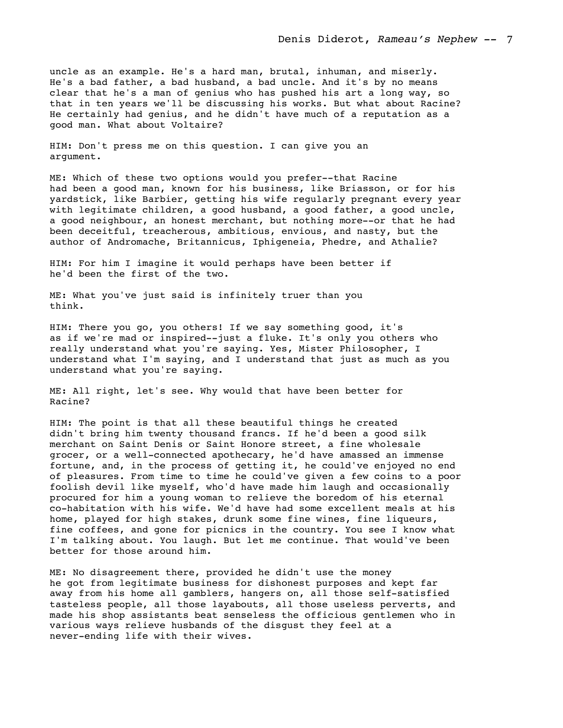uncle as an example. He's a hard man, brutal, inhuman, and miserly. He's a bad father, a bad husband, a bad uncle. And it's by no means clear that he's a man of genius who has pushed his art a long way, so that in ten years we'll be discussing his works. But what about Racine? He certainly had genius, and he didn't have much of a reputation as a good man. What about Voltaire?

HIM: Don't press me on this question. I can give you an argument.

ME: Which of these two options would you prefer--that Racine had been a good man, known for his business, like Briasson, or for his yardstick, like Barbier, getting his wife regularly pregnant every year with legitimate children, a good husband, a good father, a good uncle, a good neighbour, an honest merchant, but nothing more--or that he had been deceitful, treacherous, ambitious, envious, and nasty, but the author of Andromache, Britannicus, Iphigeneia, Phedre, and Athalie?

HIM: For him I imagine it would perhaps have been better if he'd been the first of the two.

ME: What you've just said is infinitely truer than you think.

HIM: There you go, you others! If we say something good, it's as if we're mad or inspired--just a fluke. It's only you others who really understand what you're saying. Yes, Mister Philosopher, I understand what I'm saying, and I understand that just as much as you understand what you're saying.

ME: All right, let's see. Why would that have been better for Racine?

HIM: The point is that all these beautiful things he created didn't bring him twenty thousand francs. If he'd been a good silk merchant on Saint Denis or Saint Honore street, a fine wholesale grocer, or a well-connected apothecary, he'd have amassed an immense fortune, and, in the process of getting it, he could've enjoyed no end of pleasures. From time to time he could've given a few coins to a poor foolish devil like myself, who'd have made him laugh and occasionally procured for him a young woman to relieve the boredom of his eternal co-habitation with his wife. We'd have had some excellent meals at his home, played for high stakes, drunk some fine wines, fine liqueurs, fine coffees, and gone for picnics in the country. You see I know what I'm talking about. You laugh. But let me continue. That would've been better for those around him.

ME: No disagreement there, provided he didn't use the money he got from legitimate business for dishonest purposes and kept far away from his home all gamblers, hangers on, all those self-satisfied tasteless people, all those layabouts, all those useless perverts, and made his shop assistants beat senseless the officious gentlemen who in various ways relieve husbands of the disgust they feel at a never-ending life with their wives.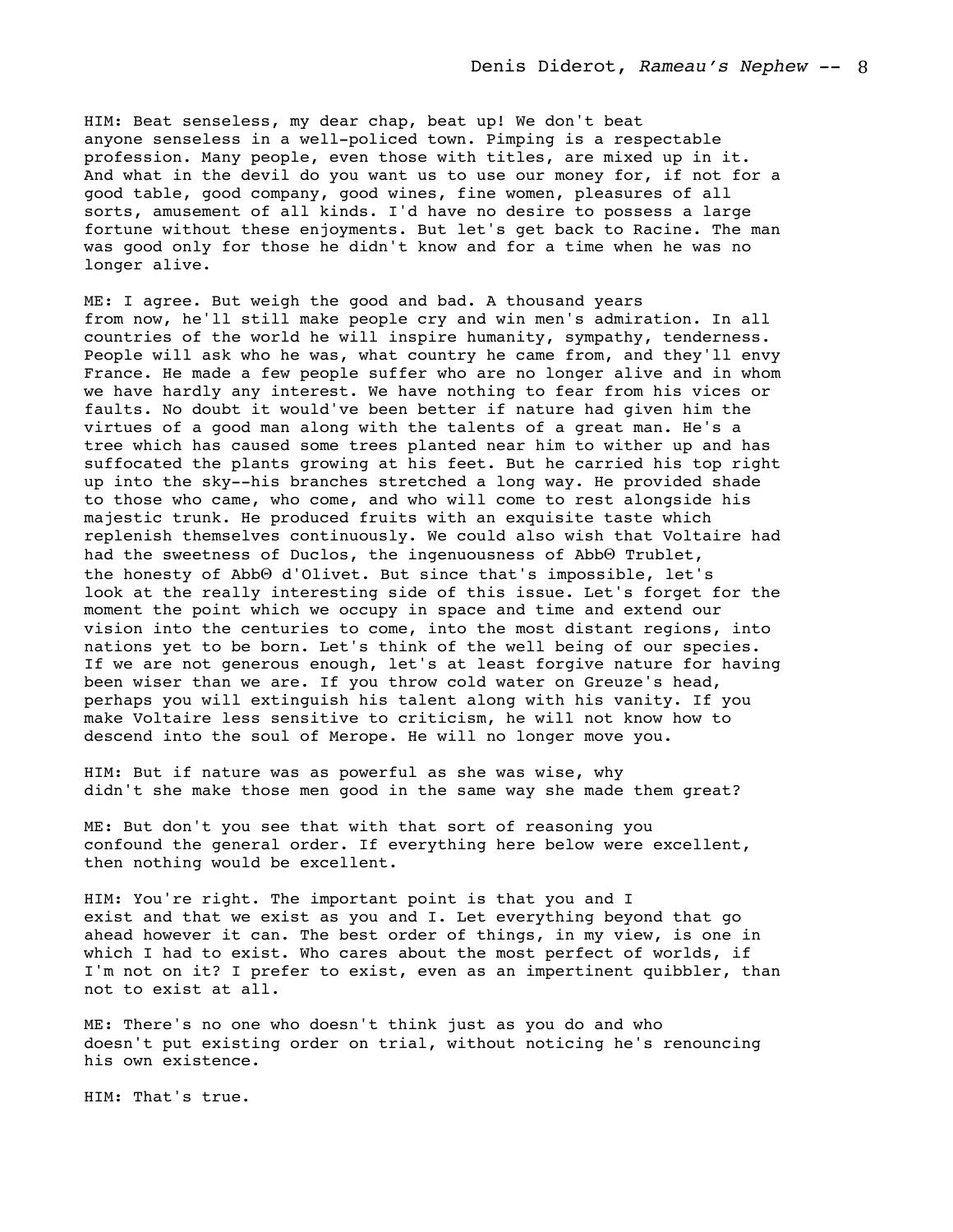HIM: Beat senseless, my dear chap, beat up! We don't beat anyone senseless in a well-policed town. Pimping is a respectable profession. Many people, even those with titles, are mixed up in it. And what in the devil do you want us to use our money for, if not for a good table, good company, good wines, fine women, pleasures of all sorts, amusement of all kinds. I'd have no desire to possess a large fortune without these enjoyments. But let's get back to Racine. The man was good only for those he didn't know and for a time when he was no longer alive.

ME: I agree. But weigh the good and bad. A thousand years from now, he'll still make people cry and win men's admiration. In all countries of the world he will inspire humanity, sympathy, tenderness. People will ask who he was, what country he came from, and they'll envy France. He made a few people suffer who are no longer alive and in whom we have hardly any interest. We have nothing to fear from his vices or faults. No doubt it would've been better if nature had given him the virtues of a good man along with the talents of a great man. He's a tree which has caused some trees planted near him to wither up and has suffocated the plants growing at his feet. But he carried his top right up into the sky--his branches stretched a long way. He provided shade to those who came, who come, and who will come to rest alongside his majestic trunk. He produced fruits with an exquisite taste which replenish themselves continuously. We could also wish that Voltaire had had the sweetness of Duclos, the ingenuousness of AbbΘ Trublet, the honesty of AbbΘ d'Olivet. But since that's impossible, let's look at the really interesting side of this issue. Let's forget for the moment the point which we occupy in space and time and extend our vision into the centuries to come, into the most distant regions, into nations yet to be born. Let's think of the well being of our species. If we are not generous enough, let's at least forgive nature for having been wiser than we are. If you throw cold water on Greuze's head, perhaps you will extinguish his talent along with his vanity. If you make Voltaire less sensitive to criticism, he will not know how to descend into the soul of Merope. He will no longer move you.

HIM: But if nature was as powerful as she was wise, why didn't she make those men good in the same way she made them great?

ME: But don't you see that with that sort of reasoning you confound the general order. If everything here below were excellent, then nothing would be excellent.

HIM: You're right. The important point is that you and I exist and that we exist as you and I. Let everything beyond that go ahead however it can. The best order of things, in my view, is one in which I had to exist. Who cares about the most perfect of worlds, if I'm not on it? I prefer to exist, even as an impertinent quibbler, than not to exist at all.

ME: There's no one who doesn't think just as you do and who doesn't put existing order on trial, without noticing he's renouncing his own existence.

HIM: That's true.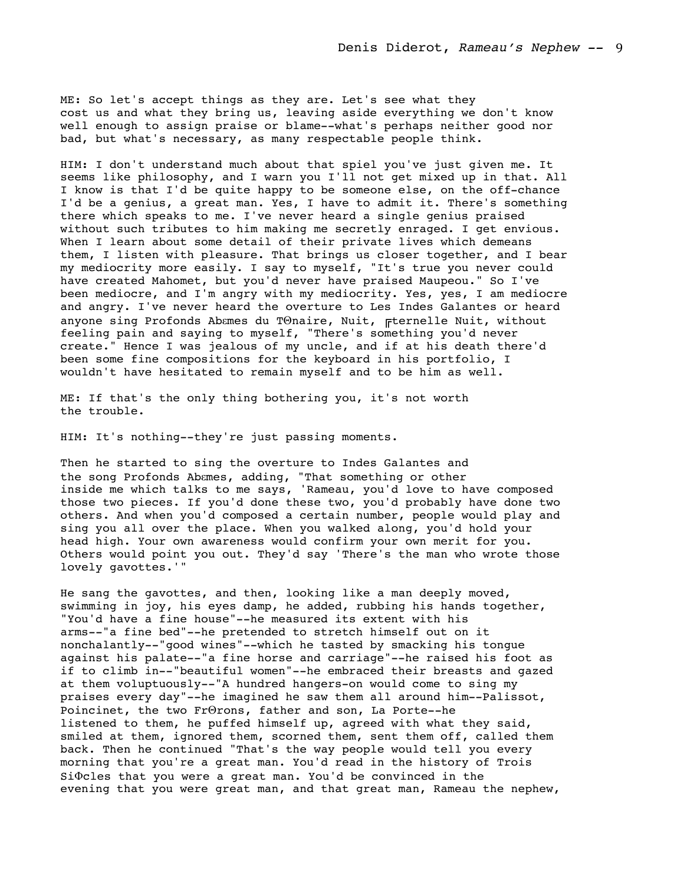ME: So let's accept things as they are. Let's see what they cost us and what they bring us, leaving aside everything we don't know well enough to assign praise or blame--what's perhaps neither good nor bad, but what's necessary, as many respectable people think.

HIM: I don't understand much about that spiel you've just given me. It seems like philosophy, and I warn you I'll not get mixed up in that. All I know is that I'd be quite happy to be someone else, on the off-chance I'd be a genius, a great man. Yes, I have to admit it. There's something there which speaks to me. I've never heard a single genius praised without such tributes to him making me secretly enraged. I get envious. When I learn about some detail of their private lives which demeans them, I listen with pleasure. That brings us closer together, and I bear my mediocrity more easily. I say to myself, "It's true you never could have created Mahomet, but you'd never have praised Maupeou." So I've been mediocre, and I'm angry with my mediocrity. Yes, yes, I am mediocre and angry. I've never heard the overture to Les Indes Galantes or heard anyone sing Profonds Abεmes du TΘnaire, Nuit, ╒ternelle Nuit, without feeling pain and saying to myself, "There's something you'd never create." Hence I was jealous of my uncle, and if at his death there'd been some fine compositions for the keyboard in his portfolio, I wouldn't have hesitated to remain myself and to be him as well.

ME: If that's the only thing bothering you, it's not worth the trouble.

HIM: It's nothing--they're just passing moments.

Then he started to sing the overture to Indes Galantes and the song Profonds Abεmes, adding, "That something or other inside me which talks to me says, 'Rameau, you'd love to have composed those two pieces. If you'd done these two, you'd probably have done two others. And when you'd composed a certain number, people would play and sing you all over the place. When you walked along, you'd hold your head high. Your own awareness would confirm your own merit for you. Others would point you out. They'd say 'There's the man who wrote those lovely gavottes.'"

He sang the gavottes, and then, looking like a man deeply moved, swimming in joy, his eyes damp, he added, rubbing his hands together, "You'd have a fine house"--he measured its extent with his arms--"a fine bed"--he pretended to stretch himself out on it nonchalantly--"good wines"--which he tasted by smacking his tongue against his palate--"a fine horse and carriage"--he raised his foot as if to climb in--"beautiful women"--he embraced their breasts and gazed at them voluptuously--"A hundred hangers-on would come to sing my praises every day"--he imagined he saw them all around him--Palissot, Poincinet, the two FrΘrons, father and son, La Porte--he listened to them, he puffed himself up, agreed with what they said, smiled at them, ignored them, scorned them, sent them off, called them back. Then he continued "That's the way people would tell you every morning that you're a great man. You'd read in the history of Trois SiΦcles that you were a great man. You'd be convinced in the evening that you were great man, and that great man, Rameau the nephew,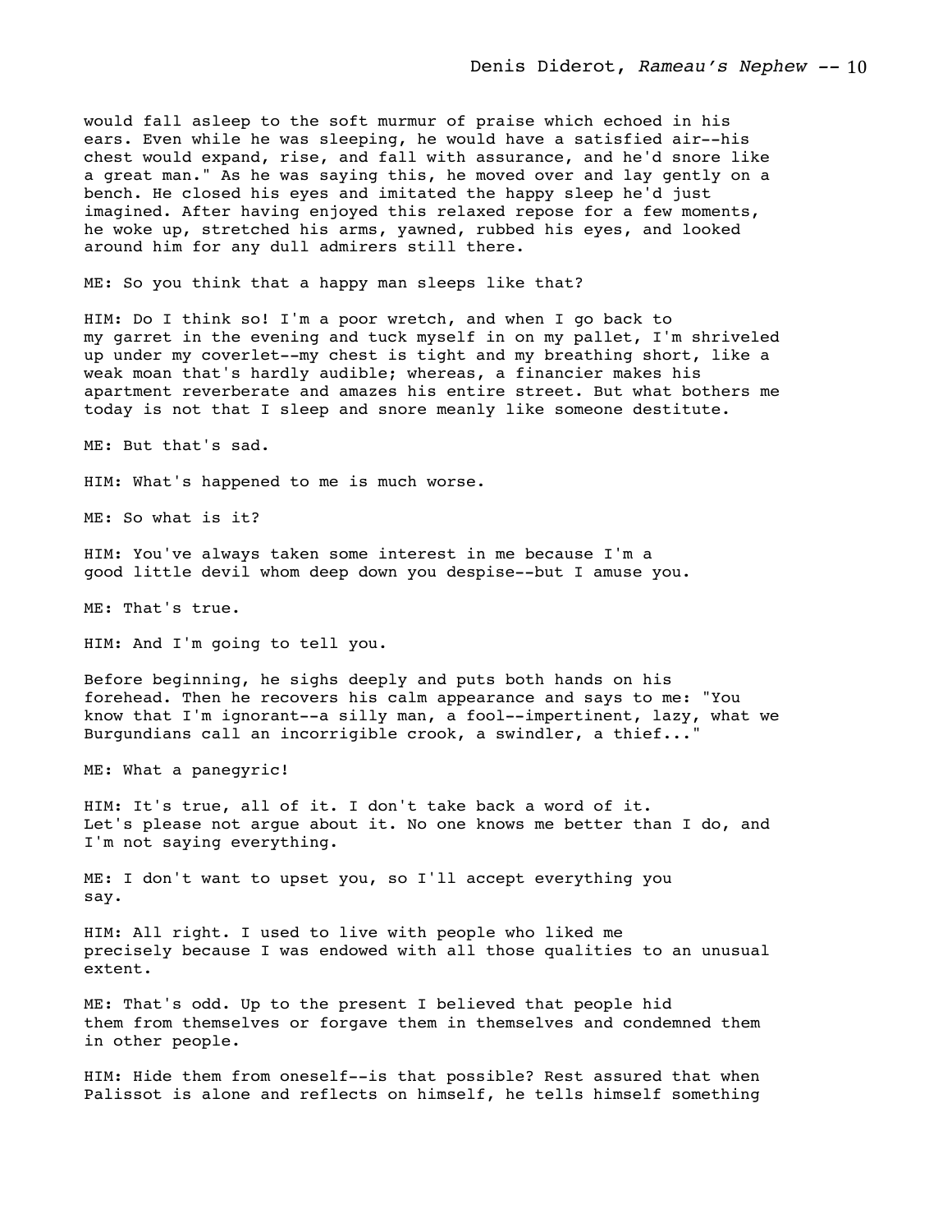would fall asleep to the soft murmur of praise which echoed in his ears. Even while he was sleeping, he would have a satisfied air--his chest would expand, rise, and fall with assurance, and he'd snore like a great man." As he was saying this, he moved over and lay gently on a bench. He closed his eyes and imitated the happy sleep he'd just imagined. After having enjoyed this relaxed repose for a few moments, he woke up, stretched his arms, yawned, rubbed his eyes, and looked around him for any dull admirers still there.

ME: So you think that a happy man sleeps like that?

HIM: Do I think so! I'm a poor wretch, and when I go back to my garret in the evening and tuck myself in on my pallet, I'm shriveled up under my coverlet--my chest is tight and my breathing short, like a weak moan that's hardly audible; whereas, a financier makes his apartment reverberate and amazes his entire street. But what bothers me today is not that I sleep and snore meanly like someone destitute.

ME: But that's sad.

HIM: What's happened to me is much worse.

ME: So what is it?

HIM: You've always taken some interest in me because I'm a good little devil whom deep down you despise--but I amuse you.

ME: That's true.

HIM: And I'm going to tell you.

Before beginning, he sighs deeply and puts both hands on his forehead. Then he recovers his calm appearance and says to me: "You know that I'm ignorant--a silly man, a fool--impertinent, lazy, what we Burgundians call an incorrigible crook, a swindler, a thief..."

ME: What a panegyric!

HIM: It's true, all of it. I don't take back a word of it. Let's please not argue about it. No one knows me better than I do, and I'm not saying everything.

ME: I don't want to upset you, so I'll accept everything you say.

HIM: All right. I used to live with people who liked me precisely because I was endowed with all those qualities to an unusual extent.

ME: That's odd. Up to the present I believed that people hid them from themselves or forgave them in themselves and condemned them in other people.

HIM: Hide them from oneself--is that possible? Rest assured that when Palissot is alone and reflects on himself, he tells himself something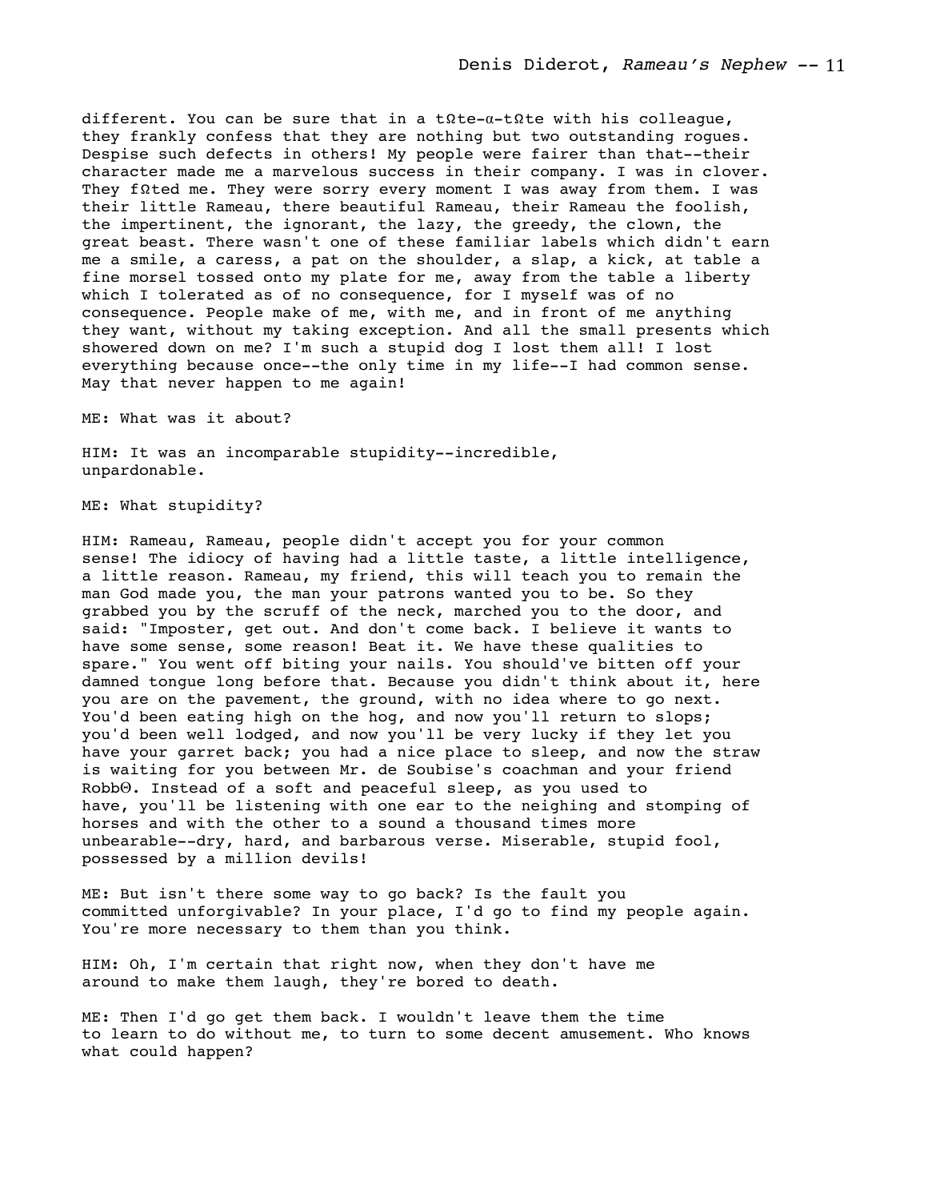different. You can be sure that in a tΩte-α-tΩte with his colleague, they frankly confess that they are nothing but two outstanding rogues. Despise such defects in others! My people were fairer than that--their character made me a marvelous success in their company. I was in clover. They fΩted me. They were sorry every moment I was away from them. I was their little Rameau, there beautiful Rameau, their Rameau the foolish, the impertinent, the ignorant, the lazy, the greedy, the clown, the great beast. There wasn't one of these familiar labels which didn't earn me a smile, a caress, a pat on the shoulder, a slap, a kick, at table a fine morsel tossed onto my plate for me, away from the table a liberty which I tolerated as of no consequence, for I myself was of no consequence. People make of me, with me, and in front of me anything they want, without my taking exception. And all the small presents which showered down on me? I'm such a stupid dog I lost them all! I lost everything because once--the only time in my life--I had common sense. May that never happen to me again!

ME: What was it about?

HIM: It was an incomparable stupidity--incredible, unpardonable.

ME: What stupidity?

HIM: Rameau, Rameau, people didn't accept you for your common sense! The idiocy of having had a little taste, a little intelligence, a little reason. Rameau, my friend, this will teach you to remain the man God made you, the man your patrons wanted you to be. So they grabbed you by the scruff of the neck, marched you to the door, and said: "Imposter, get out. And don't come back. I believe it wants to have some sense, some reason! Beat it. We have these qualities to spare." You went off biting your nails. You should've bitten off your damned tongue long before that. Because you didn't think about it, here you are on the pavement, the ground, with no idea where to go next. You'd been eating high on the hog, and now you'll return to slops; you'd been well lodged, and now you'll be very lucky if they let you have your garret back; you had a nice place to sleep, and now the straw is waiting for you between Mr. de Soubise's coachman and your friend RobbΘ. Instead of a soft and peaceful sleep, as you used to have, you'll be listening with one ear to the neighing and stomping of horses and with the other to a sound a thousand times more unbearable--dry, hard, and barbarous verse. Miserable, stupid fool, possessed by a million devils!

ME: But isn't there some way to go back? Is the fault you committed unforgivable? In your place, I'd go to find my people again. You're more necessary to them than you think.

HIM: Oh, I'm certain that right now, when they don't have me around to make them laugh, they're bored to death.

ME: Then I'd go get them back. I wouldn't leave them the time to learn to do without me, to turn to some decent amusement. Who knows what could happen?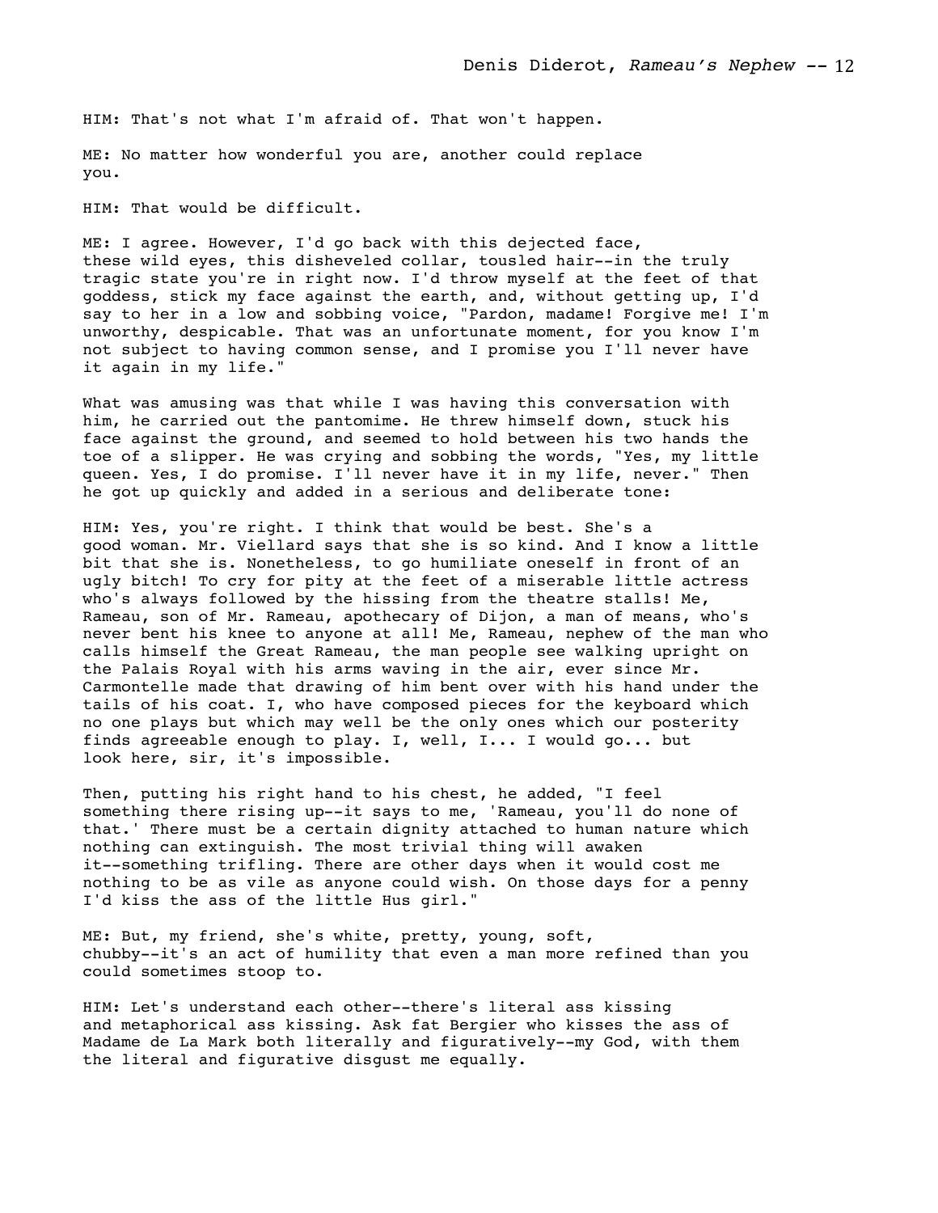HIM: That's not what I'm afraid of. That won't happen.

ME: No matter how wonderful you are, another could replace you.

HIM: That would be difficult.

ME: I agree. However, I'd go back with this dejected face, these wild eyes, this disheveled collar, tousled hair--in the truly tragic state you're in right now. I'd throw myself at the feet of that goddess, stick my face against the earth, and, without getting up, I'd say to her in a low and sobbing voice, "Pardon, madame! Forgive me! I'm unworthy, despicable. That was an unfortunate moment, for you know I'm not subject to having common sense, and I promise you I'll never have it again in my life."

What was amusing was that while I was having this conversation with him, he carried out the pantomime. He threw himself down, stuck his face against the ground, and seemed to hold between his two hands the toe of a slipper. He was crying and sobbing the words, "Yes, my little queen. Yes, I do promise. I'll never have it in my life, never." Then he got up quickly and added in a serious and deliberate tone:

HIM: Yes, you're right. I think that would be best. She's a good woman. Mr. Viellard says that she is so kind. And I know a little bit that she is. Nonetheless, to go humiliate oneself in front of an ugly bitch! To cry for pity at the feet of a miserable little actress who's always followed by the hissing from the theatre stalls! Me, Rameau, son of Mr. Rameau, apothecary of Dijon, a man of means, who's never bent his knee to anyone at all! Me, Rameau, nephew of the man who calls himself the Great Rameau, the man people see walking upright on the Palais Royal with his arms waving in the air, ever since Mr. Carmontelle made that drawing of him bent over with his hand under the tails of his coat. I, who have composed pieces for the keyboard which no one plays but which may well be the only ones which our posterity finds agreeable enough to play. I, well, I... I would go... but look here, sir, it's impossible.

Then, putting his right hand to his chest, he added, "I feel something there rising up--it says to me, 'Rameau, you'll do none of that.' There must be a certain dignity attached to human nature which nothing can extinguish. The most trivial thing will awaken it--something trifling. There are other days when it would cost me nothing to be as vile as anyone could wish. On those days for a penny I'd kiss the ass of the little Hus girl."

ME: But, my friend, she's white, pretty, young, soft, chubby--it's an act of humility that even a man more refined than you could sometimes stoop to.

HIM: Let's understand each other--there's literal ass kissing and metaphorical ass kissing. Ask fat Bergier who kisses the ass of Madame de La Mark both literally and figuratively--my God, with them the literal and figurative disgust me equally.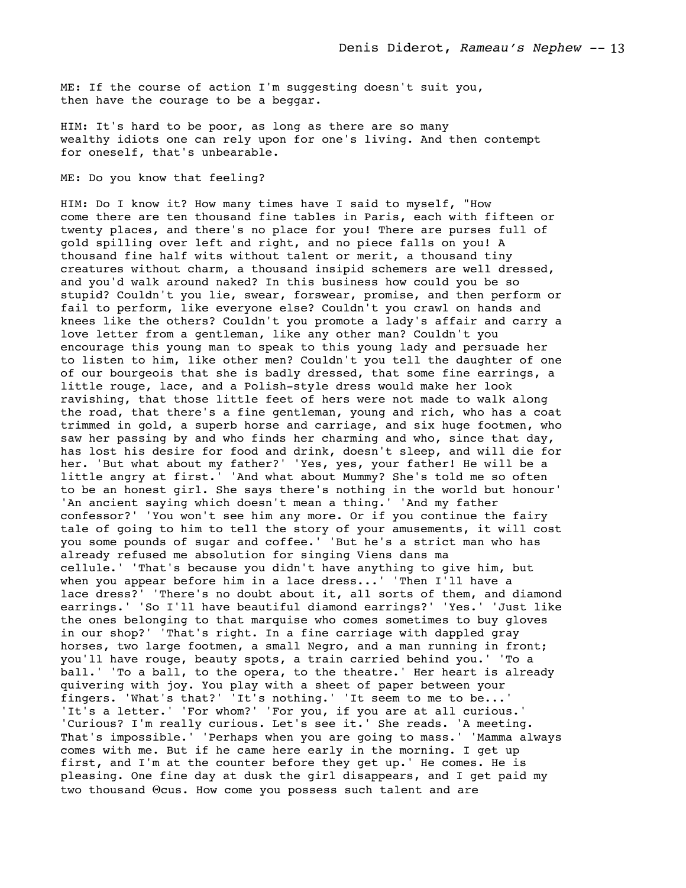ME: If the course of action I'm suggesting doesn't suit you, then have the courage to be a beggar.

HIM: It's hard to be poor, as long as there are so many wealthy idiots one can rely upon for one's living. And then contempt for oneself, that's unbearable.

ME: Do you know that feeling?

HIM: Do I know it? How many times have I said to myself, "How come there are ten thousand fine tables in Paris, each with fifteen or twenty places, and there's no place for you! There are purses full of gold spilling over left and right, and no piece falls on you! A thousand fine half wits without talent or merit, a thousand tiny creatures without charm, a thousand insipid schemers are well dressed, and you'd walk around naked? In this business how could you be so stupid? Couldn't you lie, swear, forswear, promise, and then perform or fail to perform, like everyone else? Couldn't you crawl on hands and knees like the others? Couldn't you promote a lady's affair and carry a love letter from a gentleman, like any other man? Couldn't you encourage this young man to speak to this young lady and persuade her to listen to him, like other men? Couldn't you tell the daughter of one of our bourgeois that she is badly dressed, that some fine earrings, a little rouge, lace, and a Polish-style dress would make her look ravishing, that those little feet of hers were not made to walk along the road, that there's a fine gentleman, young and rich, who has a coat trimmed in gold, a superb horse and carriage, and six huge footmen, who saw her passing by and who finds her charming and who, since that day, has lost his desire for food and drink, doesn't sleep, and will die for her. 'But what about my father?' 'Yes, yes, your father! He will be a little angry at first.' 'And what about Mummy? She's told me so often to be an honest girl. She says there's nothing in the world but honour' 'An ancient saying which doesn't mean a thing.' 'And my father confessor?' 'You won't see him any more. Or if you continue the fairy tale of going to him to tell the story of your amusements, it will cost you some pounds of sugar and coffee.' 'But he's a strict man who has already refused me absolution for singing Viens dans ma cellule.' 'That's because you didn't have anything to give him, but when you appear before him in a lace dress...' 'Then I'll have a lace dress?' 'There's no doubt about it, all sorts of them, and diamond earrings.' 'So I'll have beautiful diamond earrings?' 'Yes.' 'Just like the ones belonging to that marquise who comes sometimes to buy gloves in our shop?' 'That's right. In a fine carriage with dappled gray horses, two large footmen, a small Negro, and a man running in front; you'll have rouge, beauty spots, a train carried behind you.' 'To a ball.' 'To a ball, to the opera, to the theatre.' Her heart is already quivering with joy. You play with a sheet of paper between your fingers. 'What's that?' 'It's nothing.' 'It seem to me to be...' 'It's a letter.' 'For whom?' 'For you, if you are at all curious.' 'Curious? I'm really curious. Let's see it.' She reads. 'A meeting. That's impossible.' 'Perhaps when you are going to mass.' 'Mamma always comes with me. But if he came here early in the morning. I get up first, and I'm at the counter before they get up.' He comes. He is pleasing. One fine day at dusk the girl disappears, and I get paid my two thousand Θcus. How come you possess such talent and are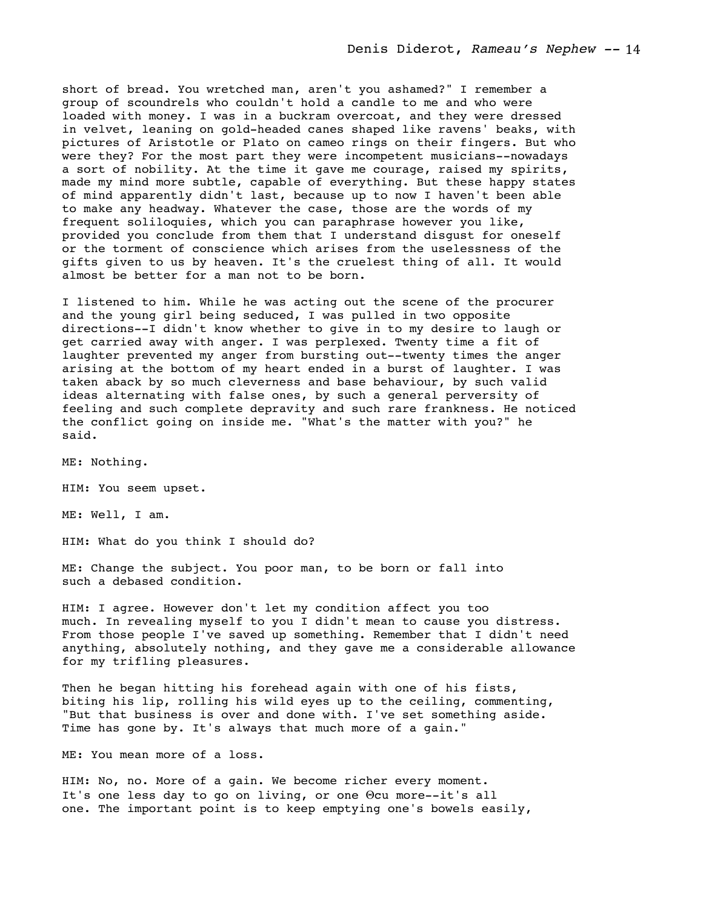short of bread. You wretched man, aren't you ashamed?" I remember a group of scoundrels who couldn't hold a candle to me and who were loaded with money. I was in a buckram overcoat, and they were dressed in velvet, leaning on gold-headed canes shaped like ravens' beaks, with pictures of Aristotle or Plato on cameo rings on their fingers. But who were they? For the most part they were incompetent musicians--nowadays a sort of nobility. At the time it gave me courage, raised my spirits, made my mind more subtle, capable of everything. But these happy states of mind apparently didn't last, because up to now I haven't been able to make any headway. Whatever the case, those are the words of my frequent soliloquies, which you can paraphrase however you like, provided you conclude from them that I understand disgust for oneself or the torment of conscience which arises from the uselessness of the gifts given to us by heaven. It's the cruelest thing of all. It would almost be better for a man not to be born.

I listened to him. While he was acting out the scene of the procurer and the young girl being seduced, I was pulled in two opposite directions--I didn't know whether to give in to my desire to laugh or get carried away with anger. I was perplexed. Twenty time a fit of laughter prevented my anger from bursting out--twenty times the anger arising at the bottom of my heart ended in a burst of laughter. I was taken aback by so much cleverness and base behaviour, by such valid ideas alternating with false ones, by such a general perversity of feeling and such complete depravity and such rare frankness. He noticed the conflict going on inside me. "What's the matter with you?" he said.

ME: Nothing.

HIM: You seem upset.

ME: Well, I am.

HIM: What do you think I should do?

ME: Change the subject. You poor man, to be born or fall into such a debased condition.

HIM: I agree. However don't let my condition affect you too much. In revealing myself to you I didn't mean to cause you distress. From those people I've saved up something. Remember that I didn't need anything, absolutely nothing, and they gave me a considerable allowance for my trifling pleasures.

Then he began hitting his forehead again with one of his fists, biting his lip, rolling his wild eyes up to the ceiling, commenting, "But that business is over and done with. I've set something aside. Time has gone by. It's always that much more of a gain."

ME: You mean more of a loss.

HIM: No, no. More of a gain. We become richer every moment. It's one less day to go on living, or one Θcu more--it's all one. The important point is to keep emptying one's bowels easily,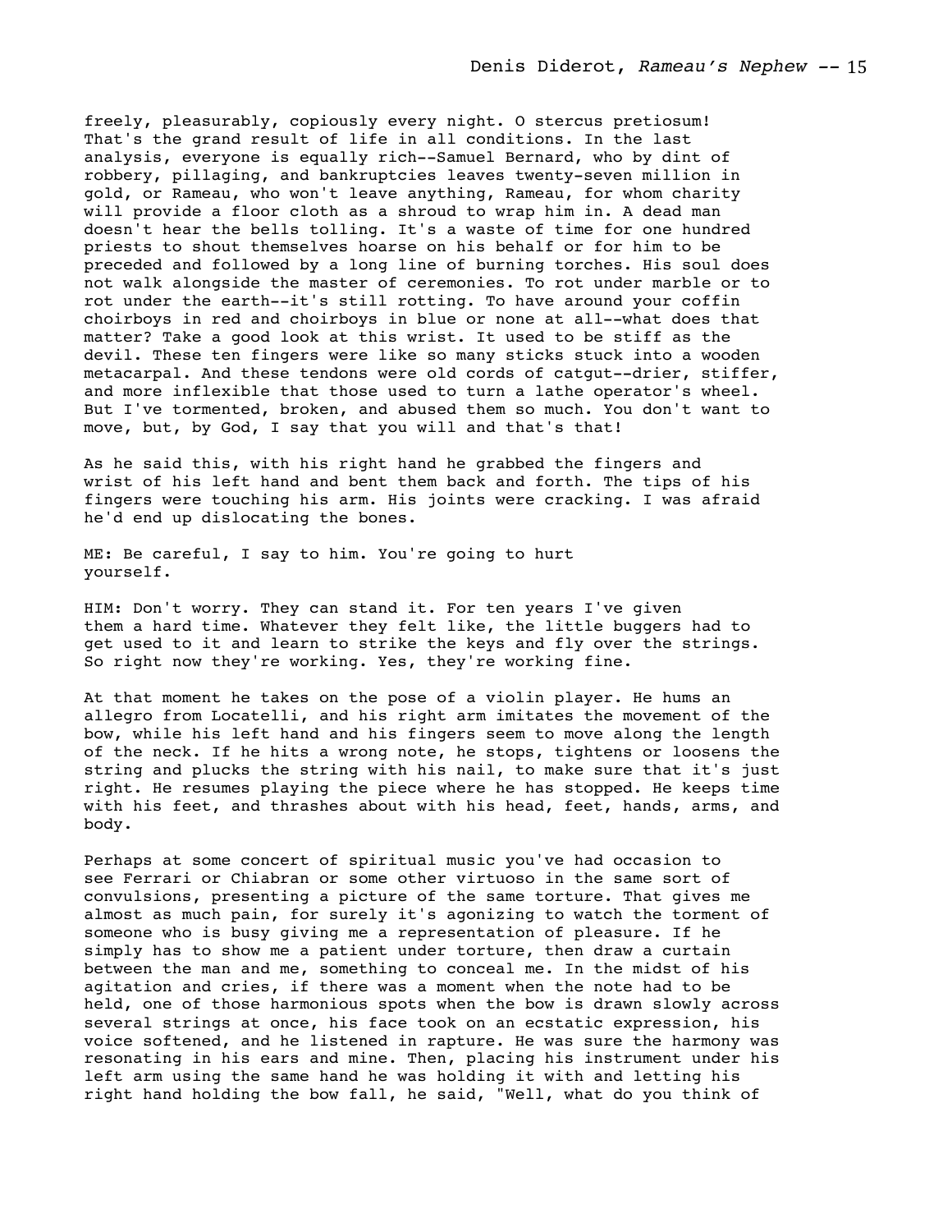freely, pleasurably, copiously every night. O stercus pretiosum! That's the grand result of life in all conditions. In the last analysis, everyone is equally rich--Samuel Bernard, who by dint of robbery, pillaging, and bankruptcies leaves twenty-seven million in gold, or Rameau, who won't leave anything, Rameau, for whom charity will provide a floor cloth as a shroud to wrap him in. A dead man doesn't hear the bells tolling. It's a waste of time for one hundred priests to shout themselves hoarse on his behalf or for him to be preceded and followed by a long line of burning torches. His soul does not walk alongside the master of ceremonies. To rot under marble or to rot under the earth--it's still rotting. To have around your coffin choirboys in red and choirboys in blue or none at all--what does that matter? Take a good look at this wrist. It used to be stiff as the devil. These ten fingers were like so many sticks stuck into a wooden metacarpal. And these tendons were old cords of catgut--drier, stiffer, and more inflexible that those used to turn a lathe operator's wheel. But I've tormented, broken, and abused them so much. You don't want to move, but, by God, I say that you will and that's that!

As he said this, with his right hand he grabbed the fingers and wrist of his left hand and bent them back and forth. The tips of his fingers were touching his arm. His joints were cracking. I was afraid he'd end up dislocating the bones.

ME: Be careful, I say to him. You're going to hurt yourself.

HIM: Don't worry. They can stand it. For ten years I've given them a hard time. Whatever they felt like, the little buggers had to get used to it and learn to strike the keys and fly over the strings. So right now they're working. Yes, they're working fine.

At that moment he takes on the pose of a violin player. He hums an allegro from Locatelli, and his right arm imitates the movement of the bow, while his left hand and his fingers seem to move along the length of the neck. If he hits a wrong note, he stops, tightens or loosens the string and plucks the string with his nail, to make sure that it's just right. He resumes playing the piece where he has stopped. He keeps time with his feet, and thrashes about with his head, feet, hands, arms, and body.

Perhaps at some concert of spiritual music you've had occasion to see Ferrari or Chiabran or some other virtuoso in the same sort of convulsions, presenting a picture of the same torture. That gives me almost as much pain, for surely it's agonizing to watch the torment of someone who is busy giving me a representation of pleasure. If he simply has to show me a patient under torture, then draw a curtain between the man and me, something to conceal me. In the midst of his agitation and cries, if there was a moment when the note had to be held, one of those harmonious spots when the bow is drawn slowly across several strings at once, his face took on an ecstatic expression, his voice softened, and he listened in rapture. He was sure the harmony was resonating in his ears and mine. Then, placing his instrument under his left arm using the same hand he was holding it with and letting his right hand holding the bow fall, he said, "Well, what do you think of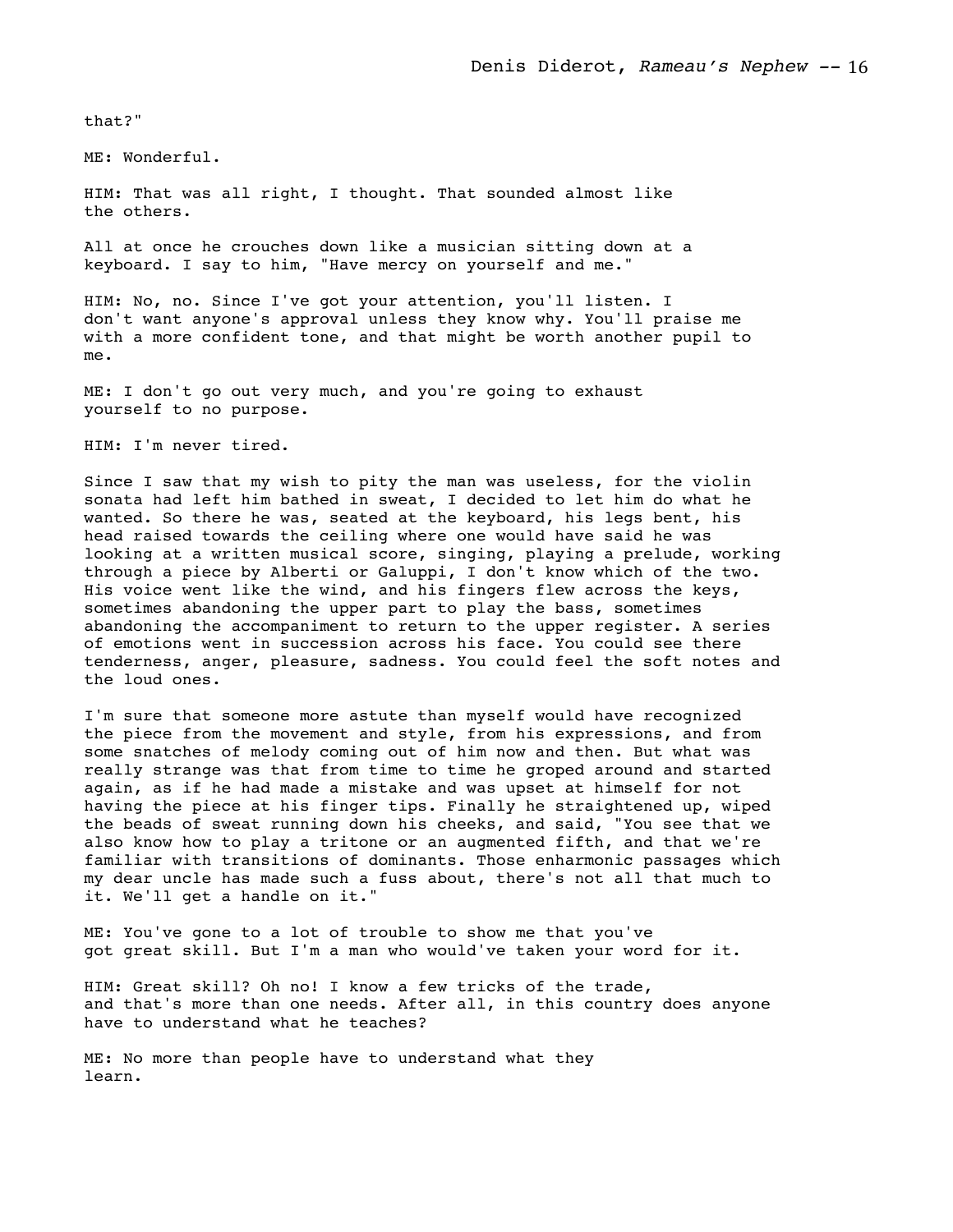that?"

ME: Wonderful.

HIM: That was all right, I thought. That sounded almost like the others.

All at once he crouches down like a musician sitting down at a keyboard. I say to him, "Have mercy on yourself and me."

HIM: No, no. Since I've got your attention, you'll listen. I don't want anyone's approval unless they know why. You'll praise me with a more confident tone, and that might be worth another pupil to me.

ME: I don't go out very much, and you're going to exhaust yourself to no purpose.

HIM: I'm never tired.

Since I saw that my wish to pity the man was useless, for the violin sonata had left him bathed in sweat, I decided to let him do what he wanted. So there he was, seated at the keyboard, his legs bent, his head raised towards the ceiling where one would have said he was looking at a written musical score, singing, playing a prelude, working through a piece by Alberti or Galuppi, I don't know which of the two. His voice went like the wind, and his fingers flew across the keys, sometimes abandoning the upper part to play the bass, sometimes abandoning the accompaniment to return to the upper register. A series of emotions went in succession across his face. You could see there tenderness, anger, pleasure, sadness. You could feel the soft notes and the loud ones.

I'm sure that someone more astute than myself would have recognized the piece from the movement and style, from his expressions, and from some snatches of melody coming out of him now and then. But what was really strange was that from time to time he groped around and started again, as if he had made a mistake and was upset at himself for not having the piece at his finger tips. Finally he straightened up, wiped the beads of sweat running down his cheeks, and said, "You see that we also know how to play a tritone or an augmented fifth, and that we're familiar with transitions of dominants. Those enharmonic passages which my dear uncle has made such a fuss about, there's not all that much to it. We'll get a handle on it."

ME: You've gone to a lot of trouble to show me that you've got great skill. But I'm a man who would've taken your word for it.

HIM: Great skill? Oh no! I know a few tricks of the trade, and that's more than one needs. After all, in this country does anyone have to understand what he teaches?

ME: No more than people have to understand what they learn.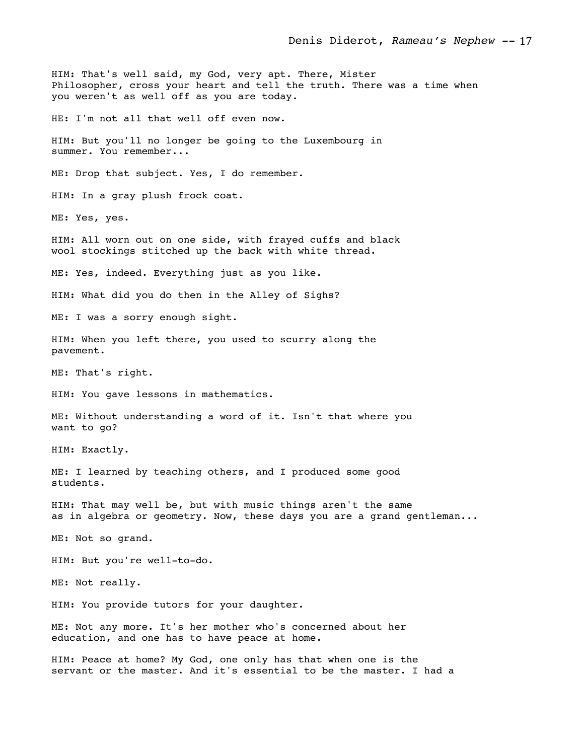HIM: That's well said, my God, very apt. There, Mister Philosopher, cross your heart and tell the truth. There was a time when you weren't as well off as you are today.

HE: I'm not all that well off even now.

HIM: But you'll no longer be going to the Luxembourg in summer. You remember...

ME: Drop that subject. Yes, I do remember.

HIM: In a gray plush frock coat.

ME: Yes, yes.

HIM: All worn out on one side, with frayed cuffs and black wool stockings stitched up the back with white thread.

ME: Yes, indeed. Everything just as you like.

HIM: What did you do then in the Alley of Sighs?

ME: I was a sorry enough sight.

HIM: When you left there, you used to scurry along the pavement.

ME: That's right.

HIM: You gave lessons in mathematics.

ME: Without understanding a word of it. Isn't that where you want to go?

HIM: Exactly.

ME: I learned by teaching others, and I produced some good students.

HIM: That may well be, but with music things aren't the same as in algebra or geometry. Now, these days you are a grand gentleman...

ME: Not so grand.

HIM: But you're well-to-do.

ME: Not really.

HIM: You provide tutors for your daughter.

ME: Not any more. It's her mother who's concerned about her education, and one has to have peace at home.

HIM: Peace at home? My God, one only has that when one is the servant or the master. And it's essential to be the master. I had a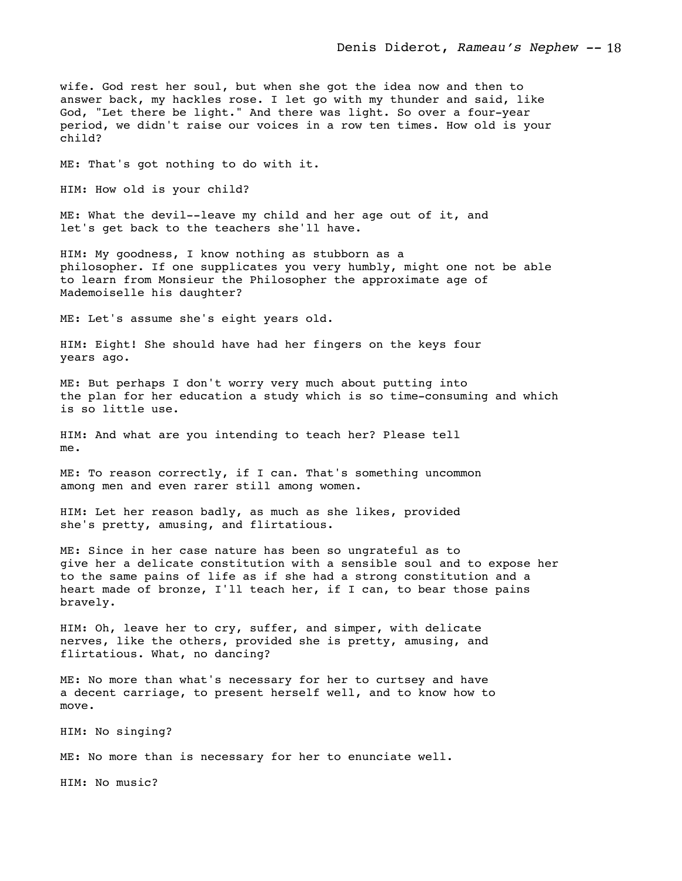wife. God rest her soul, but when she got the idea now and then to answer back, my hackles rose. I let go with my thunder and said, like God, "Let there be light." And there was light. So over a four-year period, we didn't raise our voices in a row ten times. How old is your child?

ME: That's got nothing to do with it.

HIM: How old is your child?

ME: What the devil--leave my child and her age out of it, and let's get back to the teachers she'll have.

HIM: My goodness, I know nothing as stubborn as a philosopher. If one supplicates you very humbly, might one not be able to learn from Monsieur the Philosopher the approximate age of Mademoiselle his daughter?

ME: Let's assume she's eight years old.

HIM: Eight! She should have had her fingers on the keys four years ago.

ME: But perhaps I don't worry very much about putting into the plan for her education a study which is so time-consuming and which is so little use.

HIM: And what are you intending to teach her? Please tell me.

ME: To reason correctly, if I can. That's something uncommon among men and even rarer still among women.

HIM: Let her reason badly, as much as she likes, provided she's pretty, amusing, and flirtatious.

ME: Since in her case nature has been so ungrateful as to give her a delicate constitution with a sensible soul and to expose her to the same pains of life as if she had a strong constitution and a heart made of bronze, I'll teach her, if I can, to bear those pains bravely.

HIM: Oh, leave her to cry, suffer, and simper, with delicate nerves, like the others, provided she is pretty, amusing, and flirtatious. What, no dancing?

ME: No more than what's necessary for her to curtsey and have a decent carriage, to present herself well, and to know how to move.

HIM: No singing?

ME: No more than is necessary for her to enunciate well.

HIM: No music?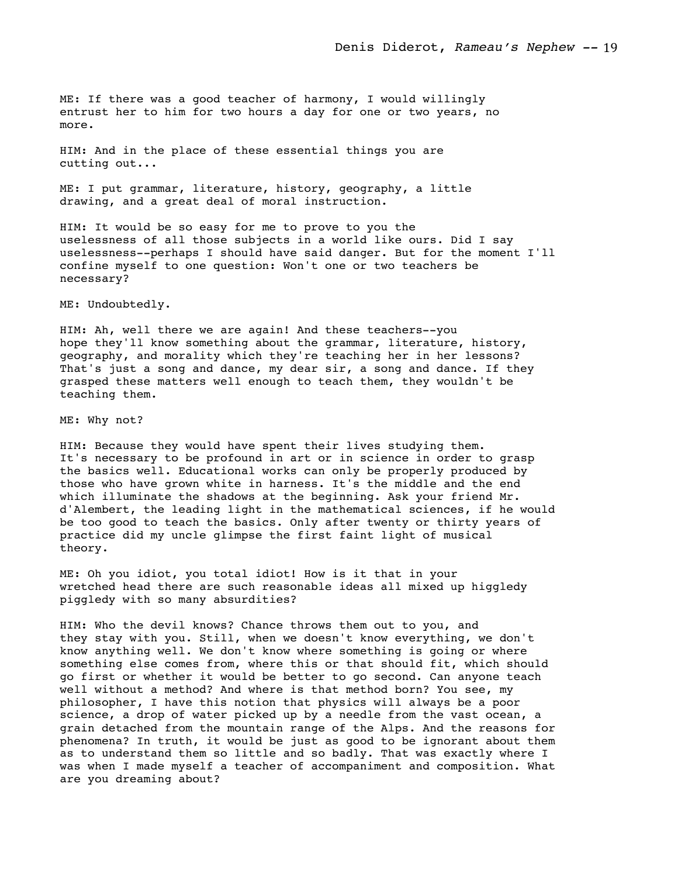ME: If there was a good teacher of harmony, I would willingly entrust her to him for two hours a day for one or two years, no more.

HIM: And in the place of these essential things you are cutting out...

ME: I put grammar, literature, history, geography, a little drawing, and a great deal of moral instruction.

HIM: It would be so easy for me to prove to you the uselessness of all those subjects in a world like ours. Did I say uselessness--perhaps I should have said danger. But for the moment I'll confine myself to one question: Won't one or two teachers be necessary?

ME: Undoubtedly.

HIM: Ah, well there we are again! And these teachers--you hope they'll know something about the grammar, literature, history, geography, and morality which they're teaching her in her lessons? That's just a song and dance, my dear sir, a song and dance. If they grasped these matters well enough to teach them, they wouldn't be teaching them.

ME: Why not?

HIM: Because they would have spent their lives studying them. It's necessary to be profound in art or in science in order to grasp the basics well. Educational works can only be properly produced by those who have grown white in harness. It's the middle and the end which illuminate the shadows at the beginning. Ask your friend Mr. d'Alembert, the leading light in the mathematical sciences, if he would be too good to teach the basics. Only after twenty or thirty years of practice did my uncle glimpse the first faint light of musical theory.

ME: Oh you idiot, you total idiot! How is it that in your wretched head there are such reasonable ideas all mixed up higgledy piggledy with so many absurdities?

HIM: Who the devil knows? Chance throws them out to you, and they stay with you. Still, when we doesn't know everything, we don't know anything well. We don't know where something is going or where something else comes from, where this or that should fit, which should go first or whether it would be better to go second. Can anyone teach well without a method? And where is that method born? You see, my philosopher, I have this notion that physics will always be a poor science, a drop of water picked up by a needle from the vast ocean, a grain detached from the mountain range of the Alps. And the reasons for phenomena? In truth, it would be just as good to be ignorant about them as to understand them so little and so badly. That was exactly where I was when I made myself a teacher of accompaniment and composition. What are you dreaming about?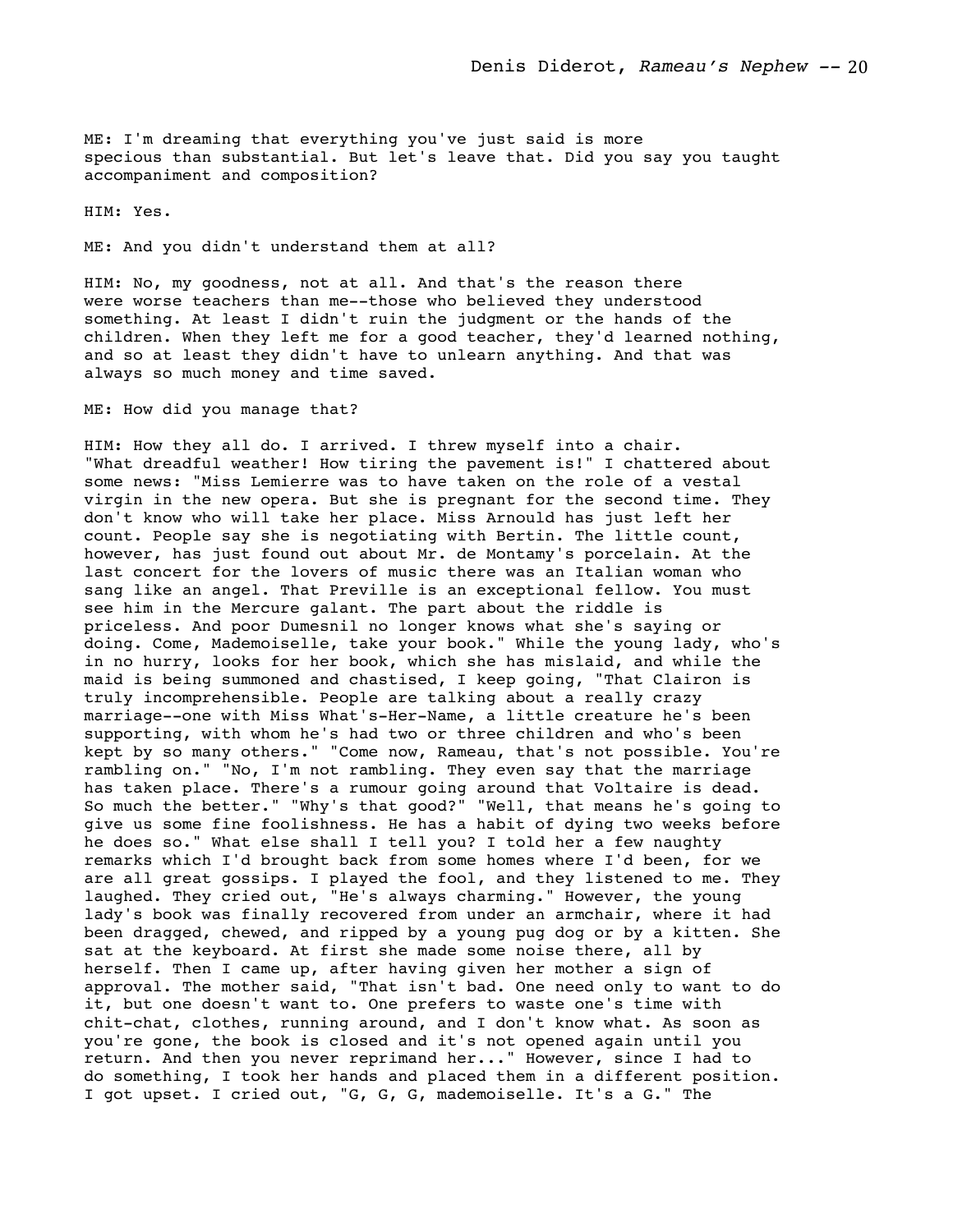ME: I'm dreaming that everything you've just said is more specious than substantial. But let's leave that. Did you say you taught accompaniment and composition?

HIM: Yes.

ME: And you didn't understand them at all?

HIM: No, my goodness, not at all. And that's the reason there were worse teachers than me--those who believed they understood something. At least I didn't ruin the judgment or the hands of the children. When they left me for a good teacher, they'd learned nothing, and so at least they didn't have to unlearn anything. And that was always so much money and time saved.

ME: How did you manage that?

HIM: How they all do. I arrived. I threw myself into a chair. "What dreadful weather! How tiring the pavement is!" I chattered about some news: "Miss Lemierre was to have taken on the role of a vestal virgin in the new opera. But she is pregnant for the second time. They don't know who will take her place. Miss Arnould has just left her count. People say she is negotiating with Bertin. The little count, however, has just found out about Mr. de Montamy's porcelain. At the last concert for the lovers of music there was an Italian woman who sang like an angel. That Preville is an exceptional fellow. You must see him in the Mercure galant. The part about the riddle is priceless. And poor Dumesnil no longer knows what she's saying or doing. Come, Mademoiselle, take your book." While the young lady, who's in no hurry, looks for her book, which she has mislaid, and while the maid is being summoned and chastised, I keep going, "That Clairon is truly incomprehensible. People are talking about a really crazy marriage--one with Miss What's-Her-Name, a little creature he's been supporting, with whom he's had two or three children and who's been kept by so many others." "Come now, Rameau, that's not possible. You're rambling on." "No, I'm not rambling. They even say that the marriage has taken place. There's a rumour going around that Voltaire is dead. So much the better." "Why's that good?" "Well, that means he's going to give us some fine foolishness. He has a habit of dying two weeks before he does so." What else shall I tell you? I told her a few naughty remarks which I'd brought back from some homes where I'd been, for we are all great gossips. I played the fool, and they listened to me. They laughed. They cried out, "He's always charming." However, the young lady's book was finally recovered from under an armchair, where it had been dragged, chewed, and ripped by a young pug dog or by a kitten. She sat at the keyboard. At first she made some noise there, all by herself. Then I came up, after having given her mother a sign of approval. The mother said, "That isn't bad. One need only to want to do it, but one doesn't want to. One prefers to waste one's time with chit-chat, clothes, running around, and I don't know what. As soon as you're gone, the book is closed and it's not opened again until you return. And then you never reprimand her..." However, since I had to do something, I took her hands and placed them in a different position. I got upset. I cried out, "G, G, G, mademoiselle. It's a G." The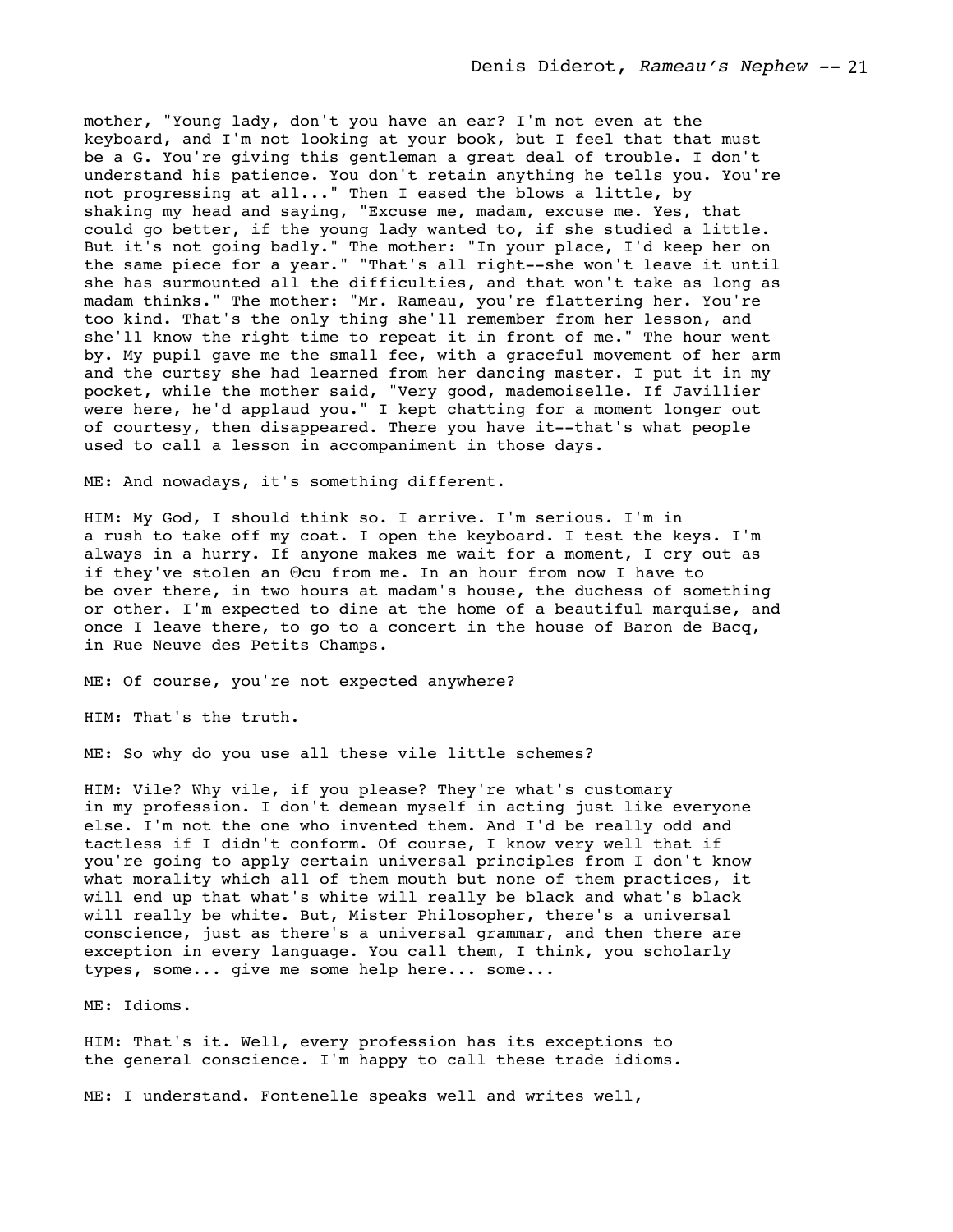mother, "Young lady, don't you have an ear? I'm not even at the keyboard, and I'm not looking at your book, but I feel that that must be a G. You're giving this gentleman a great deal of trouble. I don't understand his patience. You don't retain anything he tells you. You're not progressing at all..." Then I eased the blows a little, by shaking my head and saying, "Excuse me, madam, excuse me. Yes, that could go better, if the young lady wanted to, if she studied a little. But it's not going badly." The mother: "In your place, I'd keep her on the same piece for a year." "That's all right--she won't leave it until she has surmounted all the difficulties, and that won't take as long as madam thinks." The mother: "Mr. Rameau, you're flattering her. You're too kind. That's the only thing she'll remember from her lesson, and she'll know the right time to repeat it in front of me." The hour went by. My pupil gave me the small fee, with a graceful movement of her arm and the curtsy she had learned from her dancing master. I put it in my pocket, while the mother said, "Very good, mademoiselle. If Javillier were here, he'd applaud you." I kept chatting for a moment longer out of courtesy, then disappeared. There you have it--that's what people used to call a lesson in accompaniment in those days.

ME: And nowadays, it's something different.

HIM: My God, I should think so. I arrive. I'm serious. I'm in a rush to take off my coat. I open the keyboard. I test the keys. I'm always in a hurry. If anyone makes me wait for a moment, I cry out as if they've stolen an Θcu from me. In an hour from now I have to be over there, in two hours at madam's house, the duchess of something or other. I'm expected to dine at the home of a beautiful marquise, and once I leave there, to go to a concert in the house of Baron de Bacq, in Rue Neuve des Petits Champs.

ME: Of course, you're not expected anywhere?

HIM: That's the truth.

ME: So why do you use all these vile little schemes?

HIM: Vile? Why vile, if you please? They're what's customary in my profession. I don't demean myself in acting just like everyone else. I'm not the one who invented them. And I'd be really odd and tactless if I didn't conform. Of course, I know very well that if you're going to apply certain universal principles from I don't know what morality which all of them mouth but none of them practices, it will end up that what's white will really be black and what's black will really be white. But, Mister Philosopher, there's a universal conscience, just as there's a universal grammar, and then there are exception in every language. You call them, I think, you scholarly types, some... give me some help here... some...

ME: Idioms.

HIM: That's it. Well, every profession has its exceptions to the general conscience. I'm happy to call these trade idioms.

ME: I understand. Fontenelle speaks well and writes well,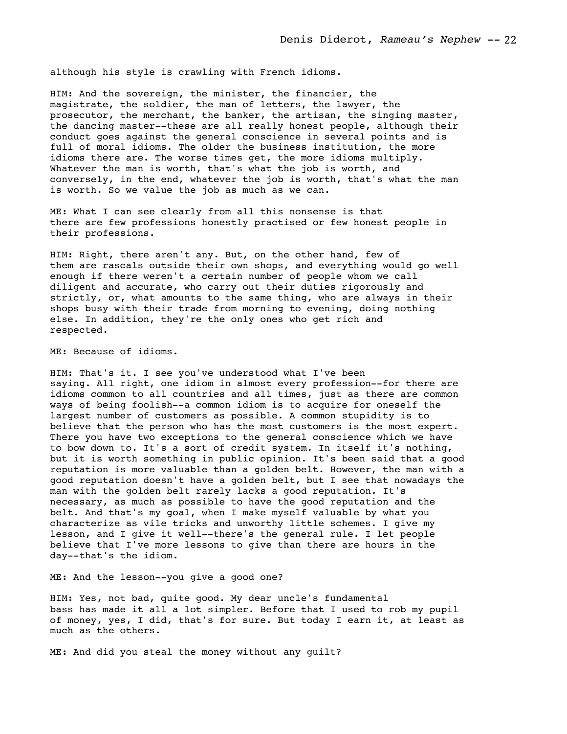although his style is crawling with French idioms.

HIM: And the sovereign, the minister, the financier, the magistrate, the soldier, the man of letters, the lawyer, the prosecutor, the merchant, the banker, the artisan, the singing master, the dancing master--these are all really honest people, although their conduct goes against the general conscience in several points and is full of moral idioms. The older the business institution, the more idioms there are. The worse times get, the more idioms multiply. Whatever the man is worth, that's what the job is worth, and conversely, in the end, whatever the job is worth, that's what the man is worth. So we value the job as much as we can.

ME: What I can see clearly from all this nonsense is that there are few professions honestly practised or few honest people in their professions.

HIM: Right, there aren't any. But, on the other hand, few of them are rascals outside their own shops, and everything would go well enough if there weren't a certain number of people whom we call diligent and accurate, who carry out their duties rigorously and strictly, or, what amounts to the same thing, who are always in their shops busy with their trade from morning to evening, doing nothing else. In addition, they're the only ones who get rich and respected.

ME: Because of idioms.

HIM: That's it. I see you've understood what I've been saying. All right, one idiom in almost every profession--for there are idioms common to all countries and all times, just as there are common ways of being foolish--a common idiom is to acquire for oneself the largest number of customers as possible. A common stupidity is to believe that the person who has the most customers is the most expert. There you have two exceptions to the general conscience which we have to bow down to. It's a sort of credit system. In itself it's nothing, but it is worth something in public opinion. It's been said that a good reputation is more valuable than a golden belt. However, the man with a good reputation doesn't have a golden belt, but I see that nowadays the man with the golden belt rarely lacks a good reputation. It's necessary, as much as possible to have the good reputation and the belt. And that's my goal, when I make myself valuable by what you characterize as vile tricks and unworthy little schemes. I give my lesson, and I give it well--there's the general rule. I let people believe that I've more lessons to give than there are hours in the day--that's the idiom.

ME: And the lesson--you give a good one?

HIM: Yes, not bad, quite good. My dear uncle's fundamental bass has made it all a lot simpler. Before that I used to rob my pupil of money, yes, I did, that's for sure. But today I earn it, at least as much as the others.

ME: And did you steal the money without any guilt?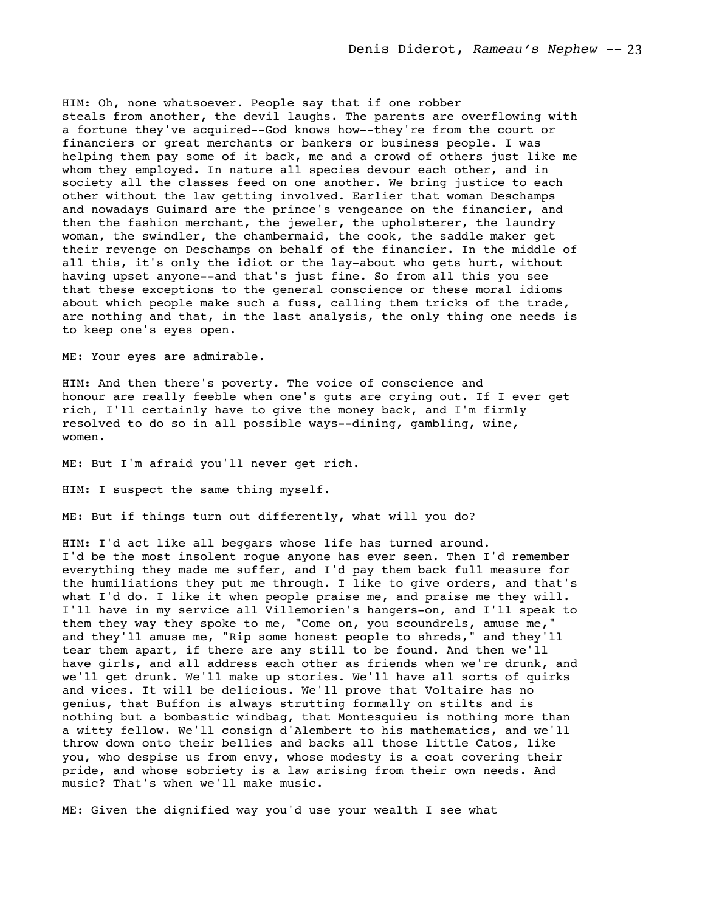HIM: Oh, none whatsoever. People say that if one robber steals from another, the devil laughs. The parents are overflowing with a fortune they've acquired--God knows how--they're from the court or financiers or great merchants or bankers or business people. I was helping them pay some of it back, me and a crowd of others just like me whom they employed. In nature all species devour each other, and in society all the classes feed on one another. We bring justice to each other without the law getting involved. Earlier that woman Deschamps and nowadays Guimard are the prince's vengeance on the financier, and then the fashion merchant, the jeweler, the upholsterer, the laundry woman, the swindler, the chambermaid, the cook, the saddle maker get their revenge on Deschamps on behalf of the financier. In the middle of all this, it's only the idiot or the lay-about who gets hurt, without having upset anyone--and that's just fine. So from all this you see that these exceptions to the general conscience or these moral idioms about which people make such a fuss, calling them tricks of the trade, are nothing and that, in the last analysis, the only thing one needs is to keep one's eyes open.

ME: Your eyes are admirable.

HIM: And then there's poverty. The voice of conscience and honour are really feeble when one's guts are crying out. If I ever get rich, I'll certainly have to give the money back, and I'm firmly resolved to do so in all possible ways--dining, gambling, wine, women.

ME: But I'm afraid you'll never get rich.

HIM: I suspect the same thing myself.

ME: But if things turn out differently, what will you do?

HIM: I'd act like all beggars whose life has turned around. I'd be the most insolent rogue anyone has ever seen. Then I'd remember everything they made me suffer, and I'd pay them back full measure for the humiliations they put me through. I like to give orders, and that's what I'd do. I like it when people praise me, and praise me they will. I'll have in my service all Villemorien's hangers-on, and I'll speak to them they way they spoke to me, "Come on, you scoundrels, amuse me," and they'll amuse me, "Rip some honest people to shreds," and they'll tear them apart, if there are any still to be found. And then we'll have girls, and all address each other as friends when we're drunk, and we'll get drunk. We'll make up stories. We'll have all sorts of quirks and vices. It will be delicious. We'll prove that Voltaire has no genius, that Buffon is always strutting formally on stilts and is nothing but a bombastic windbag, that Montesquieu is nothing more than a witty fellow. We'll consign d'Alembert to his mathematics, and we'll throw down onto their bellies and backs all those little Catos, like you, who despise us from envy, whose modesty is a coat covering their pride, and whose sobriety is a law arising from their own needs. And music? That's when we'll make music.

ME: Given the dignified way you'd use your wealth I see what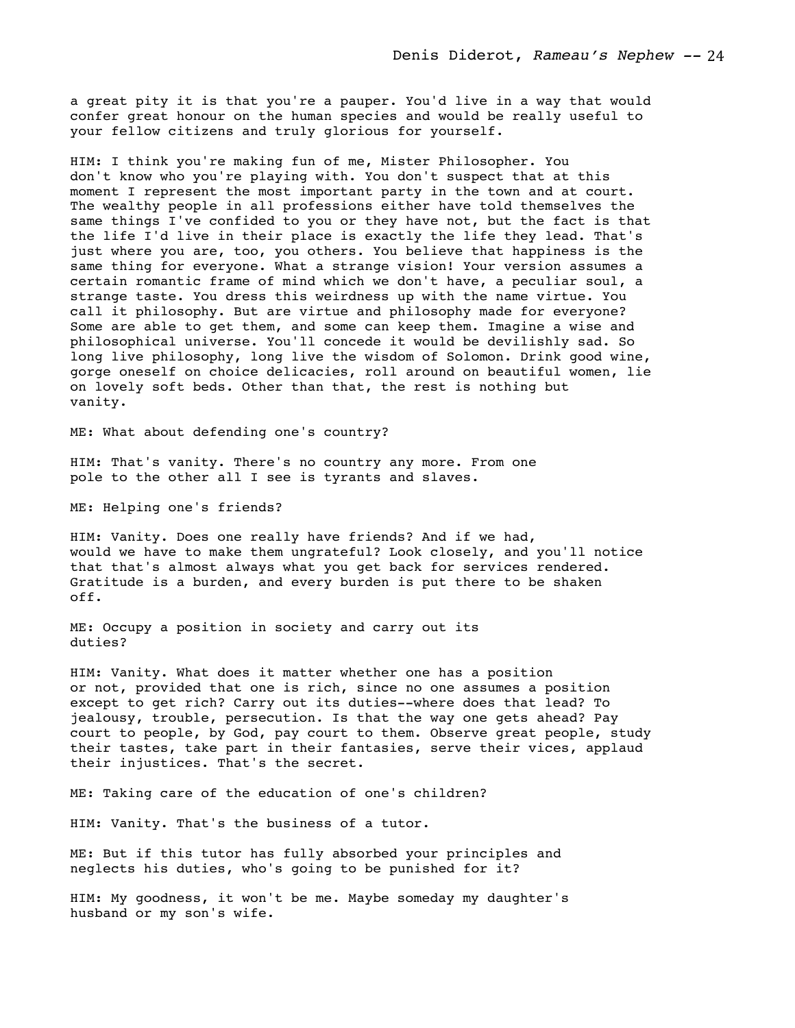a great pity it is that you're a pauper. You'd live in a way that would confer great honour on the human species and would be really useful to your fellow citizens and truly glorious for yourself.

HIM: I think you're making fun of me, Mister Philosopher. You don't know who you're playing with. You don't suspect that at this moment I represent the most important party in the town and at court. The wealthy people in all professions either have told themselves the same things I've confided to you or they have not, but the fact is that the life I'd live in their place is exactly the life they lead. That's just where you are, too, you others. You believe that happiness is the same thing for everyone. What a strange vision! Your version assumes a certain romantic frame of mind which we don't have, a peculiar soul, a strange taste. You dress this weirdness up with the name virtue. You call it philosophy. But are virtue and philosophy made for everyone? Some are able to get them, and some can keep them. Imagine a wise and philosophical universe. You'll concede it would be devilishly sad. So long live philosophy, long live the wisdom of Solomon. Drink good wine, gorge oneself on choice delicacies, roll around on beautiful women, lie on lovely soft beds. Other than that, the rest is nothing but vanity.

ME: What about defending one's country?

HIM: That's vanity. There's no country any more. From one pole to the other all I see is tyrants and slaves.

ME: Helping one's friends?

HIM: Vanity. Does one really have friends? And if we had, would we have to make them ungrateful? Look closely, and you'll notice that that's almost always what you get back for services rendered. Gratitude is a burden, and every burden is put there to be shaken off.

ME: Occupy a position in society and carry out its duties?

HIM: Vanity. What does it matter whether one has a position or not, provided that one is rich, since no one assumes a position except to get rich? Carry out its duties--where does that lead? To jealousy, trouble, persecution. Is that the way one gets ahead? Pay court to people, by God, pay court to them. Observe great people, study their tastes, take part in their fantasies, serve their vices, applaud their injustices. That's the secret.

ME: Taking care of the education of one's children?

HIM: Vanity. That's the business of a tutor.

ME: But if this tutor has fully absorbed your principles and neglects his duties, who's going to be punished for it?

HIM: My goodness, it won't be me. Maybe someday my daughter's husband or my son's wife.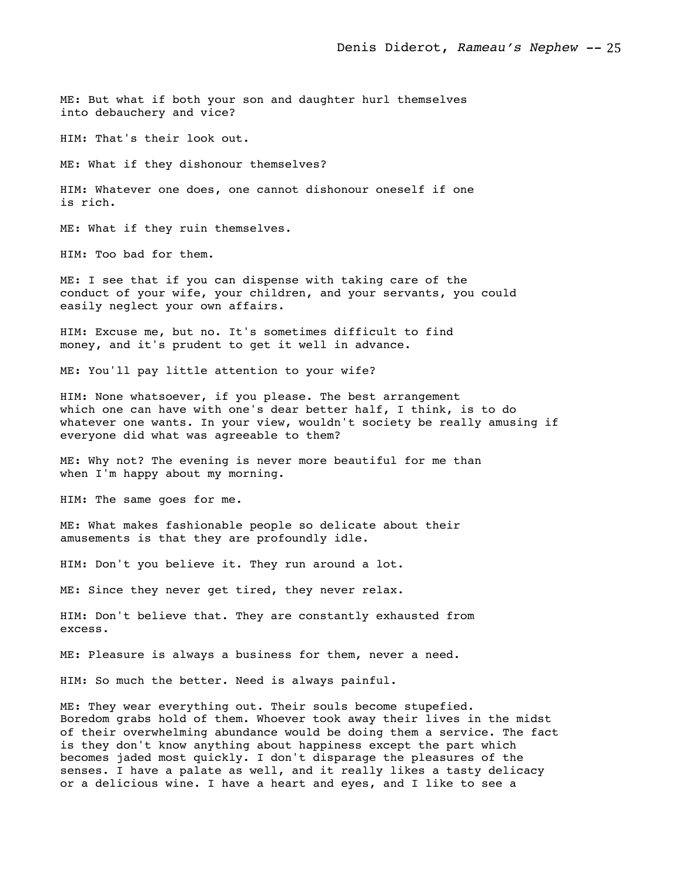ME: But what if both your son and daughter hurl themselves into debauchery and vice?

HIM: That's their look out.

ME: What if they dishonour themselves?

HIM: Whatever one does, one cannot dishonour oneself if one is rich.

ME: What if they ruin themselves.

HIM: Too bad for them.

ME: I see that if you can dispense with taking care of the conduct of your wife, your children, and your servants, you could easily neglect your own affairs.

HIM: Excuse me, but no. It's sometimes difficult to find money, and it's prudent to get it well in advance.

ME: You'll pay little attention to your wife?

HIM: None whatsoever, if you please. The best arrangement which one can have with one's dear better half, I think, is to do whatever one wants. In your view, wouldn't society be really amusing if everyone did what was agreeable to them?

ME: Why not? The evening is never more beautiful for me than when I'm happy about my morning.

HIM: The same goes for me.

ME: What makes fashionable people so delicate about their amusements is that they are profoundly idle.

HIM: Don't you believe it. They run around a lot.

ME: Since they never get tired, they never relax.

HIM: Don't believe that. They are constantly exhausted from excess.

ME: Pleasure is always a business for them, never a need.

HIM: So much the better. Need is always painful.

ME: They wear everything out. Their souls become stupefied. Boredom grabs hold of them. Whoever took away their lives in the midst of their overwhelming abundance would be doing them a service. The fact is they don't know anything about happiness except the part which becomes jaded most quickly. I don't disparage the pleasures of the senses. I have a palate as well, and it really likes a tasty delicacy or a delicious wine. I have a heart and eyes, and I like to see a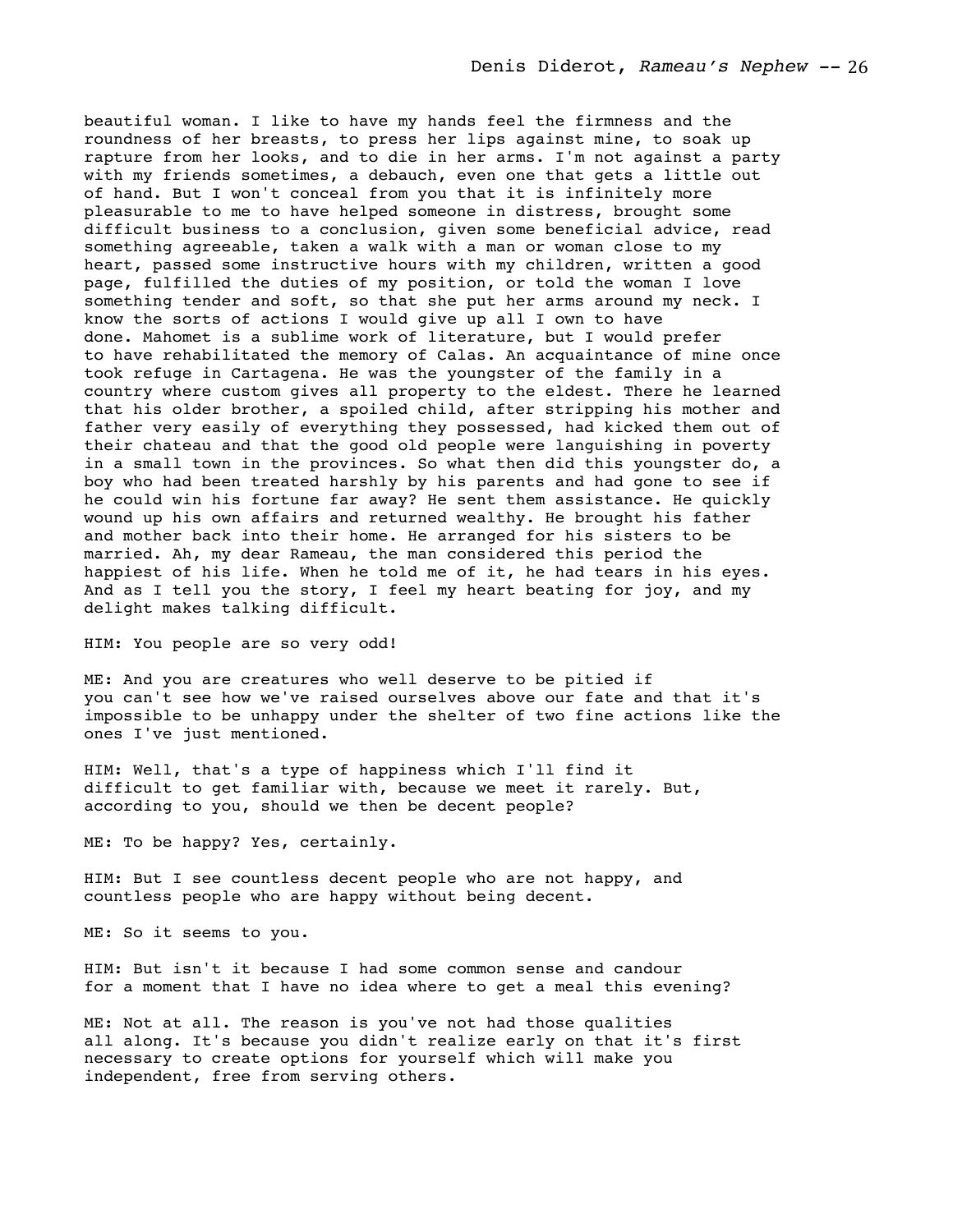beautiful woman. I like to have my hands feel the firmness and the roundness of her breasts, to press her lips against mine, to soak up rapture from her looks, and to die in her arms. I'm not against a party with my friends sometimes, a debauch, even one that gets a little out of hand. But I won't conceal from you that it is infinitely more pleasurable to me to have helped someone in distress, brought some difficult business to a conclusion, given some beneficial advice, read something agreeable, taken a walk with a man or woman close to my heart, passed some instructive hours with my children, written a good page, fulfilled the duties of my position, or told the woman I love something tender and soft, so that she put her arms around my neck. I know the sorts of actions I would give up all I own to have done. Mahomet is a sublime work of literature, but I would prefer to have rehabilitated the memory of Calas. An acquaintance of mine once took refuge in Cartagena. He was the youngster of the family in a country where custom gives all property to the eldest. There he learned that his older brother, a spoiled child, after stripping his mother and father very easily of everything they possessed, had kicked them out of their chateau and that the good old people were languishing in poverty in a small town in the provinces. So what then did this youngster do, a boy who had been treated harshly by his parents and had gone to see if he could win his fortune far away? He sent them assistance. He quickly wound up his own affairs and returned wealthy. He brought his father and mother back into their home. He arranged for his sisters to be married. Ah, my dear Rameau, the man considered this period the happiest of his life. When he told me of it, he had tears in his eyes. And as I tell you the story, I feel my heart beating for joy, and my delight makes talking difficult.

HIM: You people are so very odd!

ME: And you are creatures who well deserve to be pitied if you can't see how we've raised ourselves above our fate and that it's impossible to be unhappy under the shelter of two fine actions like the ones I've just mentioned.

HIM: Well, that's a type of happiness which I'll find it difficult to get familiar with, because we meet it rarely. But, according to you, should we then be decent people?

ME: To be happy? Yes, certainly.

HIM: But I see countless decent people who are not happy, and countless people who are happy without being decent.

ME: So it seems to you.

HIM: But isn't it because I had some common sense and candour for a moment that I have no idea where to get a meal this evening?

ME: Not at all. The reason is you've not had those qualities all along. It's because you didn't realize early on that it's first necessary to create options for yourself which will make you independent, free from serving others.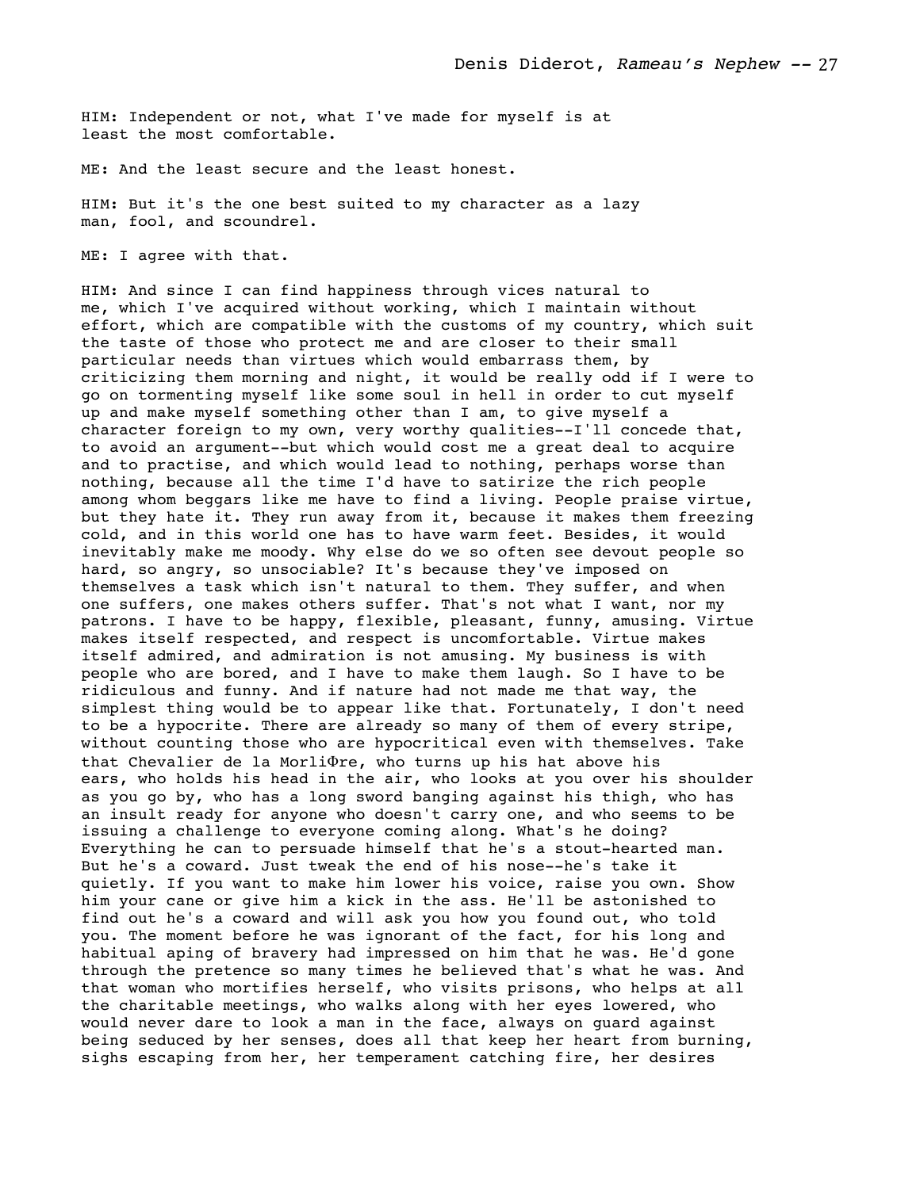HIM: Independent or not, what I've made for myself is at least the most comfortable.

ME: And the least secure and the least honest.

HIM: But it's the one best suited to my character as a lazy man, fool, and scoundrel.

ME: I agree with that.

HIM: And since I can find happiness through vices natural to me, which I've acquired without working, which I maintain without effort, which are compatible with the customs of my country, which suit the taste of those who protect me and are closer to their small particular needs than virtues which would embarrass them, by criticizing them morning and night, it would be really odd if I were to go on tormenting myself like some soul in hell in order to cut myself up and make myself something other than I am, to give myself a character foreign to my own, very worthy qualities--I'll concede that, to avoid an argument--but which would cost me a great deal to acquire and to practise, and which would lead to nothing, perhaps worse than nothing, because all the time I'd have to satirize the rich people among whom beggars like me have to find a living. People praise virtue, but they hate it. They run away from it, because it makes them freezing cold, and in this world one has to have warm feet. Besides, it would inevitably make me moody. Why else do we so often see devout people so hard, so angry, so unsociable? It's because they've imposed on themselves a task which isn't natural to them. They suffer, and when one suffers, one makes others suffer. That's not what I want, nor my patrons. I have to be happy, flexible, pleasant, funny, amusing. Virtue makes itself respected, and respect is uncomfortable. Virtue makes itself admired, and admiration is not amusing. My business is with people who are bored, and I have to make them laugh. So I have to be ridiculous and funny. And if nature had not made me that way, the simplest thing would be to appear like that. Fortunately, I don't need to be a hypocrite. There are already so many of them of every stripe, without counting those who are hypocritical even with themselves. Take that Chevalier de la MorliΦre, who turns up his hat above his ears, who holds his head in the air, who looks at you over his shoulder as you go by, who has a long sword banging against his thigh, who has an insult ready for anyone who doesn't carry one, and who seems to be issuing a challenge to everyone coming along. What's he doing? Everything he can to persuade himself that he's a stout-hearted man. But he's a coward. Just tweak the end of his nose--he's take it quietly. If you want to make him lower his voice, raise you own. Show him your cane or give him a kick in the ass. He'll be astonished to find out he's a coward and will ask you how you found out, who told you. The moment before he was ignorant of the fact, for his long and habitual aping of bravery had impressed on him that he was. He'd gone through the pretence so many times he believed that's what he was. And that woman who mortifies herself, who visits prisons, who helps at all the charitable meetings, who walks along with her eyes lowered, who would never dare to look a man in the face, always on guard against being seduced by her senses, does all that keep her heart from burning, sighs escaping from her, her temperament catching fire, her desires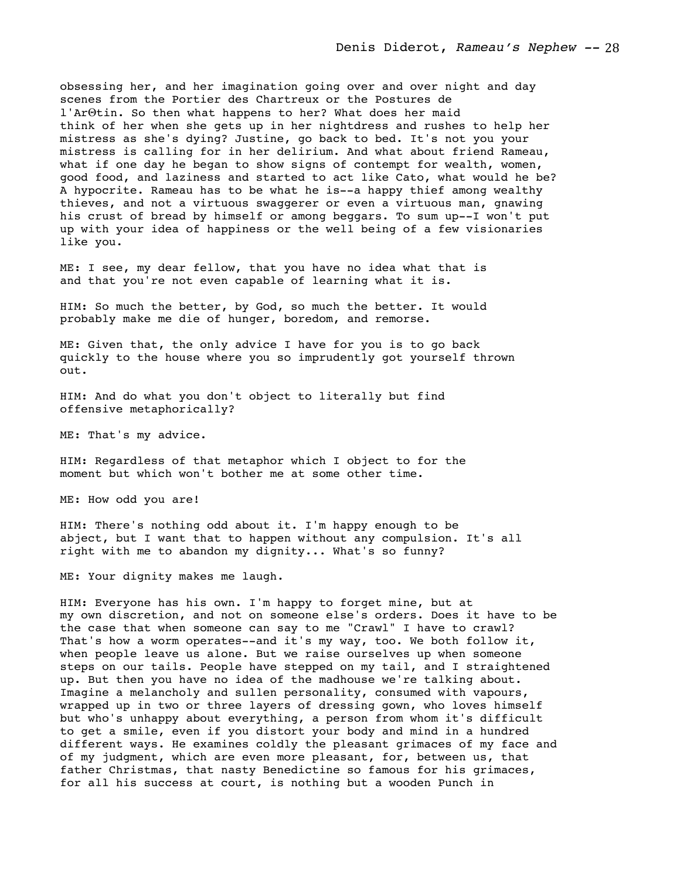obsessing her, and her imagination going over and over night and day scenes from the Portier des Chartreux or the Postures de l'ArΘtin. So then what happens to her? What does her maid think of her when she gets up in her nightdress and rushes to help her mistress as she's dying? Justine, go back to bed. It's not you your mistress is calling for in her delirium. And what about friend Rameau, what if one day he began to show signs of contempt for wealth, women, good food, and laziness and started to act like Cato, what would he be? A hypocrite. Rameau has to be what he is--a happy thief among wealthy thieves, and not a virtuous swaggerer or even a virtuous man, gnawing his crust of bread by himself or among beggars. To sum up--I won't put up with your idea of happiness or the well being of a few visionaries like you.

ME: I see, my dear fellow, that you have no idea what that is and that you're not even capable of learning what it is.

HIM: So much the better, by God, so much the better. It would probably make me die of hunger, boredom, and remorse.

ME: Given that, the only advice I have for you is to go back quickly to the house where you so imprudently got yourself thrown out.

HIM: And do what you don't object to literally but find offensive metaphorically?

ME: That's my advice.

HIM: Regardless of that metaphor which I object to for the moment but which won't bother me at some other time.

ME: How odd you are!

HIM: There's nothing odd about it. I'm happy enough to be abject, but I want that to happen without any compulsion. It's all right with me to abandon my dignity... What's so funny?

ME: Your dignity makes me laugh.

HIM: Everyone has his own. I'm happy to forget mine, but at my own discretion, and not on someone else's orders. Does it have to be the case that when someone can say to me "Crawl" I have to crawl? That's how a worm operates--and it's my way, too. We both follow it, when people leave us alone. But we raise ourselves up when someone steps on our tails. People have stepped on my tail, and I straightened up. But then you have no idea of the madhouse we're talking about. Imagine a melancholy and sullen personality, consumed with vapours, wrapped up in two or three layers of dressing gown, who loves himself but who's unhappy about everything, a person from whom it's difficult to get a smile, even if you distort your body and mind in a hundred different ways. He examines coldly the pleasant grimaces of my face and of my judgment, which are even more pleasant, for, between us, that father Christmas, that nasty Benedictine so famous for his grimaces, for all his success at court, is nothing but a wooden Punch in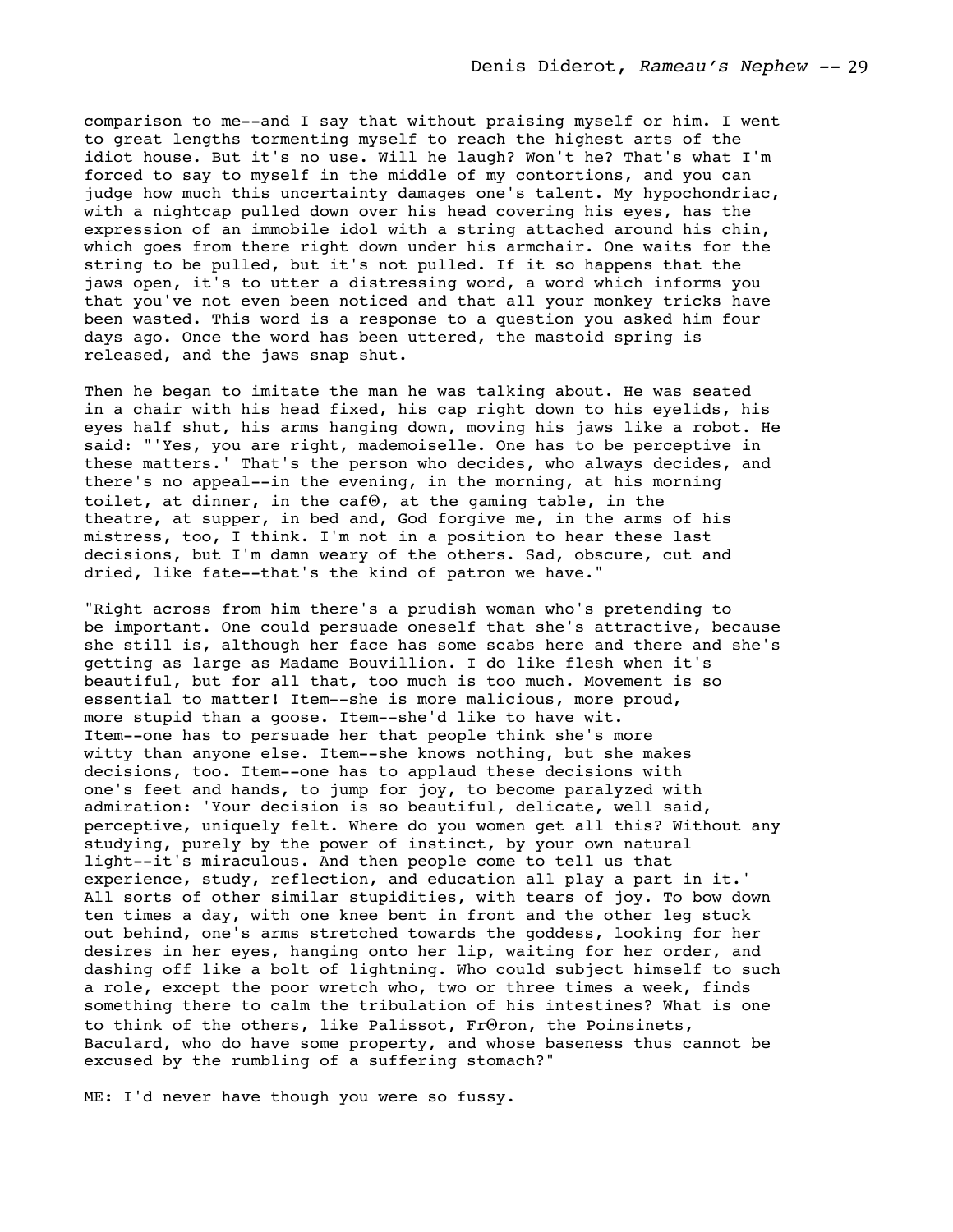comparison to me--and I say that without praising myself or him. I went to great lengths tormenting myself to reach the highest arts of the idiot house. But it's no use. Will he laugh? Won't he? That's what I'm forced to say to myself in the middle of my contortions, and you can judge how much this uncertainty damages one's talent. My hypochondriac, with a nightcap pulled down over his head covering his eyes, has the expression of an immobile idol with a string attached around his chin, which goes from there right down under his armchair. One waits for the string to be pulled, but it's not pulled. If it so happens that the jaws open, it's to utter a distressing word, a word which informs you that you've not even been noticed and that all your monkey tricks have been wasted. This word is a response to a question you asked him four days ago. Once the word has been uttered, the mastoid spring is released, and the jaws snap shut.

Then he began to imitate the man he was talking about. He was seated in a chair with his head fixed, his cap right down to his eyelids, his eyes half shut, his arms hanging down, moving his jaws like a robot. He said: "'Yes, you are right, mademoiselle. One has to be perceptive in these matters.' That's the person who decides, who always decides, and there's no appeal--in the evening, in the morning, at his morning toilet, at dinner, in the cafΘ, at the gaming table, in the theatre, at supper, in bed and, God forgive me, in the arms of his mistress, too, I think. I'm not in a position to hear these last decisions, but I'm damn weary of the others. Sad, obscure, cut and dried, like fate--that's the kind of patron we have."

"Right across from him there's a prudish woman who's pretending to be important. One could persuade oneself that she's attractive, because she still is, although her face has some scabs here and there and she's getting as large as Madame Bouvillion. I do like flesh when it's beautiful, but for all that, too much is too much. Movement is so essential to matter! Item--she is more malicious, more proud, more stupid than a goose. Item--she'd like to have wit. Item--one has to persuade her that people think she's more witty than anyone else. Item--she knows nothing, but she makes decisions, too. Item--one has to applaud these decisions with one's feet and hands, to jump for joy, to become paralyzed with admiration: 'Your decision is so beautiful, delicate, well said, perceptive, uniquely felt. Where do you women get all this? Without any studying, purely by the power of instinct, by your own natural light--it's miraculous. And then people come to tell us that experience, study, reflection, and education all play a part in it.' All sorts of other similar stupidities, with tears of joy. To bow down ten times a day, with one knee bent in front and the other leg stuck out behind, one's arms stretched towards the goddess, looking for her desires in her eyes, hanging onto her lip, waiting for her order, and dashing off like a bolt of lightning. Who could subject himself to such a role, except the poor wretch who, two or three times a week, finds something there to calm the tribulation of his intestines? What is one to think of the others, like Palissot, FrΘron, the Poinsinets, Baculard, who do have some property, and whose baseness thus cannot be excused by the rumbling of a suffering stomach?"

ME: I'd never have though you were so fussy.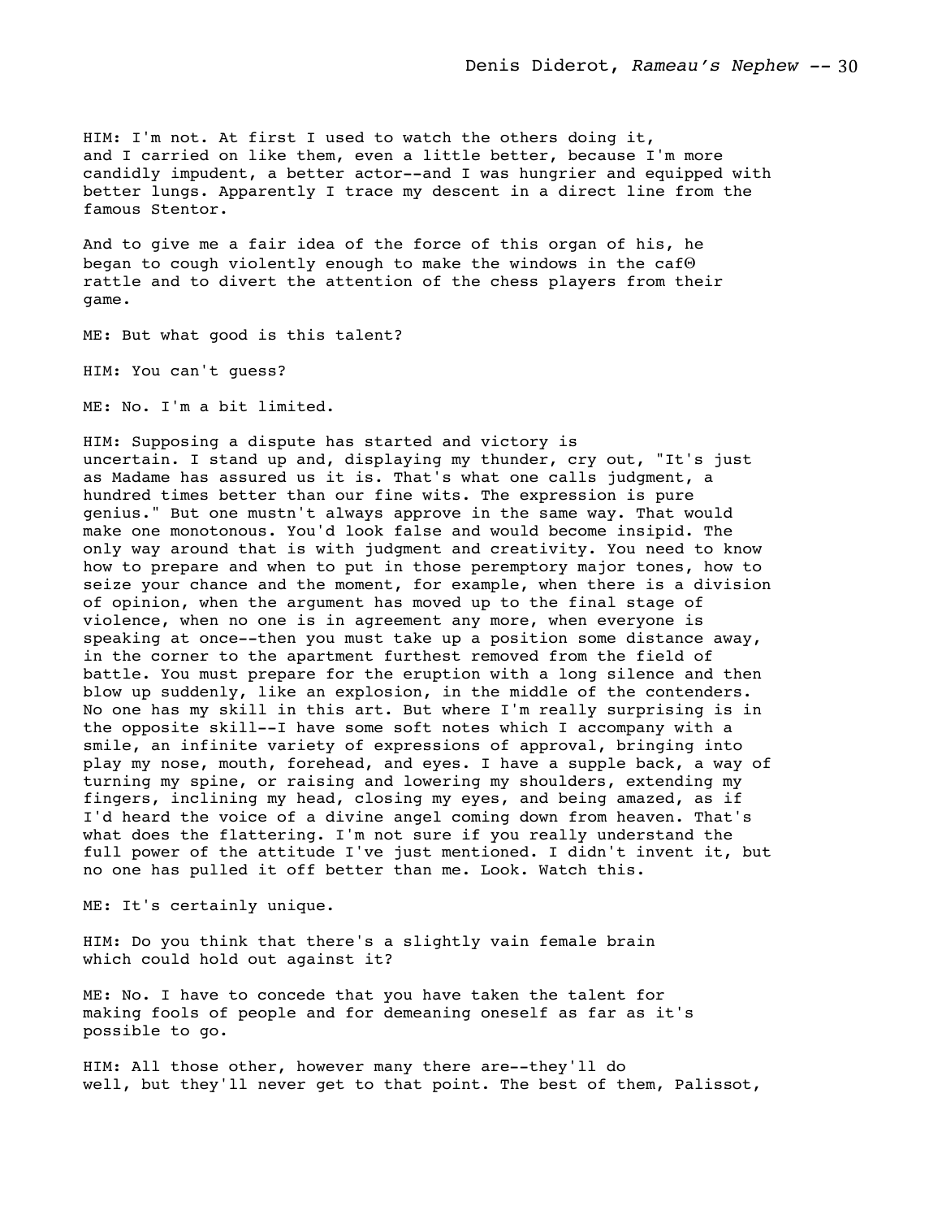HIM: I'm not. At first I used to watch the others doing it, and I carried on like them, even a little better, because I'm more candidly impudent, a better actor--and I was hungrier and equipped with better lungs. Apparently I trace my descent in a direct line from the famous Stentor.

And to give me a fair idea of the force of this organ of his, he began to cough violently enough to make the windows in the cafΘ rattle and to divert the attention of the chess players from their game.

ME: But what good is this talent?

HIM: You can't guess?

ME: No. I'm a bit limited.

HIM: Supposing a dispute has started and victory is uncertain. I stand up and, displaying my thunder, cry out, "It's just as Madame has assured us it is. That's what one calls judgment, a hundred times better than our fine wits. The expression is pure genius." But one mustn't always approve in the same way. That would make one monotonous. You'd look false and would become insipid. The only way around that is with judgment and creativity. You need to know how to prepare and when to put in those peremptory major tones, how to seize your chance and the moment, for example, when there is a division of opinion, when the argument has moved up to the final stage of violence, when no one is in agreement any more, when everyone is speaking at once--then you must take up a position some distance away, in the corner to the apartment furthest removed from the field of battle. You must prepare for the eruption with a long silence and then blow up suddenly, like an explosion, in the middle of the contenders. No one has my skill in this art. But where I'm really surprising is in the opposite skill--I have some soft notes which I accompany with a smile, an infinite variety of expressions of approval, bringing into play my nose, mouth, forehead, and eyes. I have a supple back, a way of turning my spine, or raising and lowering my shoulders, extending my fingers, inclining my head, closing my eyes, and being amazed, as if I'd heard the voice of a divine angel coming down from heaven. That's what does the flattering. I'm not sure if you really understand the full power of the attitude I've just mentioned. I didn't invent it, but no one has pulled it off better than me. Look. Watch this.

ME: It's certainly unique.

HIM: Do you think that there's a slightly vain female brain which could hold out against it?

ME: No. I have to concede that you have taken the talent for making fools of people and for demeaning oneself as far as it's possible to go.

HIM: All those other, however many there are--they'll do well, but they'll never get to that point. The best of them, Palissot,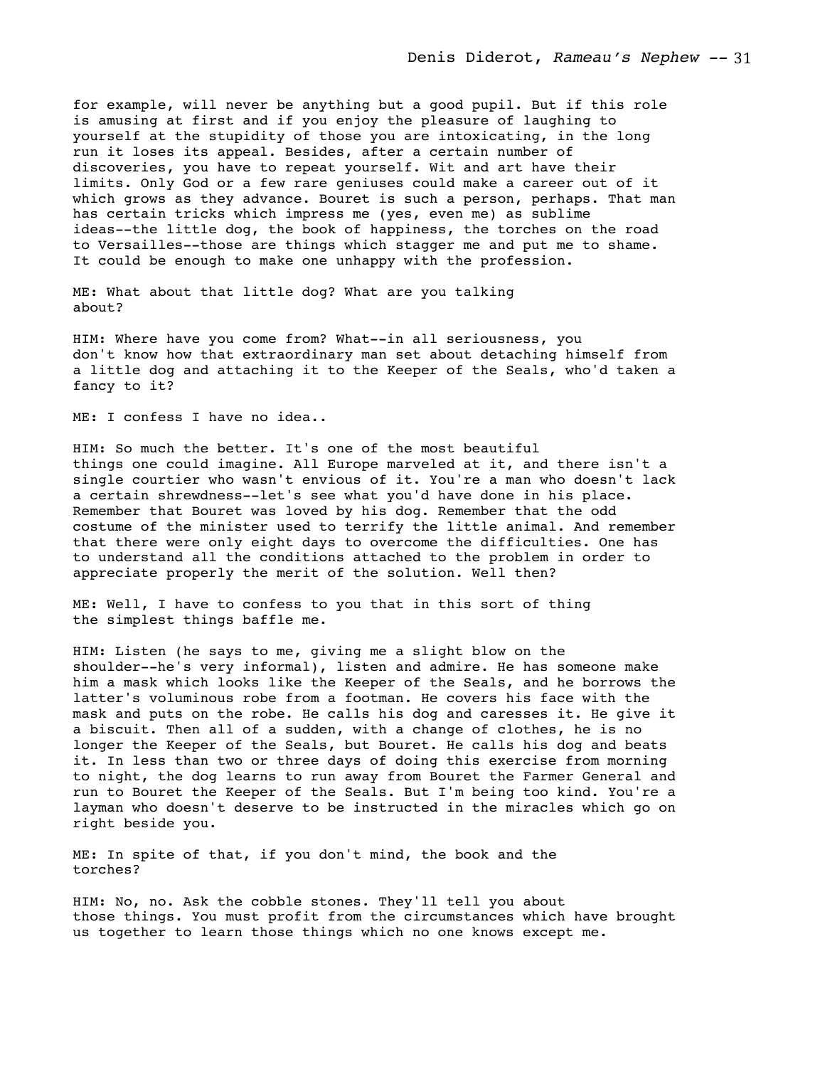for example, will never be anything but a good pupil. But if this role is amusing at first and if you enjoy the pleasure of laughing to yourself at the stupidity of those you are intoxicating, in the long run it loses its appeal. Besides, after a certain number of discoveries, you have to repeat yourself. Wit and art have their limits. Only God or a few rare geniuses could make a career out of it which grows as they advance. Bouret is such a person, perhaps. That man has certain tricks which impress me (yes, even me) as sublime ideas--the little dog, the book of happiness, the torches on the road to Versailles--those are things which stagger me and put me to shame. It could be enough to make one unhappy with the profession.

ME: What about that little dog? What are you talking about?

HIM: Where have you come from? What--in all seriousness, you don't know how that extraordinary man set about detaching himself from a little dog and attaching it to the Keeper of the Seals, who'd taken a fancy to it?

ME: I confess I have no idea..

HIM: So much the better. It's one of the most beautiful things one could imagine. All Europe marveled at it, and there isn't a single courtier who wasn't envious of it. You're a man who doesn't lack a certain shrewdness--let's see what you'd have done in his place. Remember that Bouret was loved by his dog. Remember that the odd costume of the minister used to terrify the little animal. And remember that there were only eight days to overcome the difficulties. One has to understand all the conditions attached to the problem in order to appreciate properly the merit of the solution. Well then?

ME: Well, I have to confess to you that in this sort of thing the simplest things baffle me.

HIM: Listen (he says to me, giving me a slight blow on the shoulder--he's very informal), listen and admire. He has someone make him a mask which looks like the Keeper of the Seals, and he borrows the latter's voluminous robe from a footman. He covers his face with the mask and puts on the robe. He calls his dog and caresses it. He give it a biscuit. Then all of a sudden, with a change of clothes, he is no longer the Keeper of the Seals, but Bouret. He calls his dog and beats it. In less than two or three days of doing this exercise from morning to night, the dog learns to run away from Bouret the Farmer General and run to Bouret the Keeper of the Seals. But I'm being too kind. You're a layman who doesn't deserve to be instructed in the miracles which go on right beside you.

ME: In spite of that, if you don't mind, the book and the torches?

HIM: No, no. Ask the cobble stones. They'll tell you about those things. You must profit from the circumstances which have brought us together to learn those things which no one knows except me.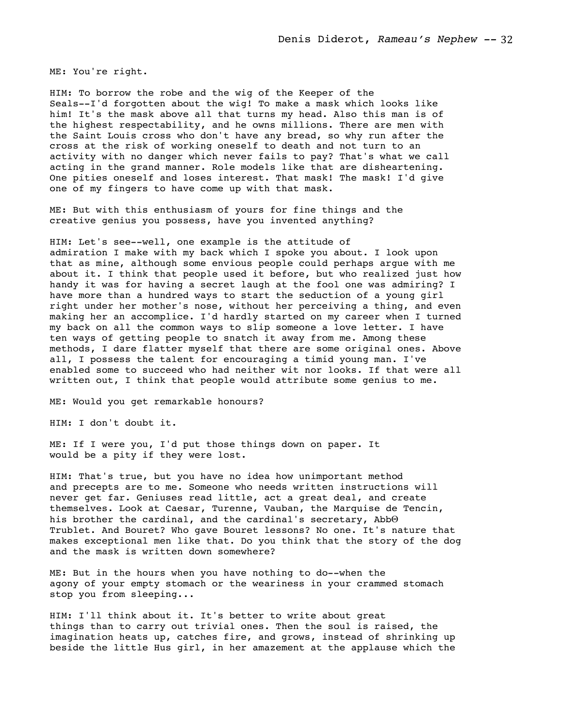ME: You're right.

HIM: To borrow the robe and the wig of the Keeper of the Seals--I'd forgotten about the wig! To make a mask which looks like him! It's the mask above all that turns my head. Also this man is of the highest respectability, and he owns millions. There are men with the Saint Louis cross who don't have any bread, so why run after the cross at the risk of working oneself to death and not turn to an activity with no danger which never fails to pay? That's what we call acting in the grand manner. Role models like that are disheartening. One pities oneself and loses interest. That mask! The mask! I'd give one of my fingers to have come up with that mask.

ME: But with this enthusiasm of yours for fine things and the creative genius you possess, have you invented anything?

HIM: Let's see--well, one example is the attitude of admiration I make with my back which I spoke you about. I look upon that as mine, although some envious people could perhaps argue with me about it. I think that people used it before, but who realized just how handy it was for having a secret laugh at the fool one was admiring? I have more than a hundred ways to start the seduction of a young girl right under her mother's nose, without her perceiving a thing, and even making her an accomplice. I'd hardly started on my career when I turned my back on all the common ways to slip someone a love letter. I have ten ways of getting people to snatch it away from me. Among these methods, I dare flatter myself that there are some original ones. Above all, I possess the talent for encouraging a timid young man. I've enabled some to succeed who had neither wit nor looks. If that were all written out, I think that people would attribute some genius to me.

ME: Would you get remarkable honours?

HIM: I don't doubt it.

ME: If I were you, I'd put those things down on paper. It would be a pity if they were lost.

HIM: That's true, but you have no idea how unimportant method and precepts are to me. Someone who needs written instructions will never get far. Geniuses read little, act a great deal, and create themselves. Look at Caesar, Turenne, Vauban, the Marquise de Tencin, his brother the cardinal, and the cardinal's secretary, AbbΘ Trublet. And Bouret? Who gave Bouret lessons? No one. It's nature that makes exceptional men like that. Do you think that the story of the dog and the mask is written down somewhere?

ME: But in the hours when you have nothing to do--when the agony of your empty stomach or the weariness in your crammed stomach stop you from sleeping...

HIM: I'll think about it. It's better to write about great things than to carry out trivial ones. Then the soul is raised, the imagination heats up, catches fire, and grows, instead of shrinking up beside the little Hus girl, in her amazement at the applause which the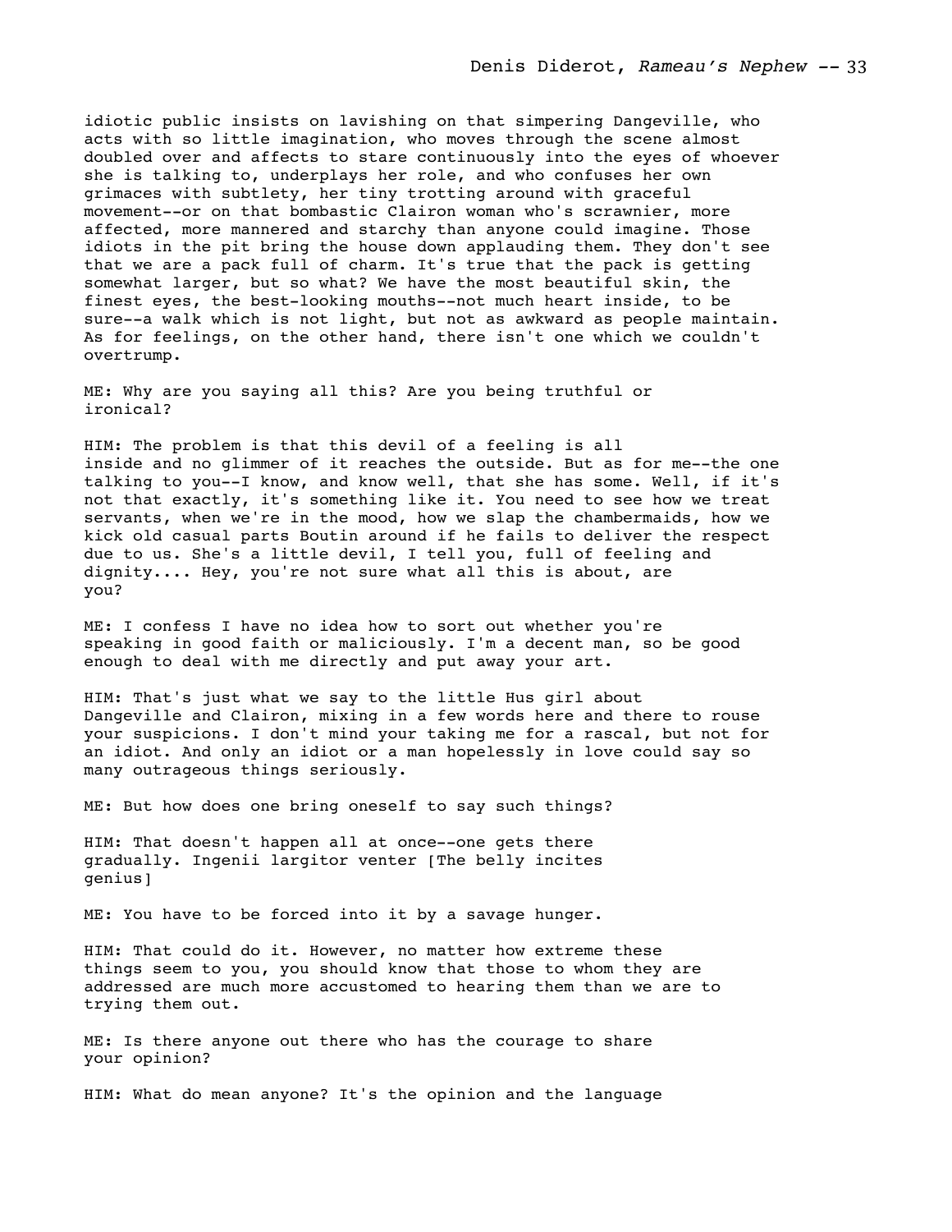idiotic public insists on lavishing on that simpering Dangeville, who acts with so little imagination, who moves through the scene almost doubled over and affects to stare continuously into the eyes of whoever she is talking to, underplays her role, and who confuses her own grimaces with subtlety, her tiny trotting around with graceful movement--or on that bombastic Clairon woman who's scrawnier, more affected, more mannered and starchy than anyone could imagine. Those idiots in the pit bring the house down applauding them. They don't see that we are a pack full of charm. It's true that the pack is getting somewhat larger, but so what? We have the most beautiful skin, the finest eyes, the best-looking mouths--not much heart inside, to be sure--a walk which is not light, but not as awkward as people maintain. As for feelings, on the other hand, there isn't one which we couldn't overtrump.

ME: Why are you saying all this? Are you being truthful or ironical?

HIM: The problem is that this devil of a feeling is all inside and no glimmer of it reaches the outside. But as for me--the one talking to you--I know, and know well, that she has some. Well, if it's not that exactly, it's something like it. You need to see how we treat servants, when we're in the mood, how we slap the chambermaids, how we kick old casual parts Boutin around if he fails to deliver the respect due to us. She's a little devil, I tell you, full of feeling and dignity.... Hey, you're not sure what all this is about, are you?

ME: I confess I have no idea how to sort out whether you're speaking in good faith or maliciously. I'm a decent man, so be good enough to deal with me directly and put away your art.

HIM: That's just what we say to the little Hus girl about Dangeville and Clairon, mixing in a few words here and there to rouse your suspicions. I don't mind your taking me for a rascal, but not for an idiot. And only an idiot or a man hopelessly in love could say so many outrageous things seriously.

ME: But how does one bring oneself to say such things?

HIM: That doesn't happen all at once--one gets there gradually. Ingenii largitor venter [The belly incites genius]

ME: You have to be forced into it by a savage hunger.

HIM: That could do it. However, no matter how extreme these things seem to you, you should know that those to whom they are addressed are much more accustomed to hearing them than we are to trying them out.

ME: Is there anyone out there who has the courage to share your opinion?

HIM: What do mean anyone? It's the opinion and the language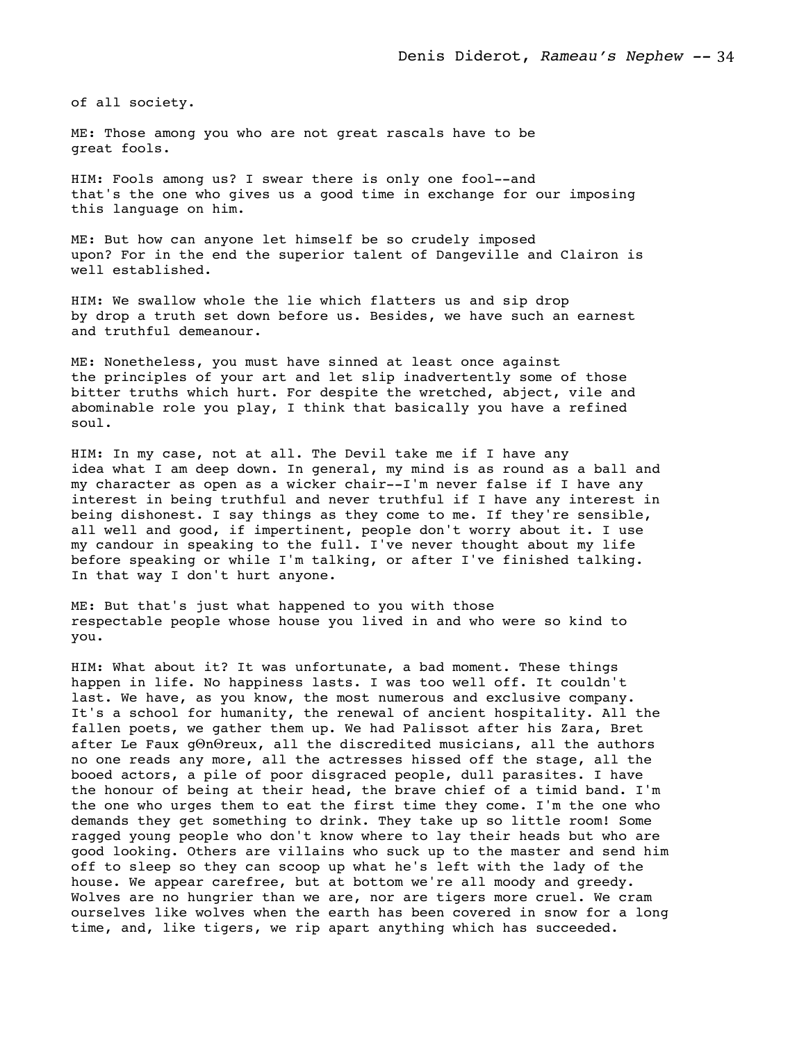of all society.

ME: Those among you who are not great rascals have to be great fools.

HIM: Fools among us? I swear there is only one fool--and that's the one who gives us a good time in exchange for our imposing this language on him.

ME: But how can anyone let himself be so crudely imposed upon? For in the end the superior talent of Dangeville and Clairon is well established.

HIM: We swallow whole the lie which flatters us and sip drop by drop a truth set down before us. Besides, we have such an earnest and truthful demeanour.

ME: Nonetheless, you must have sinned at least once against the principles of your art and let slip inadvertently some of those bitter truths which hurt. For despite the wretched, abject, vile and abominable role you play, I think that basically you have a refined soul.

HIM: In my case, not at all. The Devil take me if I have any idea what I am deep down. In general, my mind is as round as a ball and my character as open as a wicker chair--I'm never false if I have any interest in being truthful and never truthful if I have any interest in being dishonest. I say things as they come to me. If they're sensible, all well and good, if impertinent, people don't worry about it. I use my candour in speaking to the full. I've never thought about my life before speaking or while I'm talking, or after I've finished talking. In that way I don't hurt anyone.

ME: But that's just what happened to you with those respectable people whose house you lived in and who were so kind to you.

HIM: What about it? It was unfortunate, a bad moment. These things happen in life. No happiness lasts. I was too well off. It couldn't last. We have, as you know, the most numerous and exclusive company. It's a school for humanity, the renewal of ancient hospitality. All the fallen poets, we gather them up. We had Palissot after his Zara, Bret after Le Faux gΘnΘreux, all the discredited musicians, all the authors no one reads any more, all the actresses hissed off the stage, all the booed actors, a pile of poor disgraced people, dull parasites. I have the honour of being at their head, the brave chief of a timid band. I'm the one who urges them to eat the first time they come. I'm the one who demands they get something to drink. They take up so little room! Some ragged young people who don't know where to lay their heads but who are good looking. Others are villains who suck up to the master and send him off to sleep so they can scoop up what he's left with the lady of the house. We appear carefree, but at bottom we're all moody and greedy. Wolves are no hungrier than we are, nor are tigers more cruel. We cram ourselves like wolves when the earth has been covered in snow for a long time, and, like tigers, we rip apart anything which has succeeded.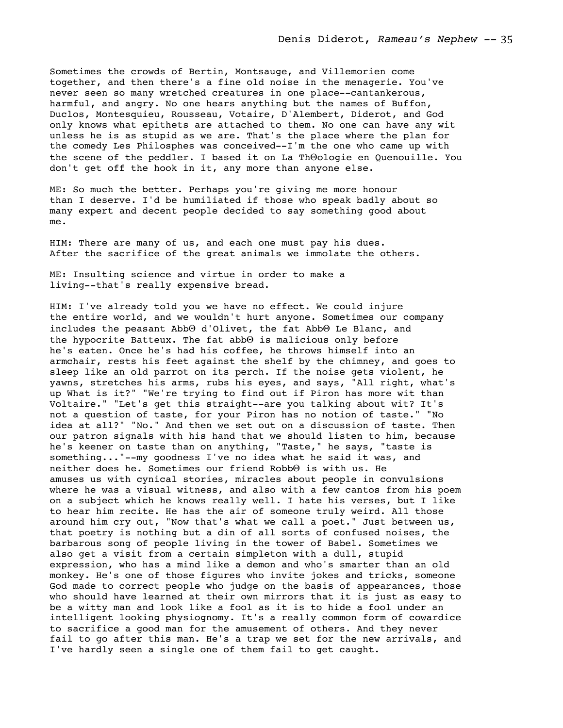Sometimes the crowds of Bertin, Montsauge, and Villemorien come together, and then there's a fine old noise in the menagerie. You've never seen so many wretched creatures in one place--cantankerous, harmful, and angry. No one hears anything but the names of Buffon, Duclos, Montesquieu, Rousseau, Votaire, D'Alembert, Diderot, and God only knows what epithets are attached to them. No one can have any wit unless he is as stupid as we are. That's the place where the plan for the comedy Les Philosphes was conceived--I'm the one who came up with the scene of the peddler. I based it on La ThΘologie en Quenouille. You don't get off the hook in it, any more than anyone else.

ME: So much the better. Perhaps you're giving me more honour than I deserve. I'd be humiliated if those who speak badly about so many expert and decent people decided to say something good about me.

HIM: There are many of us, and each one must pay his dues. After the sacrifice of the great animals we immolate the others.

ME: Insulting science and virtue in order to make a living--that's really expensive bread.

HIM: I've already told you we have no effect. We could injure the entire world, and we wouldn't hurt anyone. Sometimes our company includes the peasant AbbΘ d'Olivet, the fat AbbΘ Le Blanc, and the hypocrite Batteux. The fat abbΘ is malicious only before he's eaten. Once he's had his coffee, he throws himself into an armchair, rests his feet against the shelf by the chimney, and goes to sleep like an old parrot on its perch. If the noise gets violent, he yawns, stretches his arms, rubs his eyes, and says, "All right, what's up What is it?" "We're trying to find out if Piron has more wit than Voltaire." "Let's get this straight--are you talking about wit? It's not a question of taste, for your Piron has no notion of taste." "No idea at all?" "No." And then we set out on a discussion of taste. Then our patron signals with his hand that we should listen to him, because he's keener on taste than on anything, "Taste," he says, "taste is something..."--my goodness I've no idea what he said it was, and neither does he. Sometimes our friend RobbΘ is with us. He amuses us with cynical stories, miracles about people in convulsions where he was a visual witness, and also with a few cantos from his poem on a subject which he knows really well. I hate his verses, but I like to hear him recite. He has the air of someone truly weird. All those around him cry out, "Now that's what we call a poet." Just between us, that poetry is nothing but a din of all sorts of confused noises, the barbarous song of people living in the tower of Babel. Sometimes we also get a visit from a certain simpleton with a dull, stupid expression, who has a mind like a demon and who's smarter than an old monkey. He's one of those figures who invite jokes and tricks, someone God made to correct people who judge on the basis of appearances, those who should have learned at their own mirrors that it is just as easy to be a witty man and look like a fool as it is to hide a fool under an intelligent looking physiognomy. It's a really common form of cowardice to sacrifice a good man for the amusement of others. And they never fail to go after this man. He's a trap we set for the new arrivals, and I've hardly seen a single one of them fail to get caught.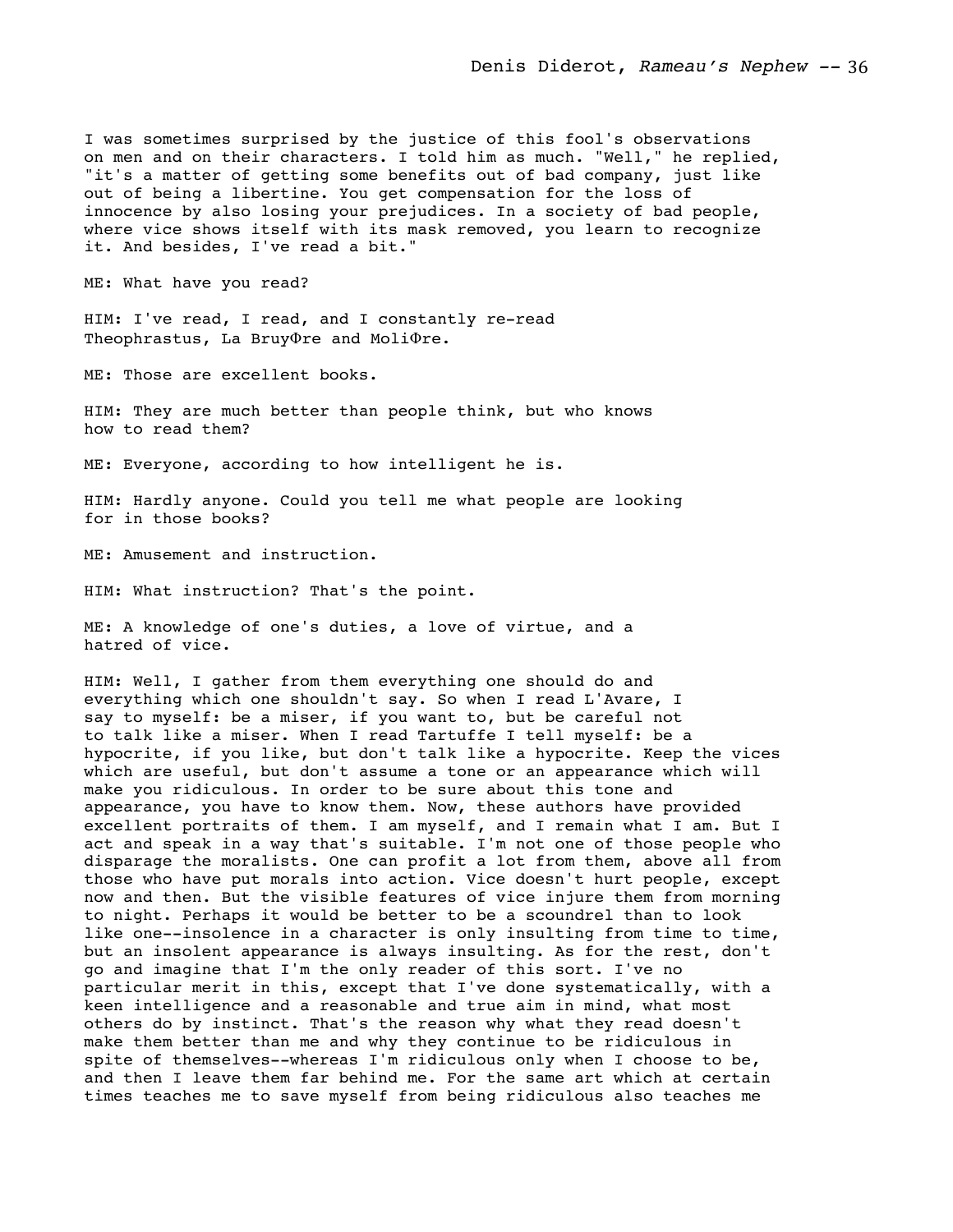I was sometimes surprised by the justice of this fool's observations on men and on their characters. I told him as much. "Well," he replied, "it's a matter of getting some benefits out of bad company, just like out of being a libertine. You get compensation for the loss of innocence by also losing your prejudices. In a society of bad people, where vice shows itself with its mask removed, you learn to recognize it. And besides, I've read a bit."

ME: What have you read?

HIM: I've read, I read, and I constantly re-read Theophrastus, La BruyΦre and MoliΦre.

ME: Those are excellent books.

HIM: They are much better than people think, but who knows how to read them?

ME: Everyone, according to how intelligent he is.

HIM: Hardly anyone. Could you tell me what people are looking for in those books?

ME: Amusement and instruction.

HIM: What instruction? That's the point.

ME: A knowledge of one's duties, a love of virtue, and a hatred of vice.

HIM: Well, I gather from them everything one should do and everything which one shouldn't say. So when I read L'Avare, I say to myself: be a miser, if you want to, but be careful not to talk like a miser. When I read Tartuffe I tell myself: be a hypocrite, if you like, but don't talk like a hypocrite. Keep the vices which are useful, but don't assume a tone or an appearance which will make you ridiculous. In order to be sure about this tone and appearance, you have to know them. Now, these authors have provided excellent portraits of them. I am myself, and I remain what I am. But I act and speak in a way that's suitable. I'm not one of those people who disparage the moralists. One can profit a lot from them, above all from those who have put morals into action. Vice doesn't hurt people, except now and then. But the visible features of vice injure them from morning to night. Perhaps it would be better to be a scoundrel than to look like one--insolence in a character is only insulting from time to time, but an insolent appearance is always insulting. As for the rest, don't go and imagine that I'm the only reader of this sort. I've no particular merit in this, except that I've done systematically, with a keen intelligence and a reasonable and true aim in mind, what most others do by instinct. That's the reason why what they read doesn't make them better than me and why they continue to be ridiculous in spite of themselves--whereas I'm ridiculous only when I choose to be, and then I leave them far behind me. For the same art which at certain times teaches me to save myself from being ridiculous also teaches me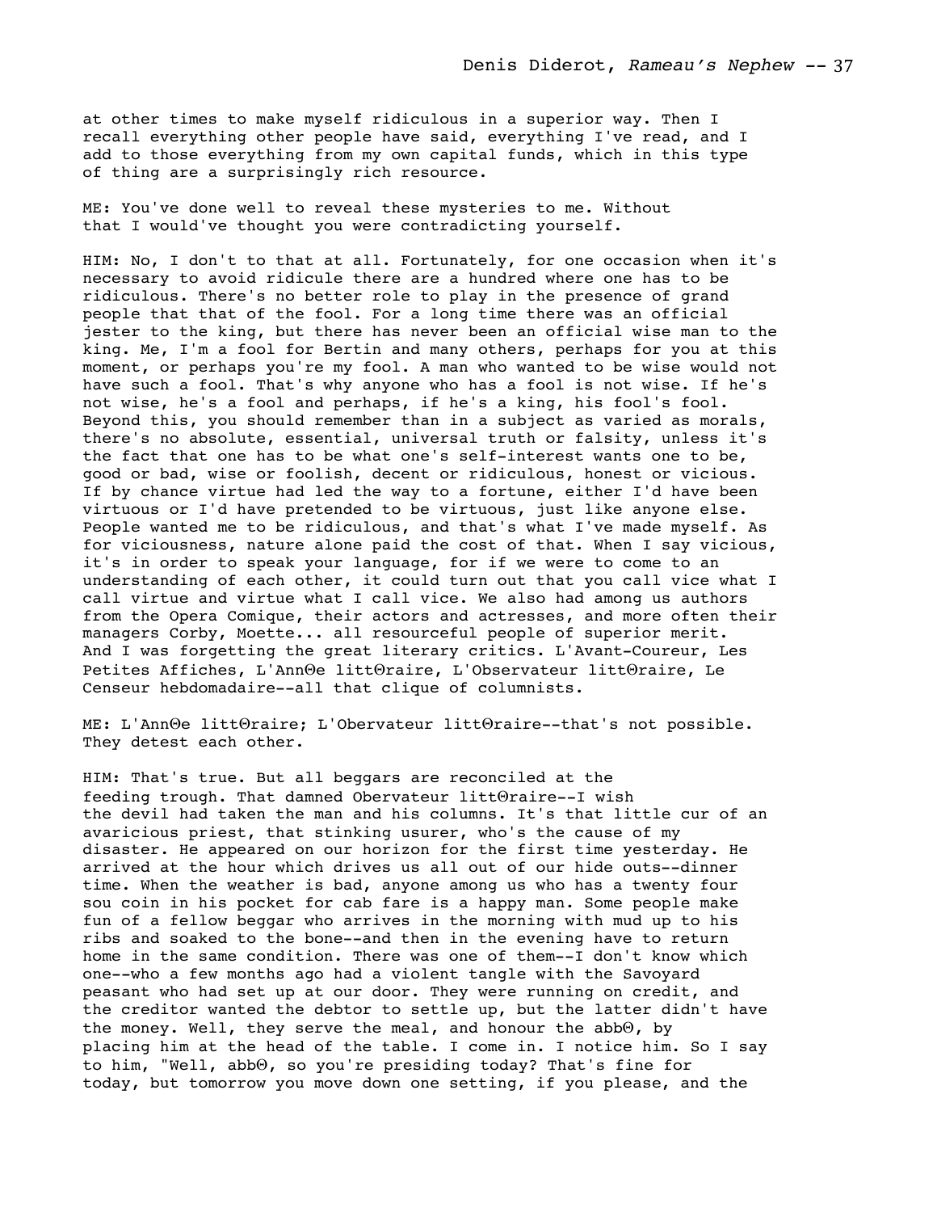at other times to make myself ridiculous in a superior way. Then I recall everything other people have said, everything I've read, and I add to those everything from my own capital funds, which in this type of thing are a surprisingly rich resource.

ME: You've done well to reveal these mysteries to me. Without that I would've thought you were contradicting yourself.

HIM: No, I don't to that at all. Fortunately, for one occasion when it's necessary to avoid ridicule there are a hundred where one has to be ridiculous. There's no better role to play in the presence of grand people that that of the fool. For a long time there was an official jester to the king, but there has never been an official wise man to the king. Me, I'm a fool for Bertin and many others, perhaps for you at this moment, or perhaps you're my fool. A man who wanted to be wise would not have such a fool. That's why anyone who has a fool is not wise. If he's not wise, he's a fool and perhaps, if he's a king, his fool's fool. Beyond this, you should remember than in a subject as varied as morals, there's no absolute, essential, universal truth or falsity, unless it's the fact that one has to be what one's self-interest wants one to be, good or bad, wise or foolish, decent or ridiculous, honest or vicious. If by chance virtue had led the way to a fortune, either I'd have been virtuous or I'd have pretended to be virtuous, just like anyone else. People wanted me to be ridiculous, and that's what I've made myself. As for viciousness, nature alone paid the cost of that. When I say vicious, it's in order to speak your language, for if we were to come to an understanding of each other, it could turn out that you call vice what I call virtue and virtue what I call vice. We also had among us authors from the Opera Comique, their actors and actresses, and more often their managers Corby, Moette... all resourceful people of superior merit. And I was forgetting the great literary critics. L'Avant-Coureur, Les Petites Affiches, L'AnnΘe littΘraire, L'Observateur littΘraire, Le Censeur hebdomadaire--all that clique of columnists.

ME: L'AnnΘe littΘraire; L'Obervateur littΘraire--that's not possible. They detest each other.

HIM: That's true. But all beggars are reconciled at the feeding trough. That damned Obervateur littΘraire--I wish the devil had taken the man and his columns. It's that little cur of an avaricious priest, that stinking usurer, who's the cause of my disaster. He appeared on our horizon for the first time yesterday. He arrived at the hour which drives us all out of our hide outs--dinner time. When the weather is bad, anyone among us who has a twenty four sou coin in his pocket for cab fare is a happy man. Some people make fun of a fellow beggar who arrives in the morning with mud up to his ribs and soaked to the bone--and then in the evening have to return home in the same condition. There was one of them--I don't know which one--who a few months ago had a violent tangle with the Savoyard peasant who had set up at our door. They were running on credit, and the creditor wanted the debtor to settle up, but the latter didn't have the money. Well, they serve the meal, and honour the abbΘ, by placing him at the head of the table. I come in. I notice him. So I say to him, "Well, abbΘ, so you're presiding today? That's fine for today, but tomorrow you move down one setting, if you please, and the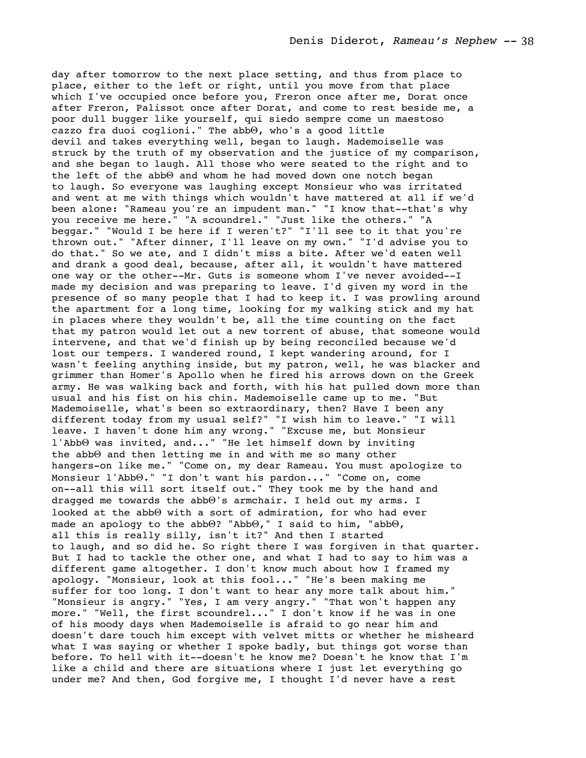day after tomorrow to the next place setting, and thus from place to place, either to the left or right, until you move from that place which I've occupied once before you, Freron once after me, Dorat once after Freron, Palissot once after Dorat, and come to rest beside me, a poor dull bugger like yourself, qui siedo sempre come un maestoso cazzo fra duoi coglioni." The abbé, who's a good little devil and takes everything well, began to laugh. Mademoiselle was struck by the truth of my observation and the justice of my comparison, and she began to laugh. All those who were seated to the right and to the left of the abbé and whom he had moved down one notch began to laugh. So everyone was laughing except Monsieur who was irritated and went at me with things which wouldn't have mattered at all if we'd been alone: "Rameau you're an impudent man." "I know that--that's why you receive me here." "A scoundrel." "Just like the others." "A beggar." "Would I be here if I weren't?" "I'll see to it that you're thrown out." "After dinner, I'll leave on my own." "I'd advise you to do that." So we ate, and I didn't miss a bite. After we'd eaten well and drank a good deal, because, after all, it wouldn't have mattered one way or the other--Mr. Guts is someone whom I've never avoided--I made my decision and was preparing to leave. I'd given my word in the presence of so many people that I had to keep it. I was prowling around the apartment for a long time, looking for my walking stick and my hat in places where they wouldn't be, all the time counting on the fact that my patron would let out a new torrent of abuse, that someone would intervene, and that we'd finish up by being reconciled because we'd lost our tempers. I wandered round, I kept wandering around, for I wasn't feeling anything inside, but my patron, well, he was blacker and grimmer than Homer's Apollo when he fired his arrows down on the Greek army. He was walking back and forth, with his hat pulled down more than usual and his fist on his chin. Mademoiselle came up to me. "But Mademoiselle, what's been so extraordinary, then? Have I been any different today from my usual self?" "I wish him to leave." "I will leave. I haven't done him any wrong." "Excuse me, but Monsieur l'Abbé was invited, and..." "He let himself down by inviting the abbé and then letting me in and with me so many other hangers-on like me." "Come on, my dear Rameau. You must apologize to Monsieur l'Abbé." "I don't want his pardon..." "Come on, come on--all this will sort itself out." They took me by the hand and dragged me towards the abbé's armchair. I held out my arms. I looked at the abbé with a sort of admiration, for who had ever made an apology to the abbé? "Abbé," I said to him, "abbé, all this is really silly, isn't it?" And then I started to laugh, and so did he. So right there I was forgiven in that quarter. But I had to tackle the other one, and what I had to say to him was a different game altogether. I don't know much about how I framed my apology. "Monsieur, look at this fool..." "He's been making me suffer for too long. I don't want to hear any more talk about him." "Monsieur is angry." "Yes, I am very angry." "That won't happen any more." "Well, the first scoundrel..." I don't know if he was in one of his moody days when Mademoiselle is afraid to go near him and doesn't dare touch him except with velvet mitts or whether he misheard what I was saying or whether I spoke badly, but things got worse than before. To hell with it--doesn't he know me? Doesn't he know that I'm like a child and there are situations where I just let everything go under me? And then, God forgive me, I thought I'd never have a rest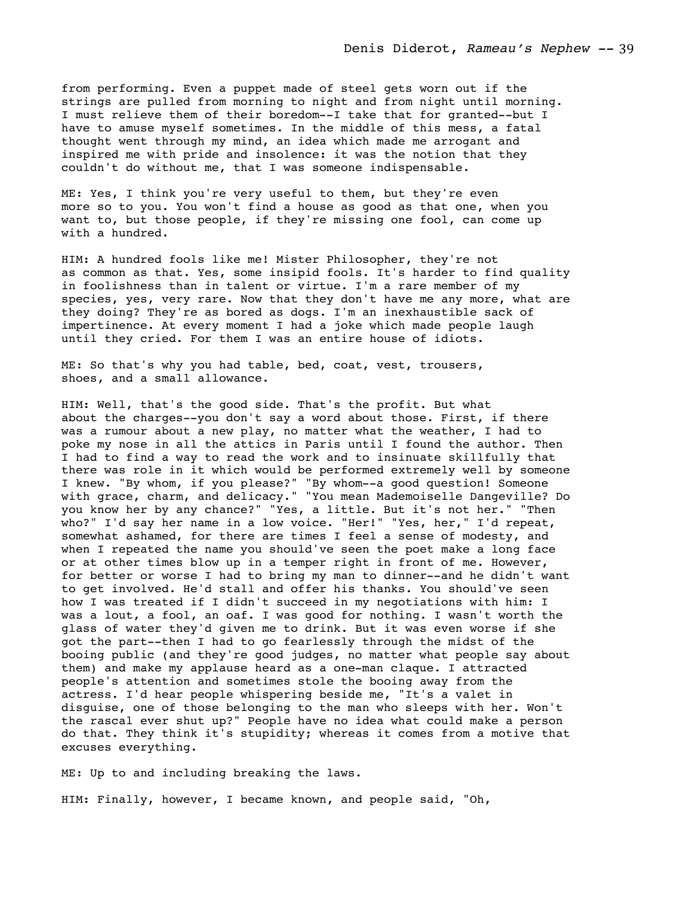from performing. Even a puppet made of steel gets worn out if the strings are pulled from morning to night and from night until morning. I must relieve them of their boredom--I take that for granted--but I have to amuse myself sometimes. In the middle of this mess, a fatal thought went through my mind, an idea which made me arrogant and inspired me with pride and insolence: it was the notion that they couldn't do without me, that I was someone indispensable.

ME: Yes, I think you're very useful to them, but they're even more so to you. You won't find a house as good as that one, when you want to, but those people, if they're missing one fool, can come up with a hundred.

HIM: A hundred fools like me! Mister Philosopher, they're not as common as that. Yes, some insipid fools. It's harder to find quality in foolishness than in talent or virtue. I'm a rare member of my species, yes, very rare. Now that they don't have me any more, what are they doing? They're as bored as dogs. I'm an inexhaustible sack of impertinence. At every moment I had a joke which made people laugh until they cried. For them I was an entire house of idiots.

ME: So that's why you had table, bed, coat, vest, trousers, shoes, and a small allowance.

HIM: Well, that's the good side. That's the profit. But what about the charges--you don't say a word about those. First, if there was a rumour about a new play, no matter what the weather, I had to poke my nose in all the attics in Paris until I found the author. Then I had to find a way to read the work and to insinuate skillfully that there was role in it which would be performed extremely well by someone I knew. "By whom, if you please?" "By whom--a good question! Someone with grace, charm, and delicacy." "You mean Mademoiselle Dangeville? Do you know her by any chance?" "Yes, a little. But it's not her." "Then who?" I'd say her name in a low voice. "Her!" "Yes, her," I'd repeat, somewhat ashamed, for there are times I feel a sense of modesty, and when I repeated the name you should've seen the poet make a long face or at other times blow up in a temper right in front of me. However, for better or worse I had to bring my man to dinner--and he didn't want to get involved. He'd stall and offer his thanks. You should've seen how I was treated if I didn't succeed in my negotiations with him: I was a lout, a fool, an oaf. I was good for nothing. I wasn't worth the glass of water they'd given me to drink. But it was even worse if she got the part--then I had to go fearlessly through the midst of the booing public (and they're good judges, no matter what people say about them) and make my applause heard as a one-man claque. I attracted people's attention and sometimes stole the booing away from the actress. I'd hear people whispering beside me, "It's a valet in disguise, one of those belonging to the man who sleeps with her. Won't the rascal ever shut up?" People have no idea what could make a person do that. They think it's stupidity; whereas it comes from a motive that excuses everything.

ME: Up to and including breaking the laws.

HIM: Finally, however, I became known, and people said, "Oh,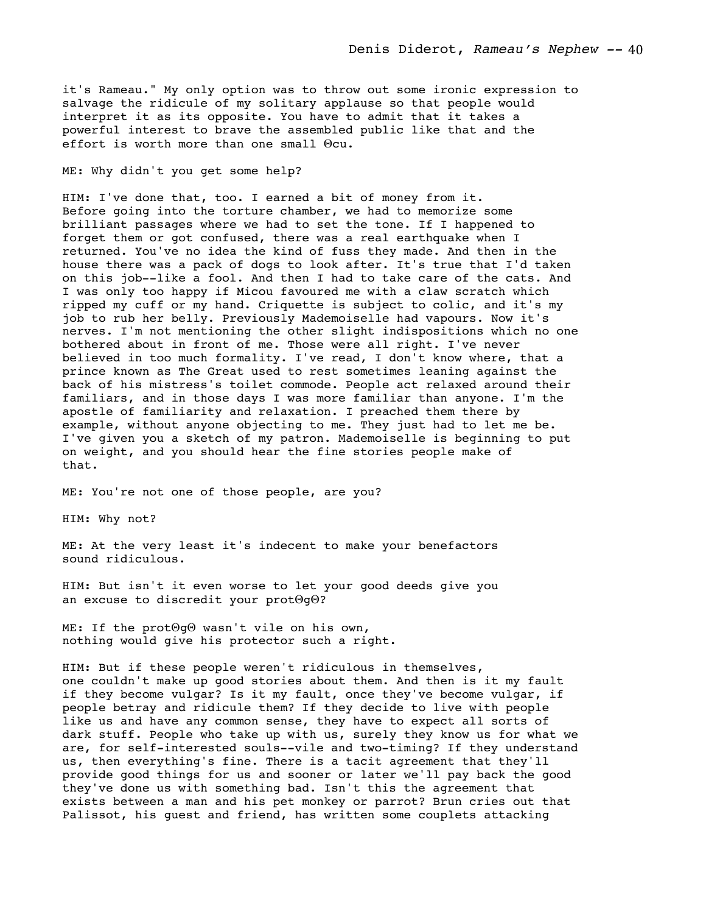it's Rameau." My only option was to throw out some ironic expression to salvage the ridicule of my solitary applause so that people would interpret it as its opposite. You have to admit that it takes a powerful interest to brave the assembled public like that and the effort is worth more than one small Θcu.

ME: Why didn't you get some help?

HIM: I've done that, too. I earned a bit of money from it. Before going into the torture chamber, we had to memorize some brilliant passages where we had to set the tone. If I happened to forget them or got confused, there was a real earthquake when I returned. You've no idea the kind of fuss they made. And then in the house there was a pack of dogs to look after. It's true that I'd taken on this job--like a fool. And then I had to take care of the cats. And I was only too happy if Micou favoured me with a claw scratch which ripped my cuff or my hand. Criquette is subject to colic, and it's my job to rub her belly. Previously Mademoiselle had vapours. Now it's nerves. I'm not mentioning the other slight indispositions which no one bothered about in front of me. Those were all right. I've never believed in too much formality. I've read, I don't know where, that a prince known as The Great used to rest sometimes leaning against the back of his mistress's toilet commode. People act relaxed around their familiars, and in those days I was more familiar than anyone. I'm the apostle of familiarity and relaxation. I preached them there by example, without anyone objecting to me. They just had to let me be. I've given you a sketch of my patron. Mademoiselle is beginning to put on weight, and you should hear the fine stories people make of that.

ME: You're not one of those people, are you?

HIM: Why not?

ME: At the very least it's indecent to make your benefactors sound ridiculous.

HIM: But isn't it even worse to let your good deeds give you an excuse to discredit your protΘgΘ?

ME: If the protΘgΘ wasn't vile on his own, nothing would give his protector such a right.

HIM: But if these people weren't ridiculous in themselves, one couldn't make up good stories about them. And then is it my fault if they become vulgar? Is it my fault, once they've become vulgar, if people betray and ridicule them? If they decide to live with people like us and have any common sense, they have to expect all sorts of dark stuff. People who take up with us, surely they know us for what we are, for self-interested souls--vile and two-timing? If they understand us, then everything's fine. There is a tacit agreement that they'll provide good things for us and sooner or later we'll pay back the good they've done us with something bad. Isn't this the agreement that exists between a man and his pet monkey or parrot? Brun cries out that Palissot, his guest and friend, has written some couplets attacking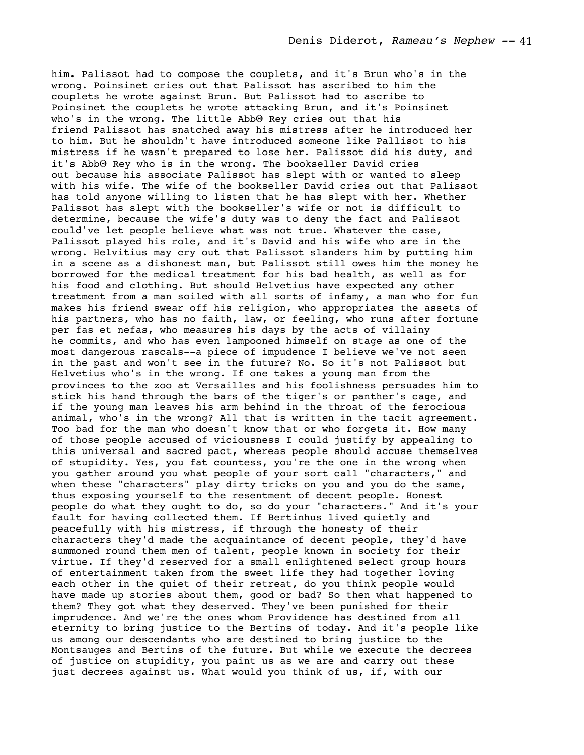him. Palissot had to compose the couplets, and it's Brun who's in the wrong. Poinsinet cries out that Palissot has ascribed to him the couplets he wrote against Brun. But Palissot had to ascribe to Poinsinet the couplets he wrote attacking Brun, and it's Poinsinet who's in the wrong. The little AbbΘ Rey cries out that his friend Palissot has snatched away his mistress after he introduced her to him. But he shouldn't have introduced someone like Pallisot to his mistress if he wasn't prepared to lose her. Palissot did his duty, and it's AbbΘ Rey who is in the wrong. The bookseller David cries out because his associate Palissot has slept with or wanted to sleep with his wife. The wife of the bookseller David cries out that Palissot has told anyone willing to listen that he has slept with her. Whether Palissot has slept with the bookseller's wife or not is difficult to determine, because the wife's duty was to deny the fact and Palissot could've let people believe what was not true. Whatever the case, Palissot played his role, and it's David and his wife who are in the wrong. Helvitius may cry out that Palissot slanders him by putting him in a scene as a dishonest man, but Palissot still owes him the money he borrowed for the medical treatment for his bad health, as well as for his food and clothing. But should Helvetius have expected any other treatment from a man soiled with all sorts of infamy, a man who for fun makes his friend swear off his religion, who appropriates the assets of his partners, who has no faith, law, or feeling, who runs after fortune per fas et nefas, who measures his days by the acts of villainy he commits, and who has even lampooned himself on stage as one of the most dangerous rascals--a piece of impudence I believe we've not seen in the past and won't see in the future? No. So it's not Palissot but Helvetius who's in the wrong. If one takes a young man from the provinces to the zoo at Versailles and his foolishness persuades him to stick his hand through the bars of the tiger's or panther's cage, and if the young man leaves his arm behind in the throat of the ferocious animal, who's in the wrong? All that is written in the tacit agreement. Too bad for the man who doesn't know that or who forgets it. How many of those people accused of viciousness I could justify by appealing to this universal and sacred pact, whereas people should accuse themselves of stupidity. Yes, you fat countess, you're the one in the wrong when you gather around you what people of your sort call "characters," and when these "characters" play dirty tricks on you and you do the same, thus exposing yourself to the resentment of decent people. Honest people do what they ought to do, so do your "characters." And it's your fault for having collected them. If Bertinhus lived quietly and peacefully with his mistress, if through the honesty of their characters they'd made the acquaintance of decent people, they'd have summoned round them men of talent, people known in society for their virtue. If they'd reserved for a small enlightened select group hours of entertainment taken from the sweet life they had together loving each other in the quiet of their retreat, do you think people would have made up stories about them, good or bad? So then what happened to them? They got what they deserved. They've been punished for their imprudence. And we're the ones whom Providence has destined from all eternity to bring justice to the Bertins of today. And it's people like us among our descendants who are destined to bring justice to the Montsauges and Bertins of the future. But while we execute the decrees of justice on stupidity, you paint us as we are and carry out these just decrees against us. What would you think of us, if, with our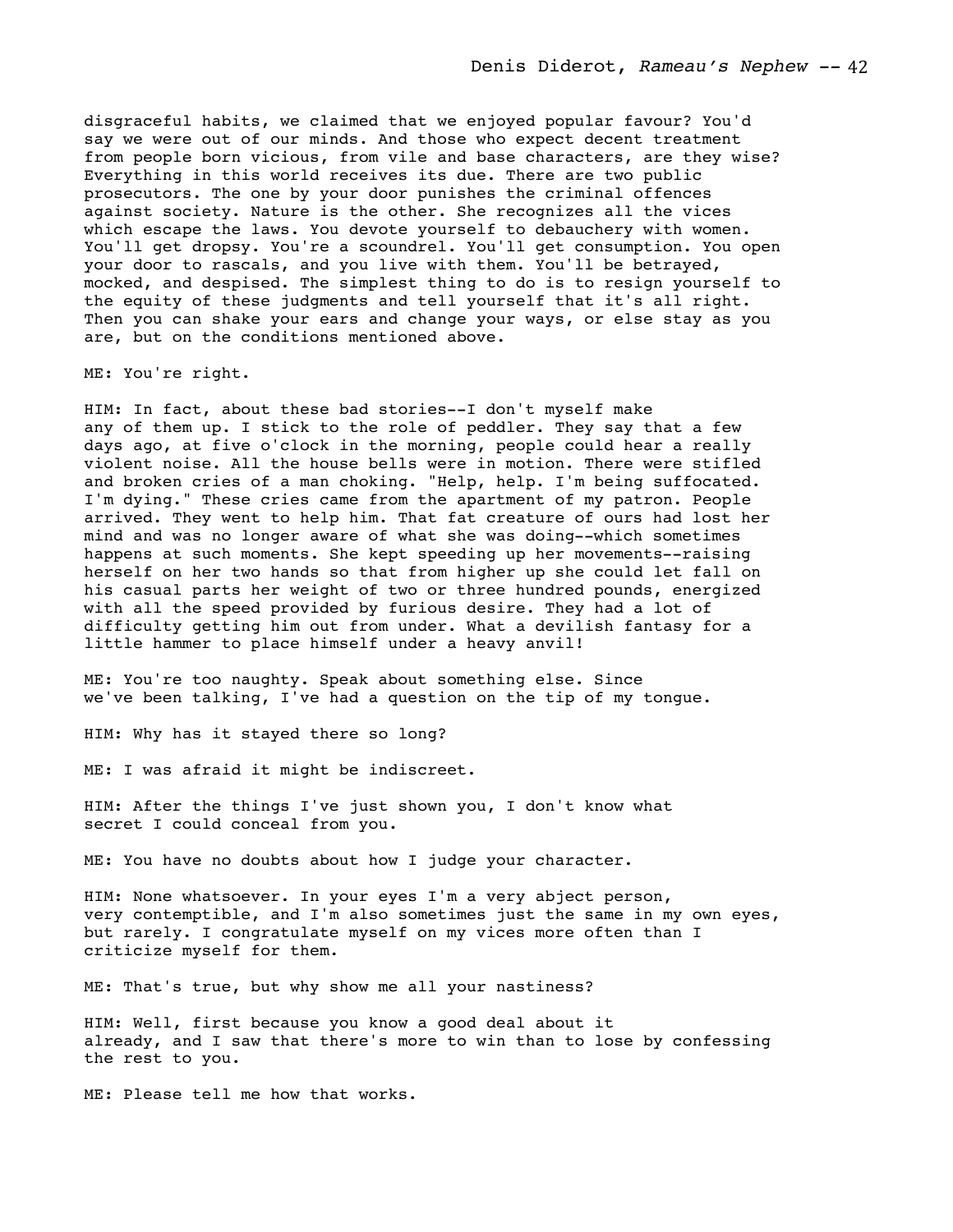disgraceful habits, we claimed that we enjoyed popular favour? You'd say we were out of our minds. And those who expect decent treatment from people born vicious, from vile and base characters, are they wise? Everything in this world receives its due. There are two public prosecutors. The one by your door punishes the criminal offences against society. Nature is the other. She recognizes all the vices which escape the laws. You devote yourself to debauchery with women. You'll get dropsy. You're a scoundrel. You'll get consumption. You open your door to rascals, and you live with them. You'll be betrayed, mocked, and despised. The simplest thing to do is to resign yourself to the equity of these judgments and tell yourself that it's all right. Then you can shake your ears and change your ways, or else stay as you are, but on the conditions mentioned above.

ME: You're right.

HIM: In fact, about these bad stories--I don't myself make any of them up. I stick to the role of peddler. They say that a few days ago, at five o'clock in the morning, people could hear a really violent noise. All the house bells were in motion. There were stifled and broken cries of a man choking. "Help, help. I'm being suffocated. I'm dying." These cries came from the apartment of my patron. People arrived. They went to help him. That fat creature of ours had lost her mind and was no longer aware of what she was doing--which sometimes happens at such moments. She kept speeding up her movements--raising herself on her two hands so that from higher up she could let fall on his casual parts her weight of two or three hundred pounds, energized with all the speed provided by furious desire. They had a lot of difficulty getting him out from under. What a devilish fantasy for a little hammer to place himself under a heavy anvil!

ME: You're too naughty. Speak about something else. Since we've been talking, I've had a question on the tip of my tongue.

HIM: Why has it stayed there so long?

ME: I was afraid it might be indiscreet.

HIM: After the things I've just shown you, I don't know what secret I could conceal from you.

ME: You have no doubts about how I judge your character.

HIM: None whatsoever. In your eyes I'm a very abject person, very contemptible, and I'm also sometimes just the same in my own eyes, but rarely. I congratulate myself on my vices more often than I criticize myself for them.

ME: That's true, but why show me all your nastiness?

HIM: Well, first because you know a good deal about it already, and I saw that there's more to win than to lose by confessing the rest to you.

ME: Please tell me how that works.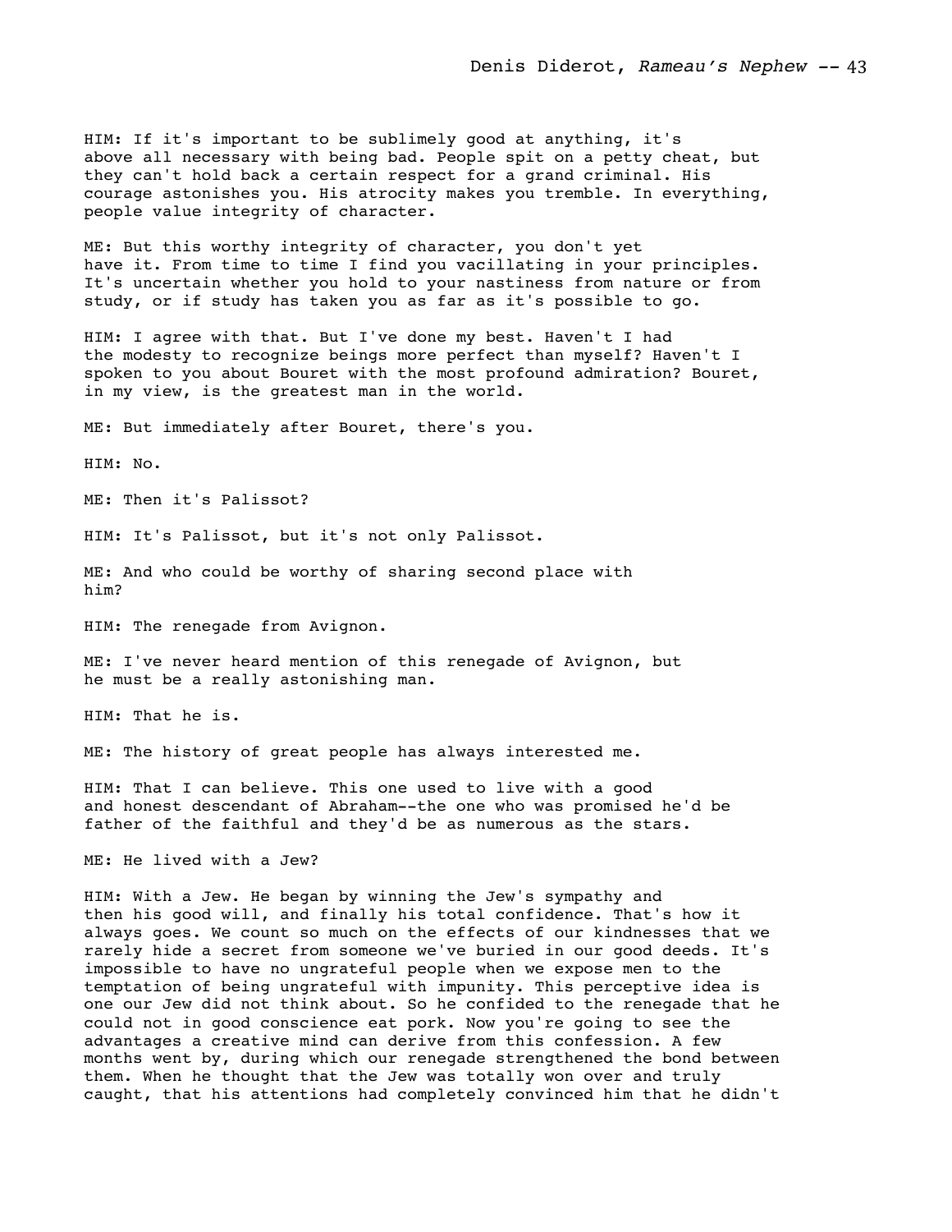HIM: If it's important to be sublimely good at anything, it's above all necessary with being bad. People spit on a petty cheat, but they can't hold back a certain respect for a grand criminal. His courage astonishes you. His atrocity makes you tremble. In everything, people value integrity of character.

ME: But this worthy integrity of character, you don't yet have it. From time to time I find you vacillating in your principles. It's uncertain whether you hold to your nastiness from nature or from study, or if study has taken you as far as it's possible to go.

HIM: I agree with that. But I've done my best. Haven't I had the modesty to recognize beings more perfect than myself? Haven't I spoken to you about Bouret with the most profound admiration? Bouret, in my view, is the greatest man in the world.

ME: But immediately after Bouret, there's you.

HIM: No.

ME: Then it's Palissot?

HIM: It's Palissot, but it's not only Palissot.

ME: And who could be worthy of sharing second place with him?

HIM: The renegade from Avignon.

ME: I've never heard mention of this renegade of Avignon, but he must be a really astonishing man.

HIM: That he is.

ME: The history of great people has always interested me.

HIM: That I can believe. This one used to live with a good and honest descendant of Abraham--the one who was promised he'd be father of the faithful and they'd be as numerous as the stars.

ME: He lived with a Jew?

HIM: With a Jew. He began by winning the Jew's sympathy and then his good will, and finally his total confidence. That's how it always goes. We count so much on the effects of our kindnesses that we rarely hide a secret from someone we've buried in our good deeds. It's impossible to have no ungrateful people when we expose men to the temptation of being ungrateful with impunity. This perceptive idea is one our Jew did not think about. So he confided to the renegade that he could not in good conscience eat pork. Now you're going to see the advantages a creative mind can derive from this confession. A few months went by, during which our renegade strengthened the bond between them. When he thought that the Jew was totally won over and truly caught, that his attentions had completely convinced him that he didn't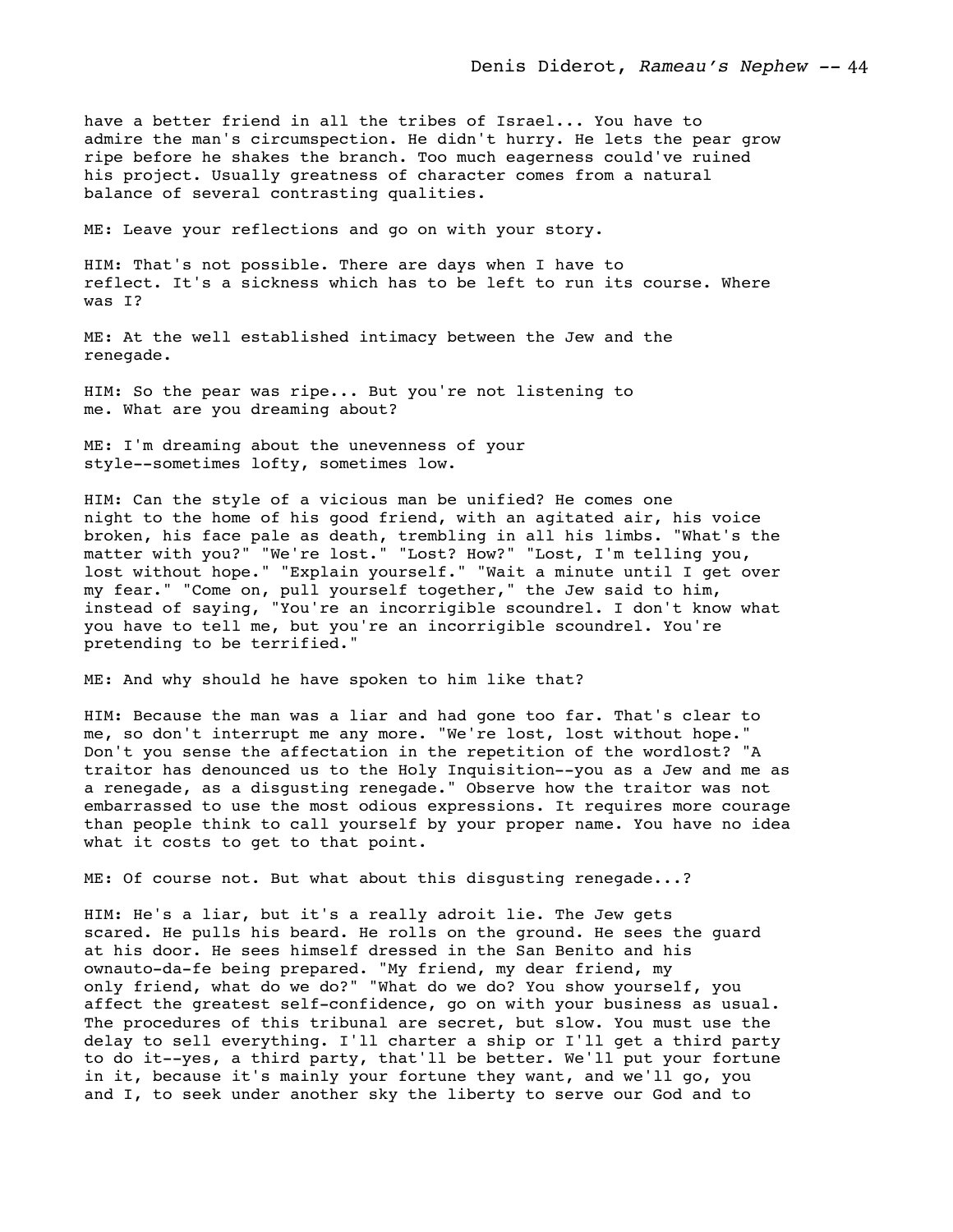have a better friend in all the tribes of Israel... You have to admire the man's circumspection. He didn't hurry. He lets the pear grow ripe before he shakes the branch. Too much eagerness could've ruined his project. Usually greatness of character comes from a natural balance of several contrasting qualities.

ME: Leave your reflections and go on with your story.

HIM: That's not possible. There are days when I have to reflect. It's a sickness which has to be left to run its course. Where was I?

ME: At the well established intimacy between the Jew and the renegade.

HIM: So the pear was ripe... But you're not listening to me. What are you dreaming about?

ME: I'm dreaming about the unevenness of your style--sometimes lofty, sometimes low.

HIM: Can the style of a vicious man be unified? He comes one night to the home of his good friend, with an agitated air, his voice broken, his face pale as death, trembling in all his limbs. "What's the matter with you?" "We're lost." "Lost? How?" "Lost, I'm telling you, lost without hope." "Explain yourself." "Wait a minute until I get over my fear." "Come on, pull yourself together," the Jew said to him, instead of saying, "You're an incorrigible scoundrel. I don't know what you have to tell me, but you're an incorrigible scoundrel. You're pretending to be terrified."

ME: And why should he have spoken to him like that?

HIM: Because the man was a liar and had gone too far. That's clear to me, so don't interrupt me any more. "We're lost, lost without hope." Don't you sense the affectation in the repetition of the wordlost? "A traitor has denounced us to the Holy Inquisition--you as a Jew and me as a renegade, as a disgusting renegade." Observe how the traitor was not embarrassed to use the most odious expressions. It requires more courage than people think to call yourself by your proper name. You have no idea what it costs to get to that point.

ME: Of course not. But what about this disgusting renegade...?

HIM: He's a liar, but it's a really adroit lie. The Jew gets scared. He pulls his beard. He rolls on the ground. He sees the guard at his door. He sees himself dressed in the San Benito and his ownauto-da-fe being prepared. "My friend, my dear friend, my only friend, what do we do?" "What do we do? You show yourself, you affect the greatest self-confidence, go on with your business as usual. The procedures of this tribunal are secret, but slow. You must use the delay to sell everything. I'll charter a ship or I'll get a third party to do it--yes, a third party, that'll be better. We'll put your fortune in it, because it's mainly your fortune they want, and we'll go, you and I, to seek under another sky the liberty to serve our God and to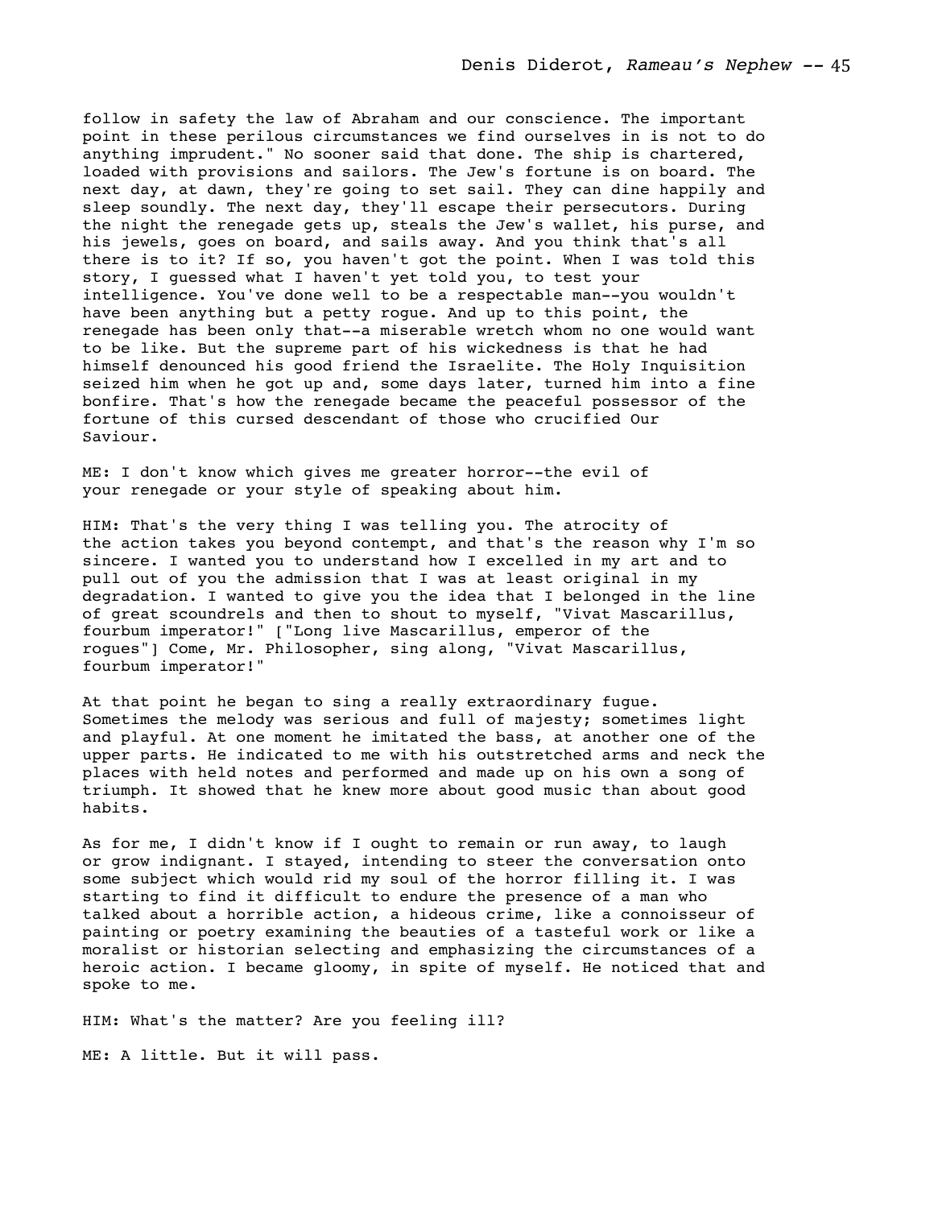follow in safety the law of Abraham and our conscience. The important point in these perilous circumstances we find ourselves in is not to do anything imprudent." No sooner said that done. The ship is chartered, loaded with provisions and sailors. The Jew's fortune is on board. The next day, at dawn, they're going to set sail. They can dine happily and sleep soundly. The next day, they'll escape their persecutors. During the night the renegade gets up, steals the Jew's wallet, his purse, and his jewels, goes on board, and sails away. And you think that's all there is to it? If so, you haven't got the point. When I was told this story, I guessed what I haven't yet told you, to test your intelligence. You've done well to be a respectable man--you wouldn't have been anything but a petty rogue. And up to this point, the renegade has been only that--a miserable wretch whom no one would want to be like. But the supreme part of his wickedness is that he had himself denounced his good friend the Israelite. The Holy Inquisition seized him when he got up and, some days later, turned him into a fine bonfire. That's how the renegade became the peaceful possessor of the fortune of this cursed descendant of those who crucified Our Saviour.

ME: I don't know which gives me greater horror--the evil of your renegade or your style of speaking about him.

HIM: That's the very thing I was telling you. The atrocity of the action takes you beyond contempt, and that's the reason why I'm so sincere. I wanted you to understand how I excelled in my art and to pull out of you the admission that I was at least original in my degradation. I wanted to give you the idea that I belonged in the line of great scoundrels and then to shout to myself, "Vivat Mascarillus, fourbum imperator!" ["Long live Mascarillus, emperor of the rogues"] Come, Mr. Philosopher, sing along, "Vivat Mascarillus, fourbum imperator!"

At that point he began to sing a really extraordinary fugue. Sometimes the melody was serious and full of majesty; sometimes light and playful. At one moment he imitated the bass, at another one of the upper parts. He indicated to me with his outstretched arms and neck the places with held notes and performed and made up on his own a song of triumph. It showed that he knew more about good music than about good habits.

As for me, I didn't know if I ought to remain or run away, to laugh or grow indignant. I stayed, intending to steer the conversation onto some subject which would rid my soul of the horror filling it. I was starting to find it difficult to endure the presence of a man who talked about a horrible action, a hideous crime, like a connoisseur of painting or poetry examining the beauties of a tasteful work or like a moralist or historian selecting and emphasizing the circumstances of a heroic action. I became gloomy, in spite of myself. He noticed that and spoke to me.

HIM: What's the matter? Are you feeling ill?

ME: A little. But it will pass.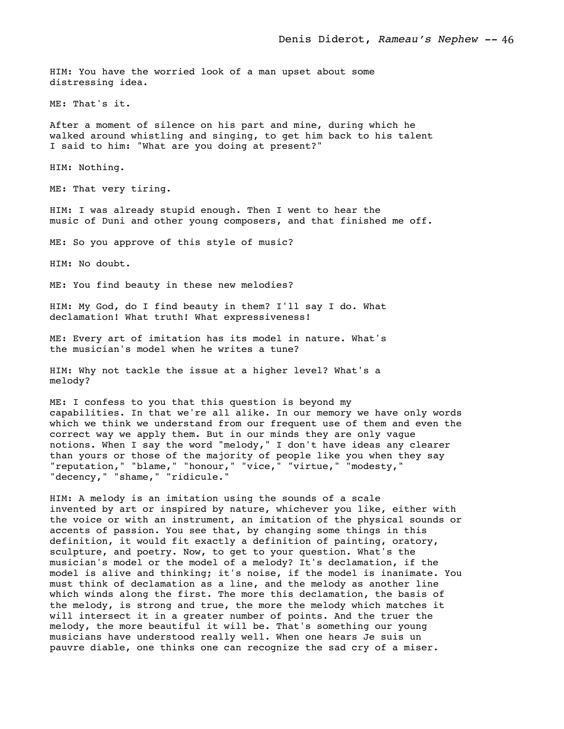HIM: You have the worried look of a man upset about some distressing idea.

ME: That's it.

After a moment of silence on his part and mine, during which he walked around whistling and singing, to get him back to his talent I said to him: "What are you doing at present?"

HIM: Nothing.

ME: That very tiring.

HIM: I was already stupid enough. Then I went to hear the music of Duni and other young composers, and that finished me off.

ME: So you approve of this style of music?

HIM: No doubt.

ME: You find beauty in these new melodies?

HIM: My God, do I find beauty in them? I'll say I do. What declamation! What truth! What expressiveness!

ME: Every art of imitation has its model in nature. What's the musician's model when he writes a tune?

HIM: Why not tackle the issue at a higher level? What's a melody?

ME: I confess to you that this question is beyond my capabilities. In that we're all alike. In our memory we have only words which we think we understand from our frequent use of them and even the correct way we apply them. But in our minds they are only vague notions. When I say the word "melody," I don't have ideas any clearer than yours or those of the majority of people like you when they say "reputation," "blame," "honour," "vice," "virtue," "modesty," "decency," "shame," "ridicule."

HIM: A melody is an imitation using the sounds of a scale invented by art or inspired by nature, whichever you like, either with the voice or with an instrument, an imitation of the physical sounds or accents of passion. You see that, by changing some things in this definition, it would fit exactly a definition of painting, oratory, sculpture, and poetry. Now, to get to your question. What's the musician's model or the model of a melody? It's declamation, if the model is alive and thinking; it's noise, if the model is inanimate. You must think of declamation as a line, and the melody as another line which winds along the first. The more this declamation, the basis of the melody, is strong and true, the more the melody which matches it will intersect it in a greater number of points. And the truer the melody, the more beautiful it will be. That's something our young musicians have understood really well. When one hears Je suis un pauvre diable, one thinks one can recognize the sad cry of a miser.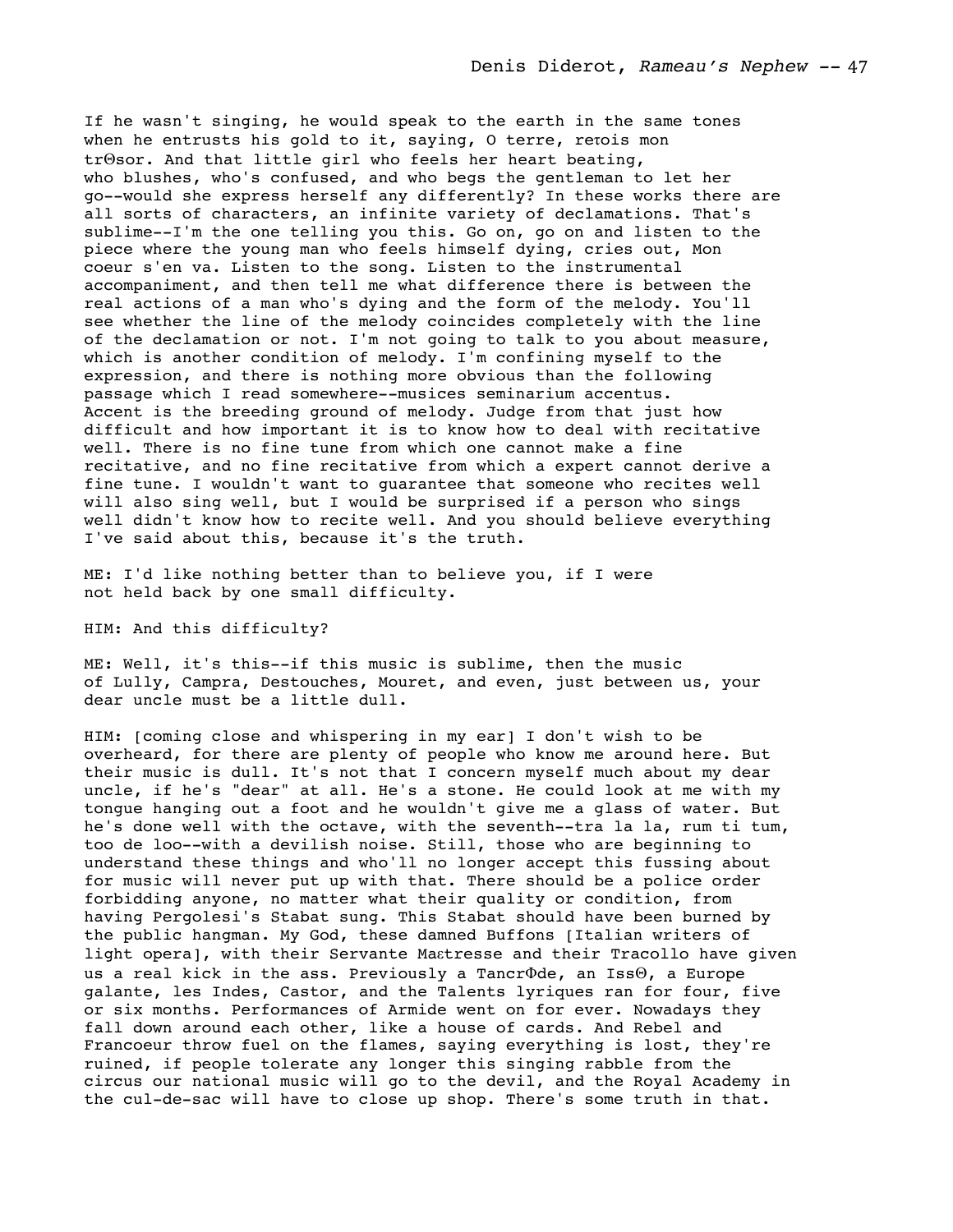If he wasn't singing, he would speak to the earth in the same tones when he entrusts his gold to it, saying, O terre, reτois mon trΘsor. And that little girl who feels her heart beating, who blushes, who's confused, and who begs the gentleman to let her go--would she express herself any differently? In these works there are all sorts of characters, an infinite variety of declamations. That's sublime--I'm the one telling you this. Go on, go on and listen to the piece where the young man who feels himself dying, cries out, Mon coeur s'en va. Listen to the song. Listen to the instrumental accompaniment, and then tell me what difference there is between the real actions of a man who's dying and the form of the melody. You'll see whether the line of the melody coincides completely with the line of the declamation or not. I'm not going to talk to you about measure, which is another condition of melody. I'm confining myself to the expression, and there is nothing more obvious than the following passage which I read somewhere--musices seminarium accentus. Accent is the breeding ground of melody. Judge from that just how difficult and how important it is to know how to deal with recitative well. There is no fine tune from which one cannot make a fine recitative, and no fine recitative from which a expert cannot derive a fine tune. I wouldn't want to guarantee that someone who recites well will also sing well, but I would be surprised if a person who sings well didn't know how to recite well. And you should believe everything I've said about this, because it's the truth.

ME: I'd like nothing better than to believe you, if I were not held back by one small difficulty.

HIM: And this difficulty?

ME: Well, it's this--if this music is sublime, then the music of Lully, Campra, Destouches, Mouret, and even, just between us, your dear uncle must be a little dull.

HIM: [coming close and whispering in my ear] I don't wish to be overheard, for there are plenty of people who know me around here. But their music is dull. It's not that I concern myself much about my dear uncle, if he's "dear" at all. He's a stone. He could look at me with my tongue hanging out a foot and he wouldn't give me a glass of water. But he's done well with the octave, with the seventh--tra la la, rum ti tum, too de loo--with a devilish noise. Still, those who are beginning to understand these things and who'll no longer accept this fussing about for music will never put up with that. There should be a police order forbidding anyone, no matter what their quality or condition, from having Pergolesi's Stabat sung. This Stabat should have been burned by the public hangman. My God, these damned Buffons [Italian writers of light opera], with their Servante Maεtresse and their Tracollo have given us a real kick in the ass. Previously a TancrΦde, an IssΘ, a Europe galante, les Indes, Castor, and the Talents lyriques ran for four, five or six months. Performances of Armide went on for ever. Nowadays they fall down around each other, like a house of cards. And Rebel and Francoeur throw fuel on the flames, saying everything is lost, they're ruined, if people tolerate any longer this singing rabble from the circus our national music will go to the devil, and the Royal Academy in the cul-de-sac will have to close up shop. There's some truth in that.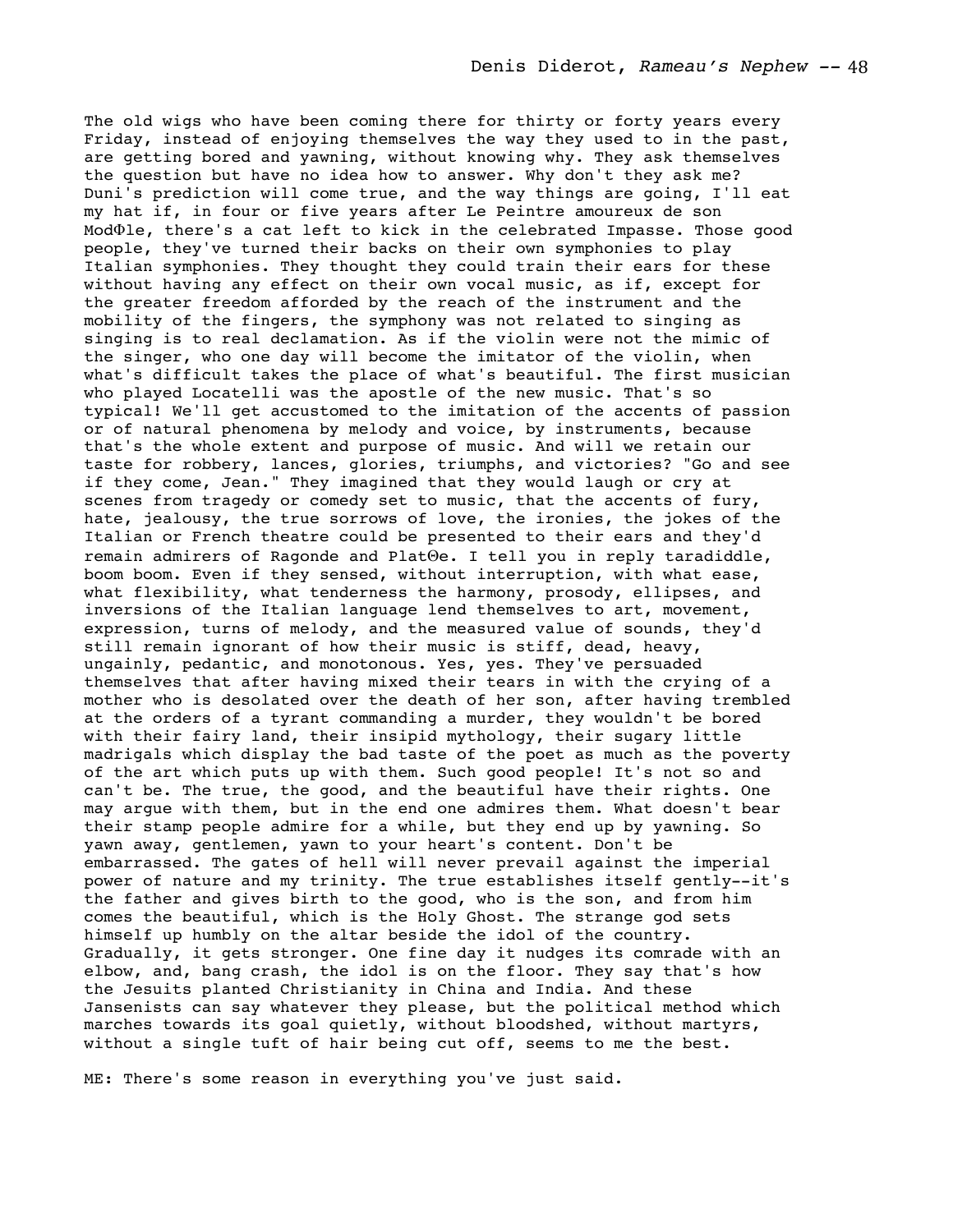The old wigs who have been coming there for thirty or forty years every Friday, instead of enjoying themselves the way they used to in the past, are getting bored and yawning, without knowing why. They ask themselves the question but have no idea how to answer. Why don't they ask me? Duni's prediction will come true, and the way things are going, I'll eat my hat if, in four or five years after Le Peintre amoureux de son ModΦle, there's a cat left to kick in the celebrated Impasse. Those good people, they've turned their backs on their own symphonies to play Italian symphonies. They thought they could train their ears for these without having any effect on their own vocal music, as if, except for the greater freedom afforded by the reach of the instrument and the mobility of the fingers, the symphony was not related to singing as singing is to real declamation. As if the violin were not the mimic of the singer, who one day will become the imitator of the violin, when what's difficult takes the place of what's beautiful. The first musician who played Locatelli was the apostle of the new music. That's so typical! We'll get accustomed to the imitation of the accents of passion or of natural phenomena by melody and voice, by instruments, because that's the whole extent and purpose of music. And will we retain our taste for robbery, lances, glories, triumphs, and victories? "Go and see if they come, Jean." They imagined that they would laugh or cry at scenes from tragedy or comedy set to music, that the accents of fury, hate, jealousy, the true sorrows of love, the ironies, the jokes of the Italian or French theatre could be presented to their ears and they'd remain admirers of Ragonde and PlatΘe. I tell you in reply taradiddle, boom boom. Even if they sensed, without interruption, with what ease, what flexibility, what tenderness the harmony, prosody, ellipses, and inversions of the Italian language lend themselves to art, movement, expression, turns of melody, and the measured value of sounds, they'd still remain ignorant of how their music is stiff, dead, heavy, ungainly, pedantic, and monotonous. Yes, yes. They've persuaded themselves that after having mixed their tears in with the crying of a mother who is desolated over the death of her son, after having trembled at the orders of a tyrant commanding a murder, they wouldn't be bored with their fairy land, their insipid mythology, their sugary little madrigals which display the bad taste of the poet as much as the poverty of the art which puts up with them. Such good people! It's not so and can't be. The true, the good, and the beautiful have their rights. One may argue with them, but in the end one admires them. What doesn't bear their stamp people admire for a while, but they end up by yawning. So yawn away, gentlemen, yawn to your heart's content. Don't be embarrassed. The gates of hell will never prevail against the imperial power of nature and my trinity. The true establishes itself gently--it's the father and gives birth to the good, who is the son, and from him comes the beautiful, which is the Holy Ghost. The strange god sets himself up humbly on the altar beside the idol of the country. Gradually, it gets stronger. One fine day it nudges its comrade with an elbow, and, bang crash, the idol is on the floor. They say that's how the Jesuits planted Christianity in China and India. And these Jansenists can say whatever they please, but the political method which marches towards its goal quietly, without bloodshed, without martyrs, without a single tuft of hair being cut off, seems to me the best.

ME: There's some reason in everything you've just said.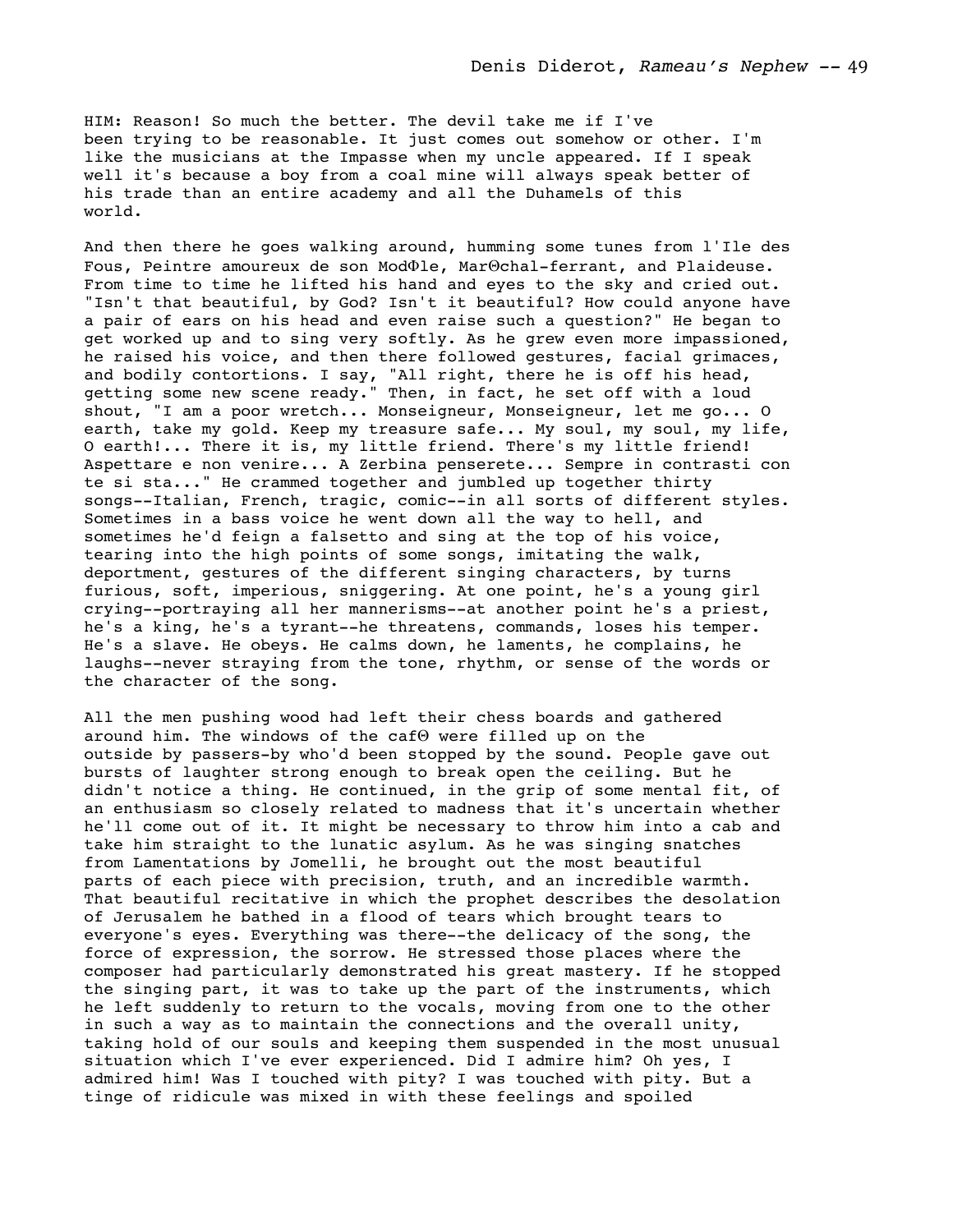HIM: Reason! So much the better. The devil take me if I've been trying to be reasonable. It just comes out somehow or other. I'm like the musicians at the Impasse when my uncle appeared. If I speak well it's because a boy from a coal mine will always speak better of his trade than an entire academy and all the Duhamels of this world.

And then there he goes walking around, humming some tunes from l'Ile des Fous, Peintre amoureux de son ModΦle, MarΘchal-ferrant, and Plaideuse. From time to time he lifted his hand and eyes to the sky and cried out. "Isn't that beautiful, by God? Isn't it beautiful? How could anyone have a pair of ears on his head and even raise such a question?" He began to get worked up and to sing very softly. As he grew even more impassioned, he raised his voice, and then there followed gestures, facial grimaces, and bodily contortions. I say, "All right, there he is off his head, getting some new scene ready." Then, in fact, he set off with a loud shout, "I am a poor wretch... Monseigneur, Monseigneur, let me go... O earth, take my gold. Keep my treasure safe... My soul, my soul, my life, O earth!... There it is, my little friend. There's my little friend! Aspettare e non venire... A Zerbina penserete... Sempre in contrasti con te si sta..." He crammed together and jumbled up together thirty songs--Italian, French, tragic, comic--in all sorts of different styles. Sometimes in a bass voice he went down all the way to hell, and sometimes he'd feign a falsetto and sing at the top of his voice, tearing into the high points of some songs, imitating the walk, deportment, gestures of the different singing characters, by turns furious, soft, imperious, sniggering. At one point, he's a young girl crying--portraying all her mannerisms--at another point he's a priest, he's a king, he's a tyrant--he threatens, commands, loses his temper. He's a slave. He obeys. He calms down, he laments, he complains, he laughs--never straying from the tone, rhythm, or sense of the words or the character of the song.

All the men pushing wood had left their chess boards and gathered around him. The windows of the cafΘ were filled up on the outside by passers-by who'd been stopped by the sound. People gave out bursts of laughter strong enough to break open the ceiling. But he didn't notice a thing. He continued, in the grip of some mental fit, of an enthusiasm so closely related to madness that it's uncertain whether he'll come out of it. It might be necessary to throw him into a cab and take him straight to the lunatic asylum. As he was singing snatches from Lamentations by Jomelli, he brought out the most beautiful parts of each piece with precision, truth, and an incredible warmth. That beautiful recitative in which the prophet describes the desolation of Jerusalem he bathed in a flood of tears which brought tears to everyone's eyes. Everything was there--the delicacy of the song, the force of expression, the sorrow. He stressed those places where the composer had particularly demonstrated his great mastery. If he stopped the singing part, it was to take up the part of the instruments, which he left suddenly to return to the vocals, moving from one to the other in such a way as to maintain the connections and the overall unity, taking hold of our souls and keeping them suspended in the most unusual situation which I've ever experienced. Did I admire him? Oh yes, I admired him! Was I touched with pity? I was touched with pity. But a tinge of ridicule was mixed in with these feelings and spoiled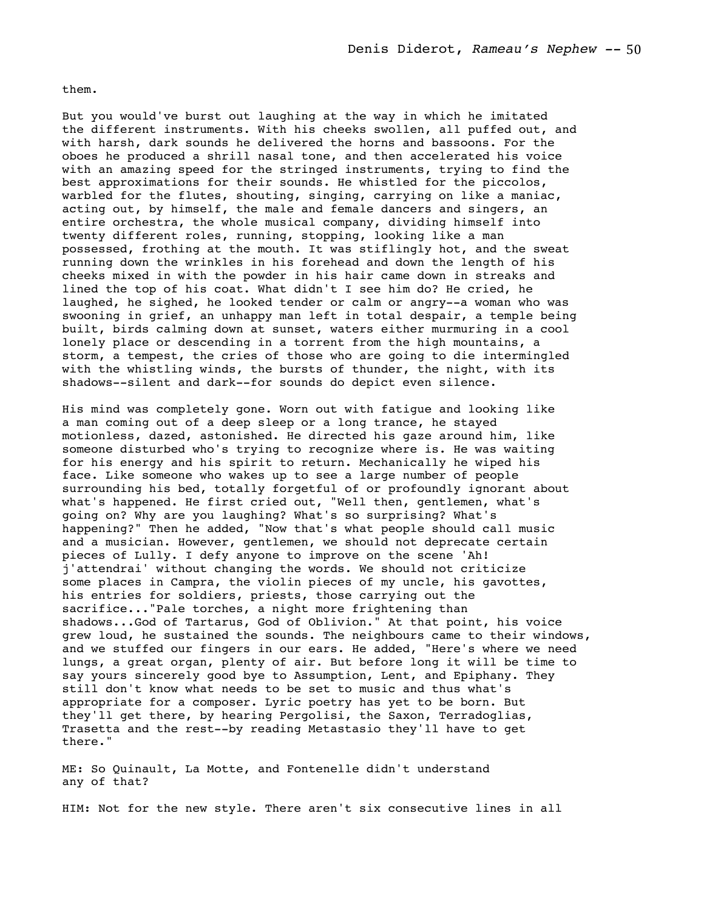them.

But you would've burst out laughing at the way in which he imitated the different instruments. With his cheeks swollen, all puffed out, and with harsh, dark sounds he delivered the horns and bassoons. For the oboes he produced a shrill nasal tone, and then accelerated his voice with an amazing speed for the stringed instruments, trying to find the best approximations for their sounds. He whistled for the piccolos, warbled for the flutes, shouting, singing, carrying on like a maniac, acting out, by himself, the male and female dancers and singers, an entire orchestra, the whole musical company, dividing himself into twenty different roles, running, stopping, looking like a man possessed, frothing at the mouth. It was stiflingly hot, and the sweat running down the wrinkles in his forehead and down the length of his cheeks mixed in with the powder in his hair came down in streaks and lined the top of his coat. What didn't I see him do? He cried, he laughed, he sighed, he looked tender or calm or angry--a woman who was swooning in grief, an unhappy man left in total despair, a temple being built, birds calming down at sunset, waters either murmuring in a cool lonely place or descending in a torrent from the high mountains, a storm, a tempest, the cries of those who are going to die intermingled with the whistling winds, the bursts of thunder, the night, with its shadows--silent and dark--for sounds do depict even silence.

His mind was completely gone. Worn out with fatigue and looking like a man coming out of a deep sleep or a long trance, he stayed motionless, dazed, astonished. He directed his gaze around him, like someone disturbed who's trying to recognize where is. He was waiting for his energy and his spirit to return. Mechanically he wiped his face. Like someone who wakes up to see a large number of people surrounding his bed, totally forgetful of or profoundly ignorant about what's happened. He first cried out, "Well then, gentlemen, what's going on? Why are you laughing? What's so surprising? What's happening?" Then he added, "Now that's what people should call music and a musician. However, gentlemen, we should not deprecate certain pieces of Lully. I defy anyone to improve on the scene 'Ah! j'attendrai' without changing the words. We should not criticize some places in Campra, the violin pieces of my uncle, his gavottes, his entries for soldiers, priests, those carrying out the sacrifice..."Pale torches, a night more frightening than shadows...God of Tartarus, God of Oblivion." At that point, his voice grew loud, he sustained the sounds. The neighbours came to their windows, and we stuffed our fingers in our ears. He added, "Here's where we need lungs, a great organ, plenty of air. But before long it will be time to say yours sincerely good bye to Assumption, Lent, and Epiphany. They still don't know what needs to be set to music and thus what's appropriate for a composer. Lyric poetry has yet to be born. But they'll get there, by hearing Pergolisi, the Saxon, Terradoglias, Trasetta and the rest--by reading Metastasio they'll have to get there."

ME: So Quinault, La Motte, and Fontenelle didn't understand any of that?

HIM: Not for the new style. There aren't six consecutive lines in all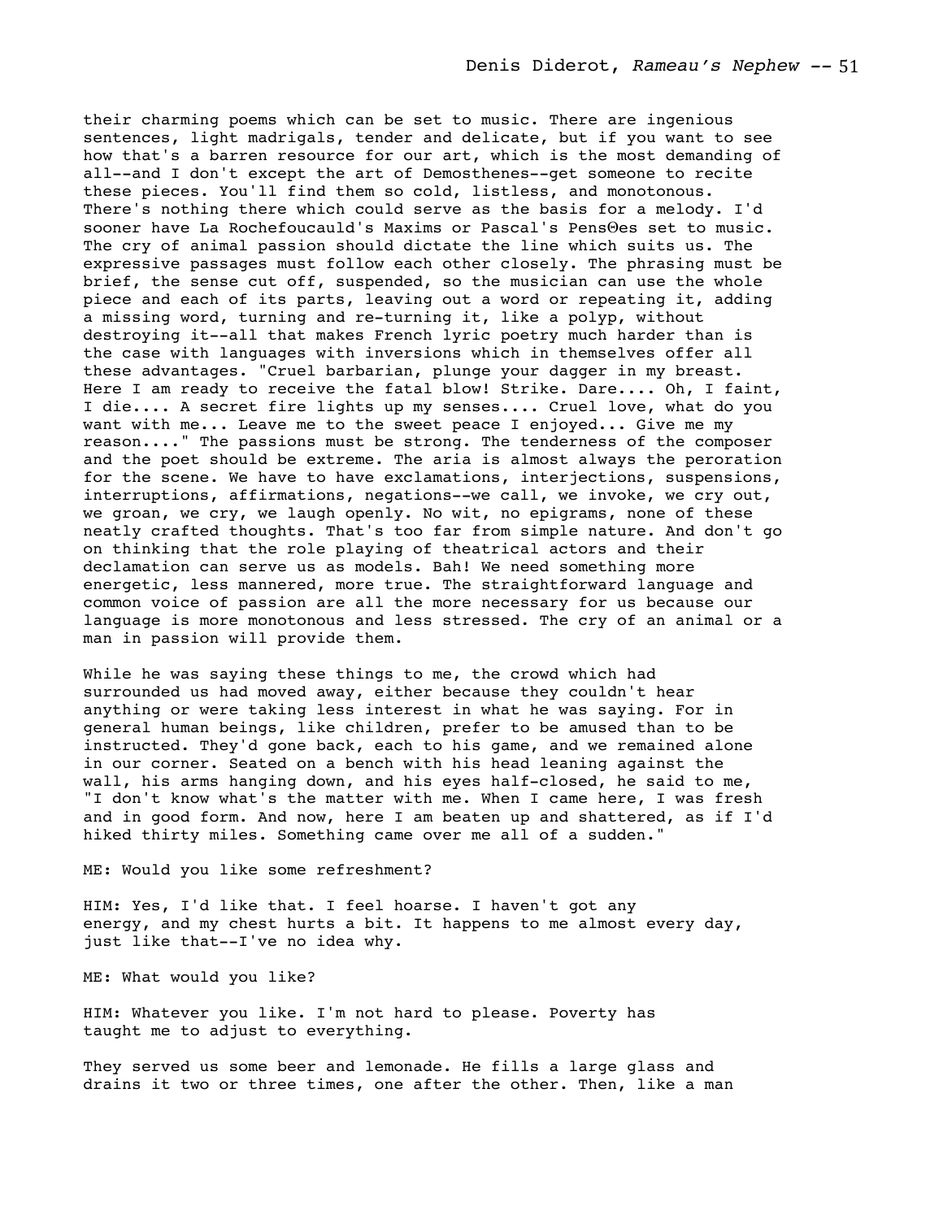their charming poems which can be set to music. There are ingenious sentences, light madrigals, tender and delicate, but if you want to see how that's a barren resource for our art, which is the most demanding of all--and I don't except the art of Demosthenes--get someone to recite these pieces. You'll find them so cold, listless, and monotonous. There's nothing there which could serve as the basis for a melody. I'd sooner have La Rochefoucauld's Maxims or Pascal's PensΘes set to music. The cry of animal passion should dictate the line which suits us. The expressive passages must follow each other closely. The phrasing must be brief, the sense cut off, suspended, so the musician can use the whole piece and each of its parts, leaving out a word or repeating it, adding a missing word, turning and re-turning it, like a polyp, without destroying it--all that makes French lyric poetry much harder than is the case with languages with inversions which in themselves offer all these advantages. "Cruel barbarian, plunge your dagger in my breast. Here I am ready to receive the fatal blow! Strike. Dare.... Oh, I faint, I die.... A secret fire lights up my senses.... Cruel love, what do you want with me... Leave me to the sweet peace I enjoyed... Give me my reason...." The passions must be strong. The tenderness of the composer and the poet should be extreme. The aria is almost always the peroration for the scene. We have to have exclamations, interjections, suspensions, interruptions, affirmations, negations--we call, we invoke, we cry out, we groan, we cry, we laugh openly. No wit, no epigrams, none of these neatly crafted thoughts. That's too far from simple nature. And don't go on thinking that the role playing of theatrical actors and their declamation can serve us as models. Bah! We need something more energetic, less mannered, more true. The straightforward language and common voice of passion are all the more necessary for us because our language is more monotonous and less stressed. The cry of an animal or a man in passion will provide them.

While he was saying these things to me, the crowd which had surrounded us had moved away, either because they couldn't hear anything or were taking less interest in what he was saying. For in general human beings, like children, prefer to be amused than to be instructed. They'd gone back, each to his game, and we remained alone in our corner. Seated on a bench with his head leaning against the wall, his arms hanging down, and his eyes half-closed, he said to me, "I don't know what's the matter with me. When I came here, I was fresh and in good form. And now, here I am beaten up and shattered, as if I'd hiked thirty miles. Something came over me all of a sudden."

ME: Would you like some refreshment?

HIM: Yes, I'd like that. I feel hoarse. I haven't got any energy, and my chest hurts a bit. It happens to me almost every day, just like that--I've no idea why.

ME: What would you like?

HIM: Whatever you like. I'm not hard to please. Poverty has taught me to adjust to everything.

They served us some beer and lemonade. He fills a large glass and drains it two or three times, one after the other. Then, like a man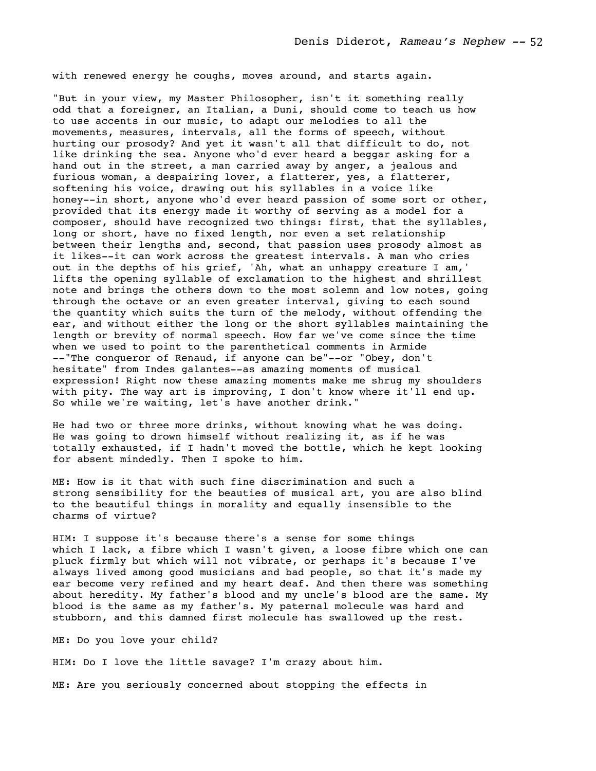with renewed energy he coughs, moves around, and starts again.

"But in your view, my Master Philosopher, isn't it something really odd that a foreigner, an Italian, a Duni, should come to teach us how to use accents in our music, to adapt our melodies to all the movements, measures, intervals, all the forms of speech, without hurting our prosody? And yet it wasn't all that difficult to do, not like drinking the sea. Anyone who'd ever heard a beggar asking for a hand out in the street, a man carried away by anger, a jealous and furious woman, a despairing lover, a flatterer, yes, a flatterer, softening his voice, drawing out his syllables in a voice like honey--in short, anyone who'd ever heard passion of some sort or other, provided that its energy made it worthy of serving as a model for a composer, should have recognized two things: first, that the syllables, long or short, have no fixed length, nor even a set relationship between their lengths and, second, that passion uses prosody almost as it likes--it can work across the greatest intervals. A man who cries out in the depths of his grief, 'Ah, what an unhappy creature I am,' lifts the opening syllable of exclamation to the highest and shrillest note and brings the others down to the most solemn and low notes, going through the octave or an even greater interval, giving to each sound the quantity which suits the turn of the melody, without offending the ear, and without either the long or the short syllables maintaining the length or brevity of normal speech. How far we've come since the time when we used to point to the parenthetical comments in Armide --"The conqueror of Renaud, if anyone can be"--or "Obey, don't hesitate" from Indes galantes--as amazing moments of musical expression! Right now these amazing moments make me shrug my shoulders with pity. The way art is improving, I don't know where it'll end up. So while we're waiting, let's have another drink."

He had two or three more drinks, without knowing what he was doing. He was going to drown himself without realizing it, as if he was totally exhausted, if I hadn't moved the bottle, which he kept looking for absent mindedly. Then I spoke to him.

ME: How is it that with such fine discrimination and such a strong sensibility for the beauties of musical art, you are also blind to the beautiful things in morality and equally insensible to the charms of virtue?

HIM: I suppose it's because there's a sense for some things which I lack, a fibre which I wasn't given, a loose fibre which one can pluck firmly but which will not vibrate, or perhaps it's because I've always lived among good musicians and bad people, so that it's made my ear become very refined and my heart deaf. And then there was something about heredity. My father's blood and my uncle's blood are the same. My blood is the same as my father's. My paternal molecule was hard and stubborn, and this damned first molecule has swallowed up the rest.

ME: Do you love your child?

HIM: Do I love the little savage? I'm crazy about him.

ME: Are you seriously concerned about stopping the effects in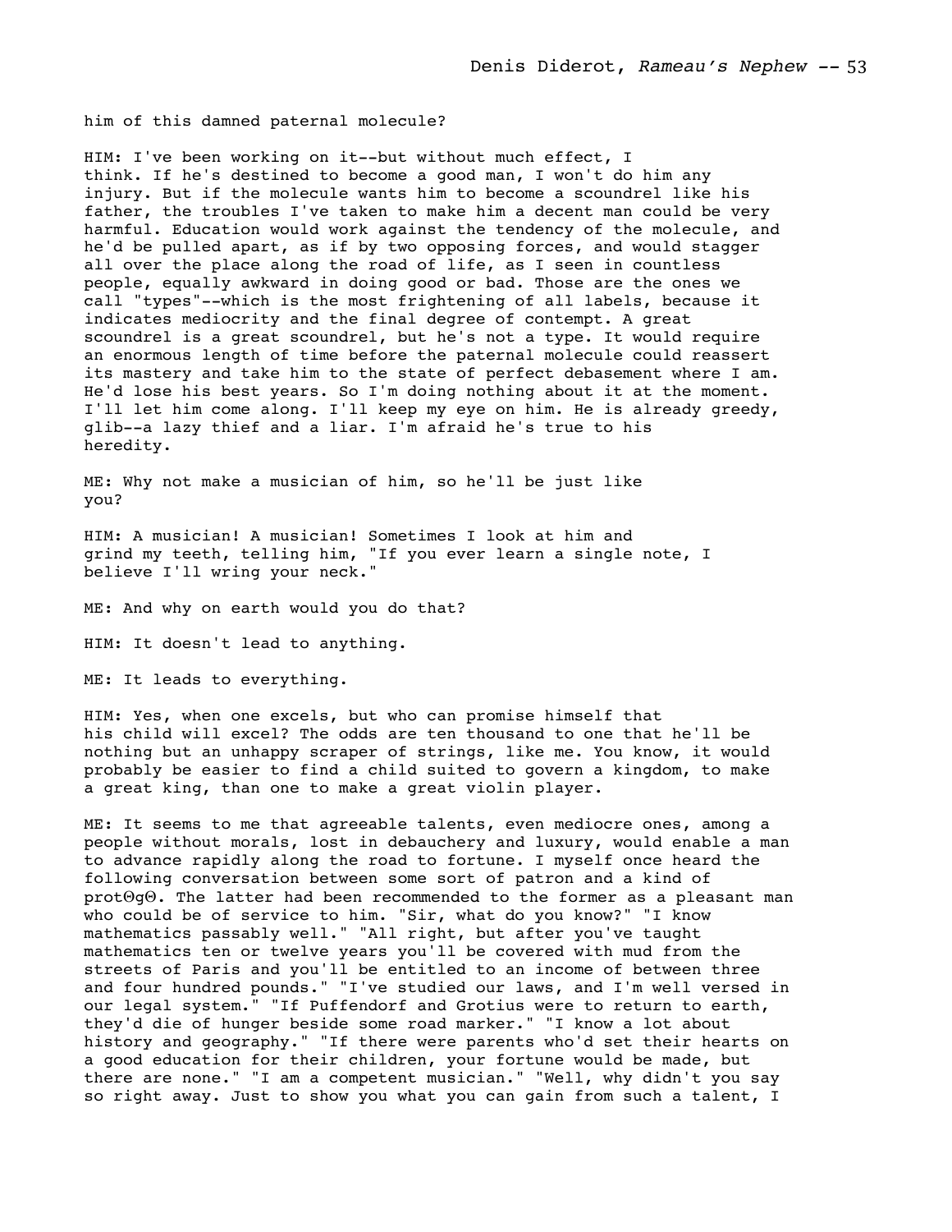him of this damned paternal molecule?

HIM: I've been working on it--but without much effect, I think. If he's destined to become a good man, I won't do him any injury. But if the molecule wants him to become a scoundrel like his father, the troubles I've taken to make him a decent man could be very harmful. Education would work against the tendency of the molecule, and he'd be pulled apart, as if by two opposing forces, and would stagger all over the place along the road of life, as I seen in countless people, equally awkward in doing good or bad. Those are the ones we call "types"--which is the most frightening of all labels, because it indicates mediocrity and the final degree of contempt. A great scoundrel is a great scoundrel, but he's not a type. It would require an enormous length of time before the paternal molecule could reassert its mastery and take him to the state of perfect debasement where I am. He'd lose his best years. So I'm doing nothing about it at the moment. I'll let him come along. I'll keep my eye on him. He is already greedy, glib--a lazy thief and a liar. I'm afraid he's true to his heredity.

ME: Why not make a musician of him, so he'll be just like you?

HIM: A musician! A musician! Sometimes I look at him and grind my teeth, telling him, "If you ever learn a single note, I believe I'll wring your neck."

ME: And why on earth would you do that?

HIM: It doesn't lead to anything.

ME: It leads to everything.

HIM: Yes, when one excels, but who can promise himself that his child will excel? The odds are ten thousand to one that he'll be nothing but an unhappy scraper of strings, like me. You know, it would probably be easier to find a child suited to govern a kingdom, to make a great king, than one to make a great violin player.

ME: It seems to me that agreeable talents, even mediocre ones, among a people without morals, lost in debauchery and luxury, would enable a man to advance rapidly along the road to fortune. I myself once heard the following conversation between some sort of patron and a kind of protΘgΘ. The latter had been recommended to the former as a pleasant man who could be of service to him. "Sir, what do you know?" "I know mathematics passably well." "All right, but after you've taught mathematics ten or twelve years you'll be covered with mud from the streets of Paris and you'll be entitled to an income of between three and four hundred pounds." "I've studied our laws, and I'm well versed in our legal system." "If Puffendorf and Grotius were to return to earth, they'd die of hunger beside some road marker." "I know a lot about history and geography." "If there were parents who'd set their hearts on a good education for their children, your fortune would be made, but there are none." "I am a competent musician." "Well, why didn't you say so right away. Just to show you what you can gain from such a talent, I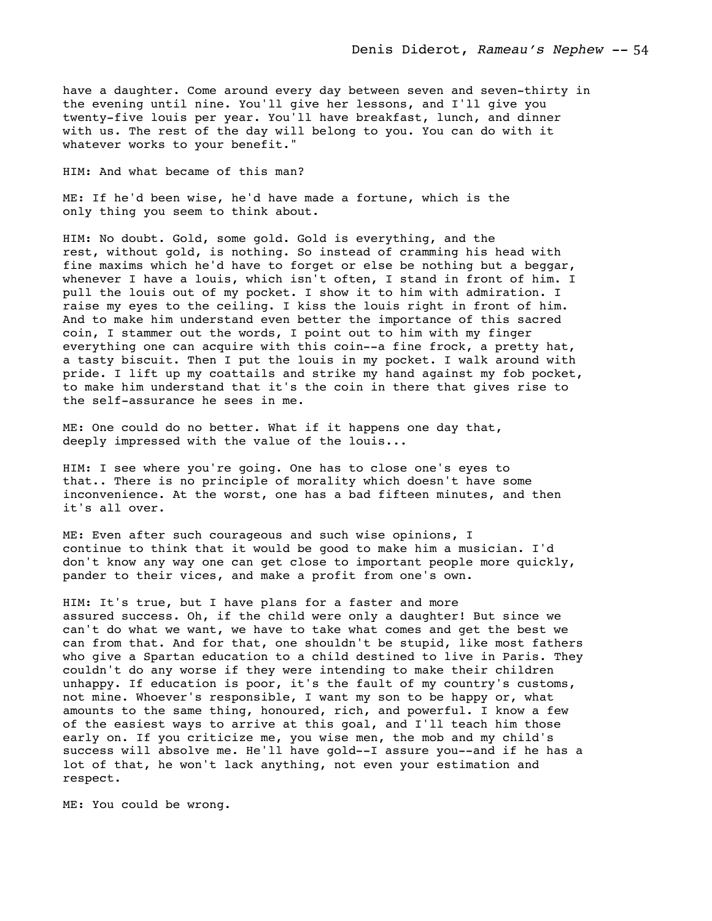have a daughter. Come around every day between seven and seven-thirty in the evening until nine. You'll give her lessons, and I'll give you twenty-five louis per year. You'll have breakfast, lunch, and dinner with us. The rest of the day will belong to you. You can do with it whatever works to your benefit."

HIM: And what became of this man?

ME: If he'd been wise, he'd have made a fortune, which is the only thing you seem to think about.

HIM: No doubt. Gold, some gold. Gold is everything, and the rest, without gold, is nothing. So instead of cramming his head with fine maxims which he'd have to forget or else be nothing but a beggar, whenever I have a louis, which isn't often, I stand in front of him. I pull the louis out of my pocket. I show it to him with admiration. I raise my eyes to the ceiling. I kiss the louis right in front of him. And to make him understand even better the importance of this sacred coin, I stammer out the words, I point out to him with my finger everything one can acquire with this coin--a fine frock, a pretty hat, a tasty biscuit. Then I put the louis in my pocket. I walk around with pride. I lift up my coattails and strike my hand against my fob pocket, to make him understand that it's the coin in there that gives rise to the self-assurance he sees in me.

ME: One could do no better. What if it happens one day that, deeply impressed with the value of the louis...

HIM: I see where you're going. One has to close one's eyes to that.. There is no principle of morality which doesn't have some inconvenience. At the worst, one has a bad fifteen minutes, and then it's all over.

ME: Even after such courageous and such wise opinions, I continue to think that it would be good to make him a musician. I'd don't know any way one can get close to important people more quickly, pander to their vices, and make a profit from one's own.

HIM: It's true, but I have plans for a faster and more assured success. Oh, if the child were only a daughter! But since we can't do what we want, we have to take what comes and get the best we can from that. And for that, one shouldn't be stupid, like most fathers who give a Spartan education to a child destined to live in Paris. They couldn't do any worse if they were intending to make their children unhappy. If education is poor, it's the fault of my country's customs, not mine. Whoever's responsible, I want my son to be happy or, what amounts to the same thing, honoured, rich, and powerful. I know a few of the easiest ways to arrive at this goal, and I'll teach him those early on. If you criticize me, you wise men, the mob and my child's success will absolve me. He'll have gold--I assure you--and if he has a lot of that, he won't lack anything, not even your estimation and respect.

ME: You could be wrong.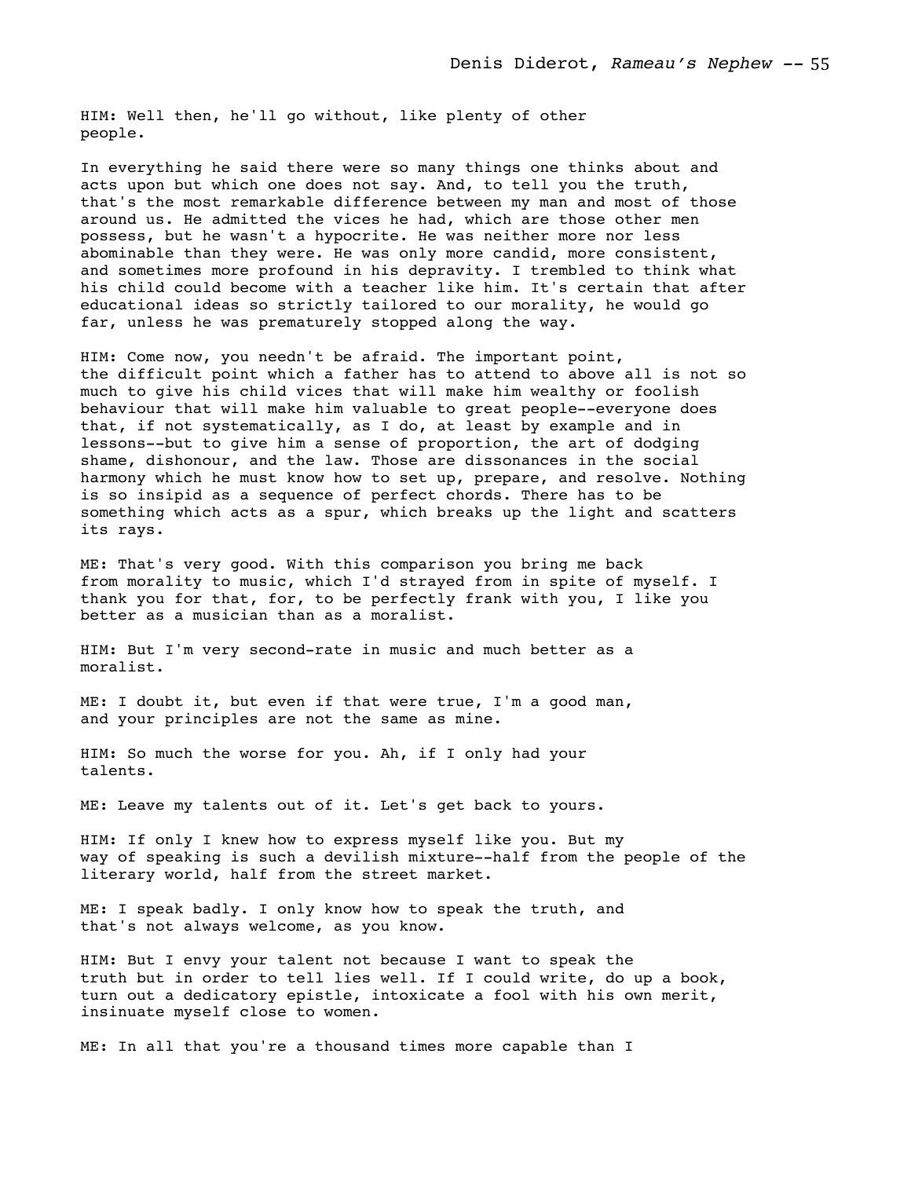HIM: Well then, he'll go without, like plenty of other people.

In everything he said there were so many things one thinks about and acts upon but which one does not say. And, to tell you the truth, that's the most remarkable difference between my man and most of those around us. He admitted the vices he had, which are those other men possess, but he wasn't a hypocrite. He was neither more nor less abominable than they were. He was only more candid, more consistent, and sometimes more profound in his depravity. I trembled to think what his child could become with a teacher like him. It's certain that after educational ideas so strictly tailored to our morality, he would go far, unless he was prematurely stopped along the way.

HIM: Come now, you needn't be afraid. The important point, the difficult point which a father has to attend to above all is not so much to give his child vices that will make him wealthy or foolish behaviour that will make him valuable to great people--everyone does that, if not systematically, as I do, at least by example and in lessons--but to give him a sense of proportion, the art of dodging shame, dishonour, and the law. Those are dissonances in the social harmony which he must know how to set up, prepare, and resolve. Nothing is so insipid as a sequence of perfect chords. There has to be something which acts as a spur, which breaks up the light and scatters its rays.

ME: That's very good. With this comparison you bring me back from morality to music, which I'd strayed from in spite of myself. I thank you for that, for, to be perfectly frank with you, I like you better as a musician than as a moralist.

HIM: But I'm very second-rate in music and much better as a moralist.

ME: I doubt it, but even if that were true, I'm a good man, and your principles are not the same as mine.

HIM: So much the worse for you. Ah, if I only had your talents.

ME: Leave my talents out of it. Let's get back to yours.

HIM: If only I knew how to express myself like you. But my way of speaking is such a devilish mixture--half from the people of the literary world, half from the street market.

ME: I speak badly. I only know how to speak the truth, and that's not always welcome, as you know.

HIM: But I envy your talent not because I want to speak the truth but in order to tell lies well. If I could write, do up a book, turn out a dedicatory epistle, intoxicate a fool with his own merit, insinuate myself close to women.

ME: In all that you're a thousand times more capable than I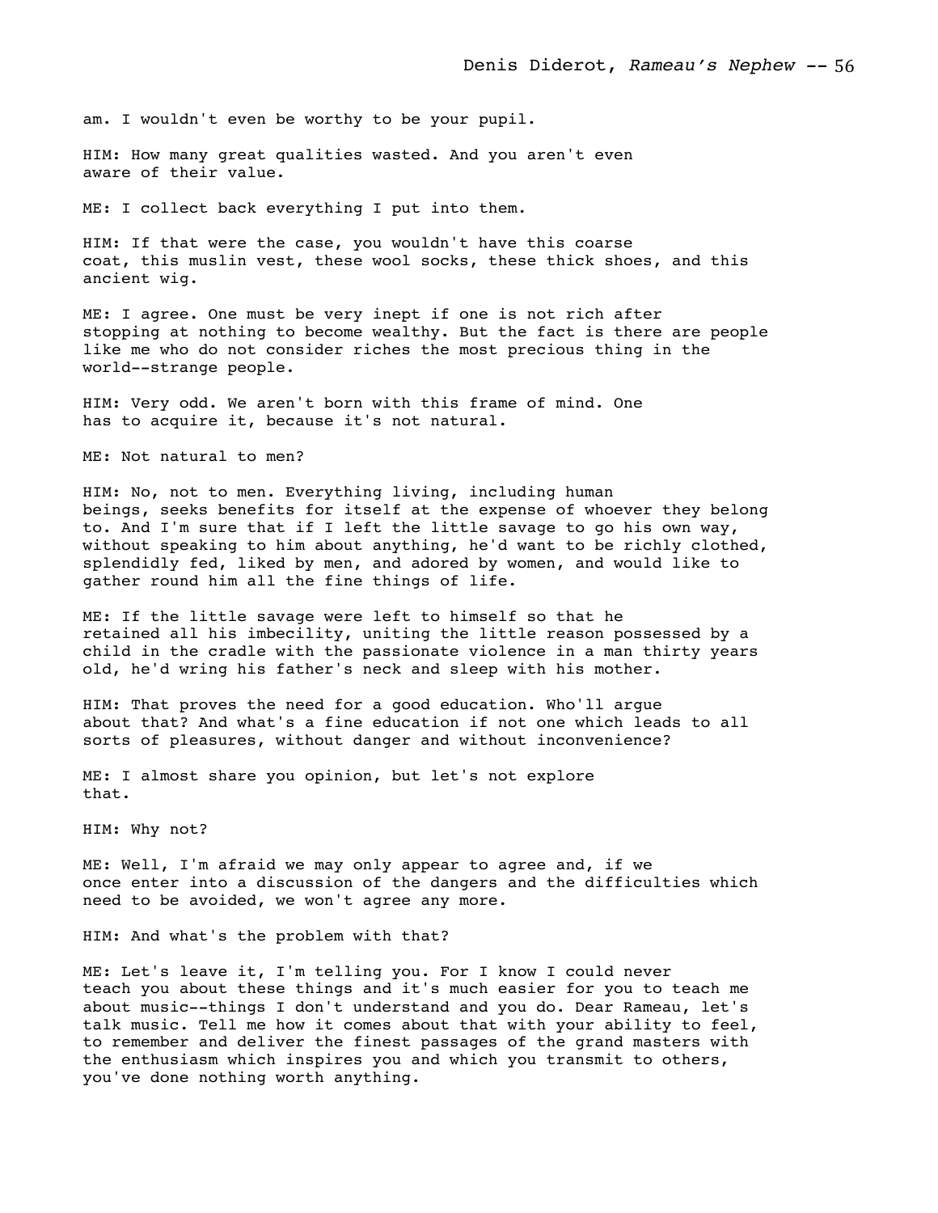am. I wouldn't even be worthy to be your pupil.

HIM: How many great qualities wasted. And you aren't even aware of their value.

ME: I collect back everything I put into them.

HIM: If that were the case, you wouldn't have this coarse coat, this muslin vest, these wool socks, these thick shoes, and this ancient wig.

ME: I agree. One must be very inept if one is not rich after stopping at nothing to become wealthy. But the fact is there are people like me who do not consider riches the most precious thing in the world--strange people.

HIM: Very odd. We aren't born with this frame of mind. One has to acquire it, because it's not natural.

ME: Not natural to men?

HIM: No, not to men. Everything living, including human beings, seeks benefits for itself at the expense of whoever they belong to. And I'm sure that if I left the little savage to go his own way, without speaking to him about anything, he'd want to be richly clothed, splendidly fed, liked by men, and adored by women, and would like to gather round him all the fine things of life.

ME: If the little savage were left to himself so that he retained all his imbecility, uniting the little reason possessed by a child in the cradle with the passionate violence in a man thirty years old, he'd wring his father's neck and sleep with his mother.

HIM: That proves the need for a good education. Who'll argue about that? And what's a fine education if not one which leads to all sorts of pleasures, without danger and without inconvenience?

ME: I almost share you opinion, but let's not explore that.

HIM: Why not?

ME: Well, I'm afraid we may only appear to agree and, if we once enter into a discussion of the dangers and the difficulties which need to be avoided, we won't agree any more.

HIM: And what's the problem with that?

ME: Let's leave it, I'm telling you. For I know I could never teach you about these things and it's much easier for you to teach me about music--things I don't understand and you do. Dear Rameau, let's talk music. Tell me how it comes about that with your ability to feel, to remember and deliver the finest passages of the grand masters with the enthusiasm which inspires you and which you transmit to others, you've done nothing worth anything.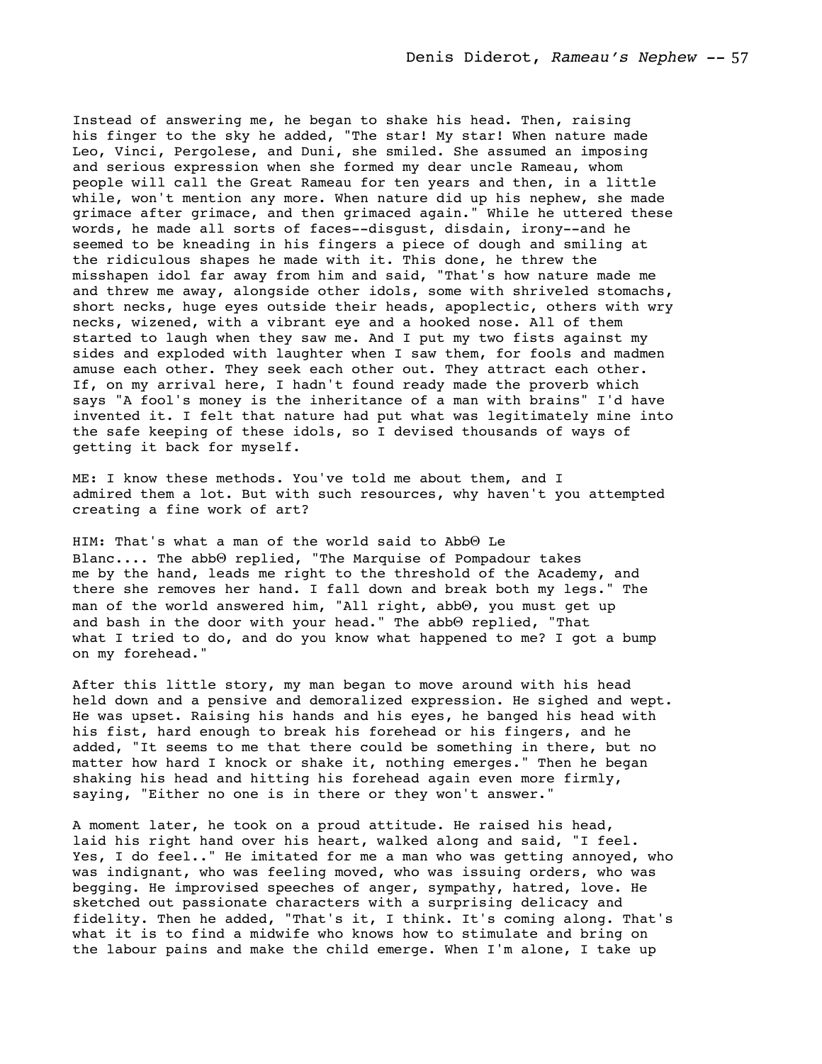Instead of answering me, he began to shake his head. Then, raising his finger to the sky he added, "The star! My star! When nature made Leo, Vinci, Pergolese, and Duni, she smiled. She assumed an imposing and serious expression when she formed my dear uncle Rameau, whom people will call the Great Rameau for ten years and then, in a little while, won't mention any more. When nature did up his nephew, she made grimace after grimace, and then grimaced again." While he uttered these words, he made all sorts of faces--disgust, disdain, irony--and he seemed to be kneading in his fingers a piece of dough and smiling at the ridiculous shapes he made with it. This done, he threw the misshapen idol far away from him and said, "That's how nature made me and threw me away, alongside other idols, some with shriveled stomachs, short necks, huge eyes outside their heads, apoplectic, others with wry necks, wizened, with a vibrant eye and a hooked nose. All of them started to laugh when they saw me. And I put my two fists against my sides and exploded with laughter when I saw them, for fools and madmen amuse each other. They seek each other out. They attract each other. If, on my arrival here, I hadn't found ready made the proverb which says "A fool's money is the inheritance of a man with brains" I'd have invented it. I felt that nature had put what was legitimately mine into the safe keeping of these idols, so I devised thousands of ways of getting it back for myself.

ME: I know these methods. You've told me about them, and I admired them a lot. But with such resources, why haven't you attempted creating a fine work of art?

HIM: That's what a man of the world said to AbbΘ Le Blanc.... The abbΘ replied, "The Marquise of Pompadour takes me by the hand, leads me right to the threshold of the Academy, and there she removes her hand. I fall down and break both my legs." The man of the world answered him, "All right, abbΘ, you must get up and bash in the door with your head." The abbΘ replied, "That what I tried to do, and do you know what happened to me? I got a bump on my forehead."

After this little story, my man began to move around with his head held down and a pensive and demoralized expression. He sighed and wept. He was upset. Raising his hands and his eyes, he banged his head with his fist, hard enough to break his forehead or his fingers, and he added, "It seems to me that there could be something in there, but no matter how hard I knock or shake it, nothing emerges." Then he began shaking his head and hitting his forehead again even more firmly, saying, "Either no one is in there or they won't answer."

A moment later, he took on a proud attitude. He raised his head, laid his right hand over his heart, walked along and said, "I feel. Yes, I do feel.." He imitated for me a man who was getting annoyed, who was indignant, who was feeling moved, who was issuing orders, who was begging. He improvised speeches of anger, sympathy, hatred, love. He sketched out passionate characters with a surprising delicacy and fidelity. Then he added, "That's it, I think. It's coming along. That's what it is to find a midwife who knows how to stimulate and bring on the labour pains and make the child emerge. When I'm alone, I take up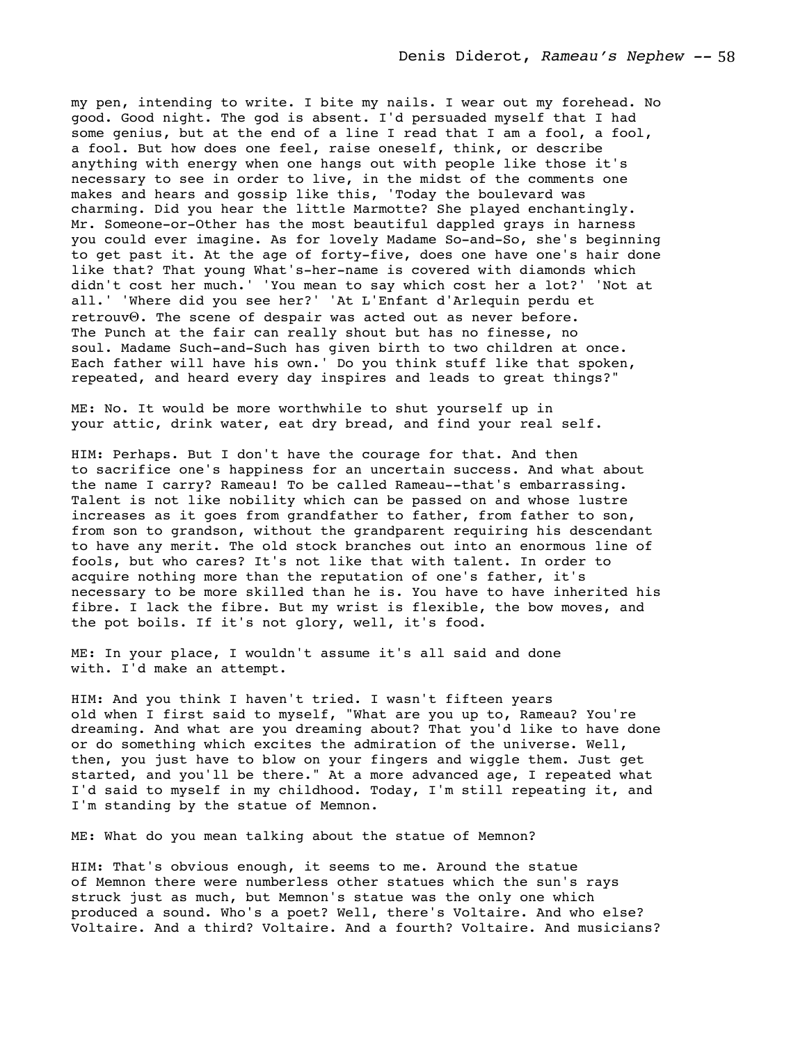my pen, intending to write. I bite my nails. I wear out my forehead. No good. Good night. The god is absent. I'd persuaded myself that I had some genius, but at the end of a line I read that I am a fool, a fool, a fool. But how does one feel, raise oneself, think, or describe anything with energy when one hangs out with people like those it's necessary to see in order to live, in the midst of the comments one makes and hears and gossip like this, 'Today the boulevard was charming. Did you hear the little Marmotte? She played enchantingly. Mr. Someone-or-Other has the most beautiful dappled grays in harness you could ever imagine. As for lovely Madame So-and-So, she's beginning to get past it. At the age of forty-five, does one have one's hair done like that? That young What's-her-name is covered with diamonds which didn't cost her much.' 'You mean to say which cost her a lot?' 'Not at all.' 'Where did you see her?' 'At L'Enfant d'Arlequin perdu et retrouvΘ. The scene of despair was acted out as never before. The Punch at the fair can really shout but has no finesse, no soul. Madame Such-and-Such has given birth to two children at once. Each father will have his own.' Do you think stuff like that spoken, repeated, and heard every day inspires and leads to great things?"

ME: No. It would be more worthwhile to shut yourself up in your attic, drink water, eat dry bread, and find your real self.

HIM: Perhaps. But I don't have the courage for that. And then to sacrifice one's happiness for an uncertain success. And what about the name I carry? Rameau! To be called Rameau--that's embarrassing. Talent is not like nobility which can be passed on and whose lustre increases as it goes from grandfather to father, from father to son, from son to grandson, without the grandparent requiring his descendant to have any merit. The old stock branches out into an enormous line of fools, but who cares? It's not like that with talent. In order to acquire nothing more than the reputation of one's father, it's necessary to be more skilled than he is. You have to have inherited his fibre. I lack the fibre. But my wrist is flexible, the bow moves, and the pot boils. If it's not glory, well, it's food.

ME: In your place, I wouldn't assume it's all said and done with. I'd make an attempt.

HIM: And you think I haven't tried. I wasn't fifteen years old when I first said to myself, "What are you up to, Rameau? You're dreaming. And what are you dreaming about? That you'd like to have done or do something which excites the admiration of the universe. Well, then, you just have to blow on your fingers and wiggle them. Just get started, and you'll be there." At a more advanced age, I repeated what I'd said to myself in my childhood. Today, I'm still repeating it, and I'm standing by the statue of Memnon.

ME: What do you mean talking about the statue of Memnon?

HIM: That's obvious enough, it seems to me. Around the statue of Memnon there were numberless other statues which the sun's rays struck just as much, but Memnon's statue was the only one which produced a sound. Who's a poet? Well, there's Voltaire. And who else? Voltaire. And a third? Voltaire. And a fourth? Voltaire. And musicians?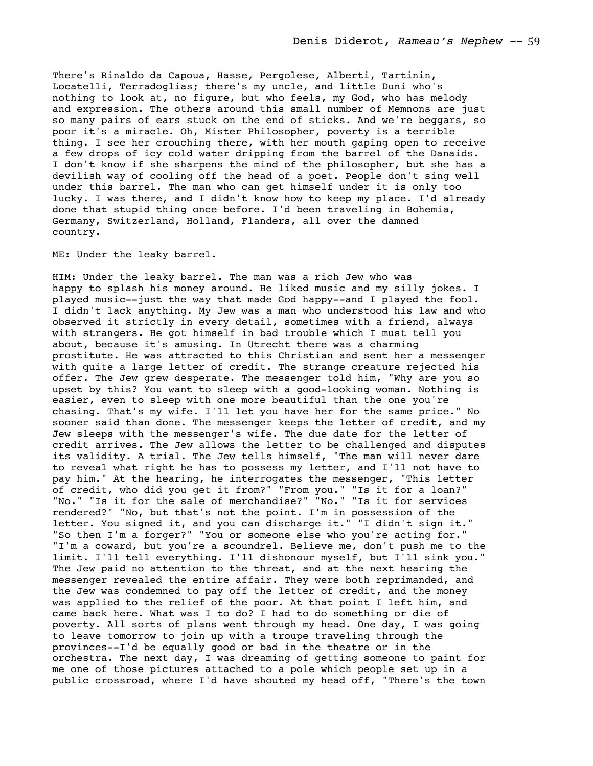There's Rinaldo da Capoua, Hasse, Pergolese, Alberti, Tartinin, Locatelli, Terradoglias; there's my uncle, and little Duni who's nothing to look at, no figure, but who feels, my God, who has melody and expression. The others around this small number of Memnons are just so many pairs of ears stuck on the end of sticks. And we're beggars, so poor it's a miracle. Oh, Mister Philosopher, poverty is a terrible thing. I see her crouching there, with her mouth gaping open to receive a few drops of icy cold water dripping from the barrel of the Danaids. I don't know if she sharpens the mind of the philosopher, but she has a devilish way of cooling off the head of a poet. People don't sing well under this barrel. The man who can get himself under it is only too lucky. I was there, and I didn't know how to keep my place. I'd already done that stupid thing once before. I'd been traveling in Bohemia, Germany, Switzerland, Holland, Flanders, all over the damned country.

ME: Under the leaky barrel.

HIM: Under the leaky barrel. The man was a rich Jew who was happy to splash his money around. He liked music and my silly jokes. I played music--just the way that made God happy--and I played the fool. I didn't lack anything. My Jew was a man who understood his law and who observed it strictly in every detail, sometimes with a friend, always with strangers. He got himself in bad trouble which I must tell you about, because it's amusing. In Utrecht there was a charming prostitute. He was attracted to this Christian and sent her a messenger with quite a large letter of credit. The strange creature rejected his offer. The Jew grew desperate. The messenger told him, "Why are you so upset by this? You want to sleep with a good-looking woman. Nothing is easier, even to sleep with one more beautiful than the one you're chasing. That's my wife. I'll let you have her for the same price." No sooner said than done. The messenger keeps the letter of credit, and my Jew sleeps with the messenger's wife. The due date for the letter of credit arrives. The Jew allows the letter to be challenged and disputes its validity. A trial. The Jew tells himself, "The man will never dare to reveal what right he has to possess my letter, and I'll not have to pay him." At the hearing, he interrogates the messenger, "This letter of credit, who did you get it from?" "From you." "Is it for a loan?" "No." "Is it for the sale of merchandise?" "No." "Is it for services rendered?" "No, but that's not the point. I'm in possession of the letter. You signed it, and you can discharge it." "I didn't sign it." "So then I'm a forger?" "You or someone else who you're acting for." "I'm a coward, but you're a scoundrel. Believe me, don't push me to the limit. I'll tell everything. I'll dishonour myself, but I'll sink you." The Jew paid no attention to the threat, and at the next hearing the messenger revealed the entire affair. They were both reprimanded, and the Jew was condemned to pay off the letter of credit, and the money was applied to the relief of the poor. At that point I left him, and came back here. What was I to do? I had to do something or die of poverty. All sorts of plans went through my head. One day, I was going to leave tomorrow to join up with a troupe traveling through the provinces--I'd be equally good or bad in the theatre or in the orchestra. The next day, I was dreaming of getting someone to paint for me one of those pictures attached to a pole which people set up in a public crossroad, where I'd have shouted my head off, "There's the town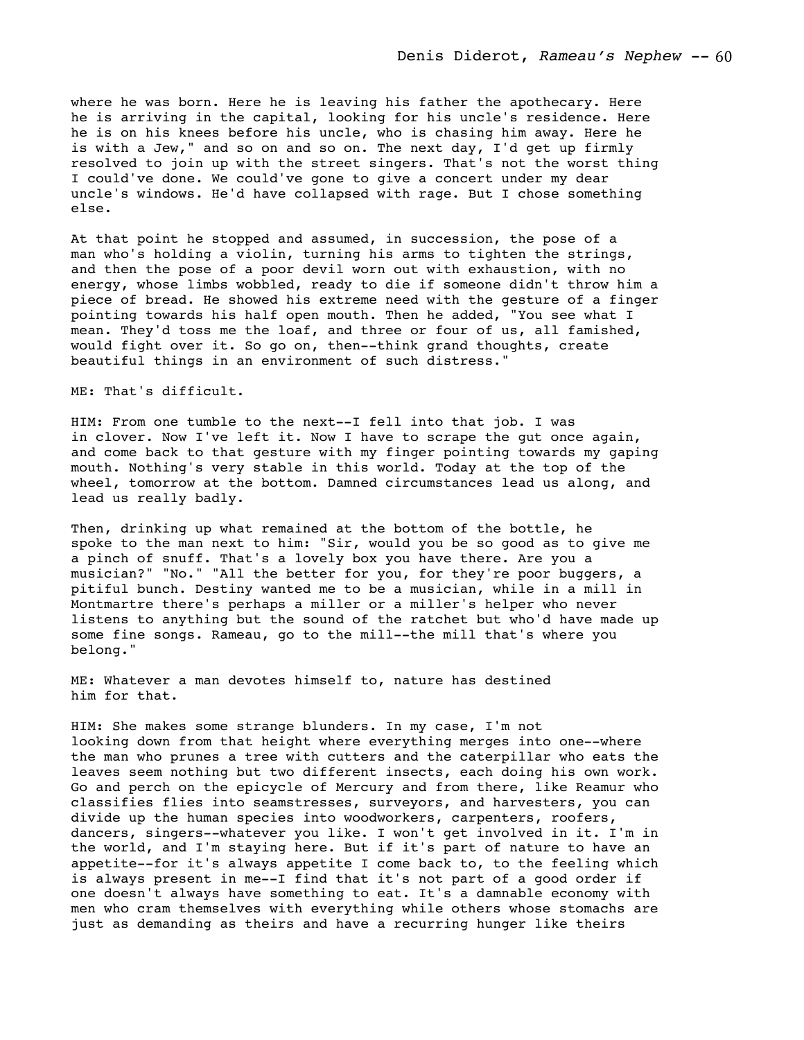where he was born. Here he is leaving his father the apothecary. Here he is arriving in the capital, looking for his uncle's residence. Here he is on his knees before his uncle, who is chasing him away. Here he is with a Jew," and so on and so on. The next day, I'd get up firmly resolved to join up with the street singers. That's not the worst thing I could've done. We could've gone to give a concert under my dear uncle's windows. He'd have collapsed with rage. But I chose something else.

At that point he stopped and assumed, in succession, the pose of a man who's holding a violin, turning his arms to tighten the strings, and then the pose of a poor devil worn out with exhaustion, with no energy, whose limbs wobbled, ready to die if someone didn't throw him a piece of bread. He showed his extreme need with the gesture of a finger pointing towards his half open mouth. Then he added, "You see what I mean. They'd toss me the loaf, and three or four of us, all famished, would fight over it. So go on, then--think grand thoughts, create beautiful things in an environment of such distress."

ME: That's difficult.

HIM: From one tumble to the next--I fell into that job. I was in clover. Now I've left it. Now I have to scrape the gut once again, and come back to that gesture with my finger pointing towards my gaping mouth. Nothing's very stable in this world. Today at the top of the wheel, tomorrow at the bottom. Damned circumstances lead us along, and lead us really badly.

Then, drinking up what remained at the bottom of the bottle, he spoke to the man next to him: "Sir, would you be so good as to give me a pinch of snuff. That's a lovely box you have there. Are you a musician?" "No." "All the better for you, for they're poor buggers, a pitiful bunch. Destiny wanted me to be a musician, while in a mill in Montmartre there's perhaps a miller or a miller's helper who never listens to anything but the sound of the ratchet but who'd have made up some fine songs. Rameau, go to the mill--the mill that's where you belong."

ME: Whatever a man devotes himself to, nature has destined him for that.

HIM: She makes some strange blunders. In my case, I'm not looking down from that height where everything merges into one--where the man who prunes a tree with cutters and the caterpillar who eats the leaves seem nothing but two different insects, each doing his own work. Go and perch on the epicycle of Mercury and from there, like Reamur who classifies flies into seamstresses, surveyors, and harvesters, you can divide up the human species into woodworkers, carpenters, roofers, dancers, singers--whatever you like. I won't get involved in it. I'm in the world, and I'm staying here. But if it's part of nature to have an appetite--for it's always appetite I come back to, to the feeling which is always present in me--I find that it's not part of a good order if one doesn't always have something to eat. It's a damnable economy with men who cram themselves with everything while others whose stomachs are just as demanding as theirs and have a recurring hunger like theirs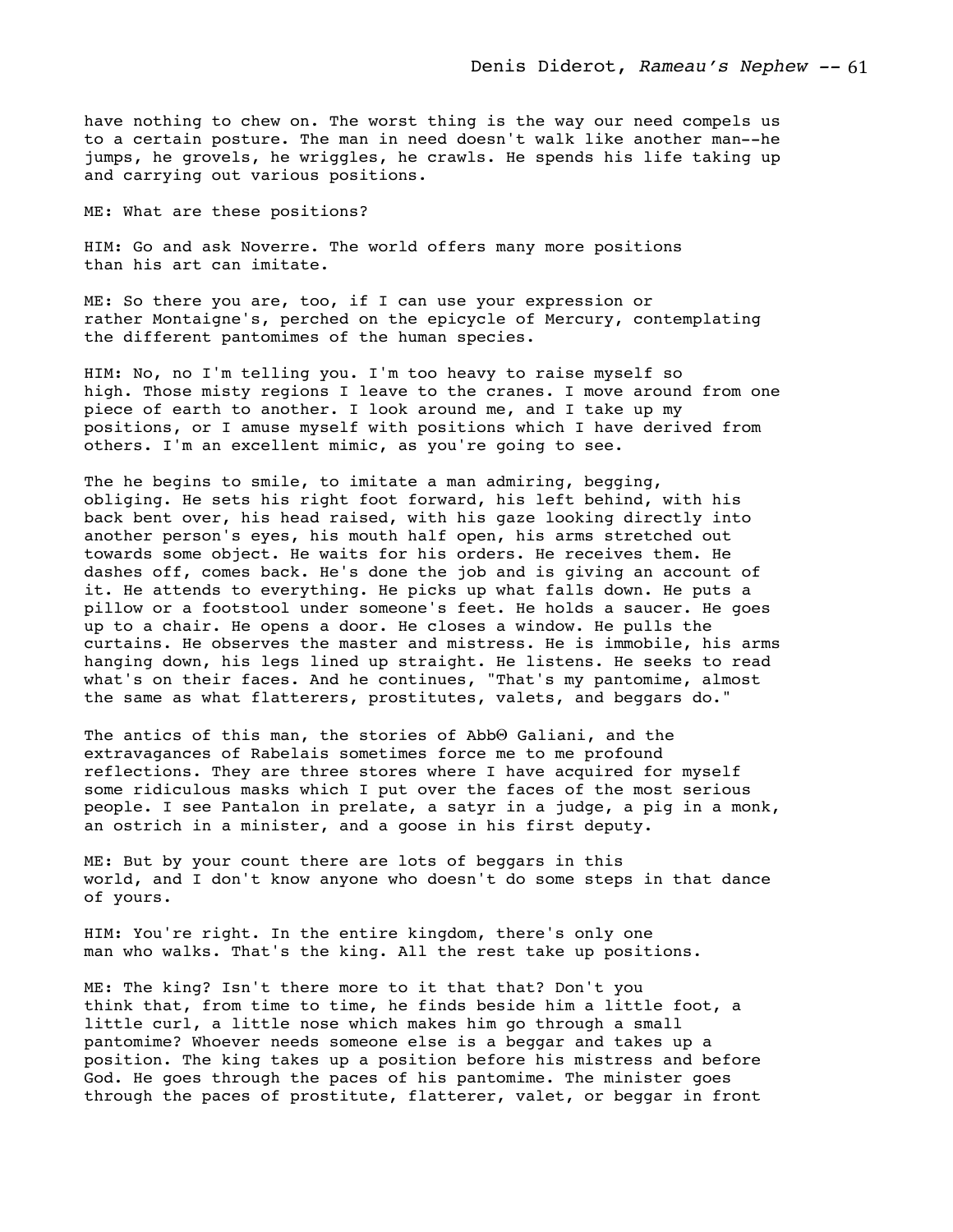have nothing to chew on. The worst thing is the way our need compels us to a certain posture. The man in need doesn't walk like another man--he jumps, he grovels, he wriggles, he crawls. He spends his life taking up and carrying out various positions.

ME: What are these positions?

HIM: Go and ask Noverre. The world offers many more positions than his art can imitate.

ME: So there you are, too, if I can use your expression or rather Montaigne's, perched on the epicycle of Mercury, contemplating the different pantomimes of the human species.

HIM: No, no I'm telling you. I'm too heavy to raise myself so high. Those misty regions I leave to the cranes. I move around from one piece of earth to another. I look around me, and I take up my positions, or I amuse myself with positions which I have derived from others. I'm an excellent mimic, as you're going to see.

The he begins to smile, to imitate a man admiring, begging, obliging. He sets his right foot forward, his left behind, with his back bent over, his head raised, with his gaze looking directly into another person's eyes, his mouth half open, his arms stretched out towards some object. He waits for his orders. He receives them. He dashes off, comes back. He's done the job and is giving an account of it. He attends to everything. He picks up what falls down. He puts a pillow or a footstool under someone's feet. He holds a saucer. He goes up to a chair. He opens a door. He closes a window. He pulls the curtains. He observes the master and mistress. He is immobile, his arms hanging down, his legs lined up straight. He listens. He seeks to read what's on their faces. And he continues, "That's my pantomime, almost the same as what flatterers, prostitutes, valets, and beggars do."

The antics of this man, the stories of AbbΘ Galiani, and the extravagances of Rabelais sometimes force me to me profound reflections. They are three stores where I have acquired for myself some ridiculous masks which I put over the faces of the most serious people. I see Pantalon in prelate, a satyr in a judge, a pig in a monk, an ostrich in a minister, and a goose in his first deputy.

ME: But by your count there are lots of beggars in this world, and I don't know anyone who doesn't do some steps in that dance of yours.

HIM: You're right. In the entire kingdom, there's only one man who walks. That's the king. All the rest take up positions.

ME: The king? Isn't there more to it that that? Don't you think that, from time to time, he finds beside him a little foot, a little curl, a little nose which makes him go through a small pantomime? Whoever needs someone else is a beggar and takes up a position. The king takes up a position before his mistress and before God. He goes through the paces of his pantomime. The minister goes through the paces of prostitute, flatterer, valet, or beggar in front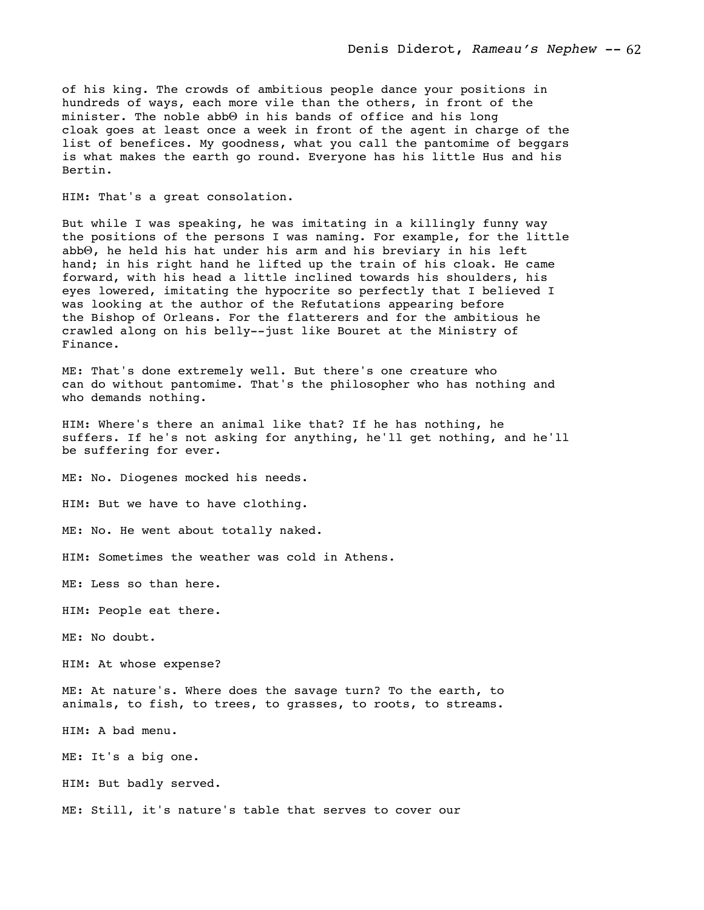of his king. The crowds of ambitious people dance your positions in hundreds of ways, each more vile than the others, in front of the minister. The noble abbΘ in his bands of office and his long cloak goes at least once a week in front of the agent in charge of the list of benefices. My goodness, what you call the pantomime of beggars is what makes the earth go round. Everyone has his little Hus and his Bertin.

HIM: That's a great consolation.

But while I was speaking, he was imitating in a killingly funny way the positions of the persons I was naming. For example, for the little abbΘ, he held his hat under his arm and his breviary in his left hand; in his right hand he lifted up the train of his cloak. He came forward, with his head a little inclined towards his shoulders, his eyes lowered, imitating the hypocrite so perfectly that I believed I was looking at the author of the Refutations appearing before the Bishop of Orleans. For the flatterers and for the ambitious he crawled along on his belly--just like Bouret at the Ministry of Finance.

ME: That's done extremely well. But there's one creature who can do without pantomime. That's the philosopher who has nothing and who demands nothing.

HIM: Where's there an animal like that? If he has nothing, he suffers. If he's not asking for anything, he'll get nothing, and he'll be suffering for ever.

ME: No. Diogenes mocked his needs.

HIM: But we have to have clothing.

ME: No. He went about totally naked.

HIM: Sometimes the weather was cold in Athens.

ME: Less so than here.

HIM: People eat there.

ME: No doubt.

HIM: At whose expense?

ME: At nature's. Where does the savage turn? To the earth, to animals, to fish, to trees, to grasses, to roots, to streams.

HIM: A bad menu.

ME: It's a big one.

HIM: But badly served.

ME: Still, it's nature's table that serves to cover our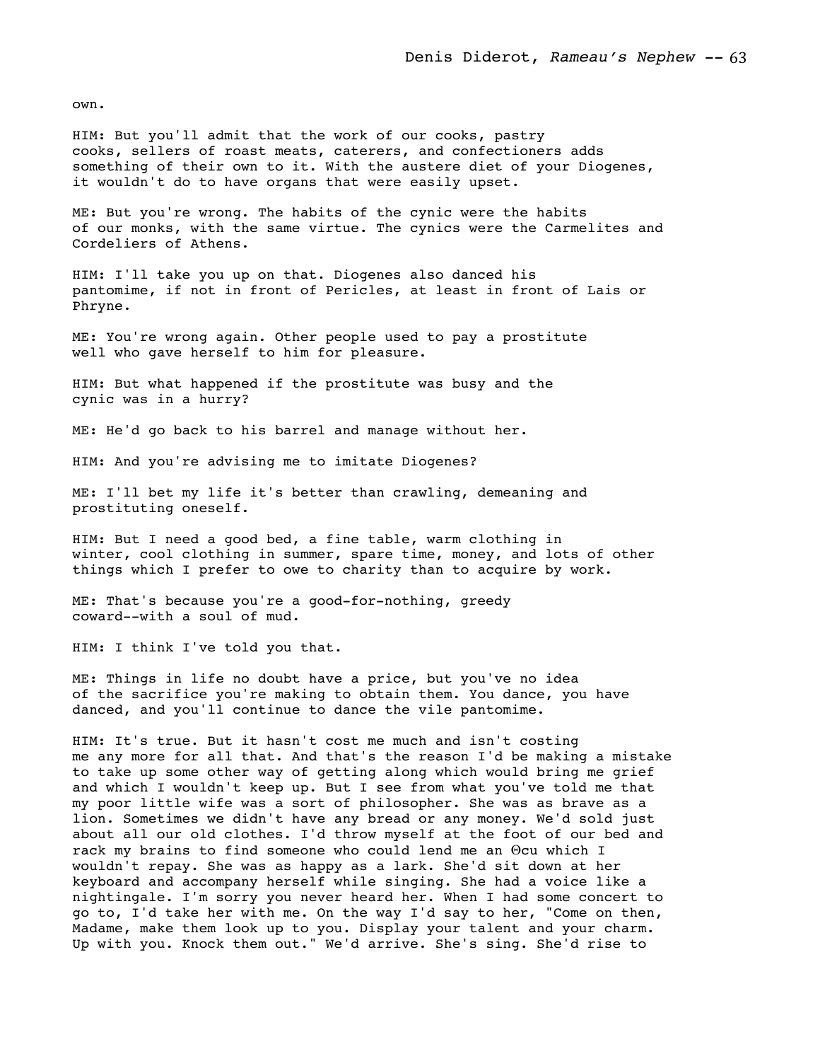own.

HIM: But you'll admit that the work of our cooks, pastry cooks, sellers of roast meats, caterers, and confectioners adds something of their own to it. With the austere diet of your Diogenes, it wouldn't do to have organs that were easily upset.

ME: But you're wrong. The habits of the cynic were the habits of our monks, with the same virtue. The cynics were the Carmelites and Cordeliers of Athens.

HIM: I'll take you up on that. Diogenes also danced his pantomime, if not in front of Pericles, at least in front of Lais or Phryne.

ME: You're wrong again. Other people used to pay a prostitute well who gave herself to him for pleasure.

HIM: But what happened if the prostitute was busy and the cynic was in a hurry?

ME: He'd go back to his barrel and manage without her.

HIM: And you're advising me to imitate Diogenes?

ME: I'll bet my life it's better than crawling, demeaning and prostituting oneself.

HIM: But I need a good bed, a fine table, warm clothing in winter, cool clothing in summer, spare time, money, and lots of other things which I prefer to owe to charity than to acquire by work.

ME: That's because you're a good-for-nothing, greedy coward--with a soul of mud.

HIM: I think I've told you that.

ME: Things in life no doubt have a price, but you've no idea of the sacrifice you're making to obtain them. You dance, you have danced, and you'll continue to dance the vile pantomime.

HIM: It's true. But it hasn't cost me much and isn't costing me any more for all that. And that's the reason I'd be making a mistake to take up some other way of getting along which would bring me grief and which I wouldn't keep up. But I see from what you've told me that my poor little wife was a sort of philosopher. She was as brave as a lion. Sometimes we didn't have any bread or any money. We'd sold just about all our old clothes. I'd throw myself at the foot of our bed and rack my brains to find someone who could lend me an Θcu which I wouldn't repay. She was as happy as a lark. She'd sit down at her keyboard and accompany herself while singing. She had a voice like a nightingale. I'm sorry you never heard her. When I had some concert to go to, I'd take her with me. On the way I'd say to her, "Come on then, Madame, make them look up to you. Display your talent and your charm. Up with you. Knock them out." We'd arrive. She's sing. She'd rise to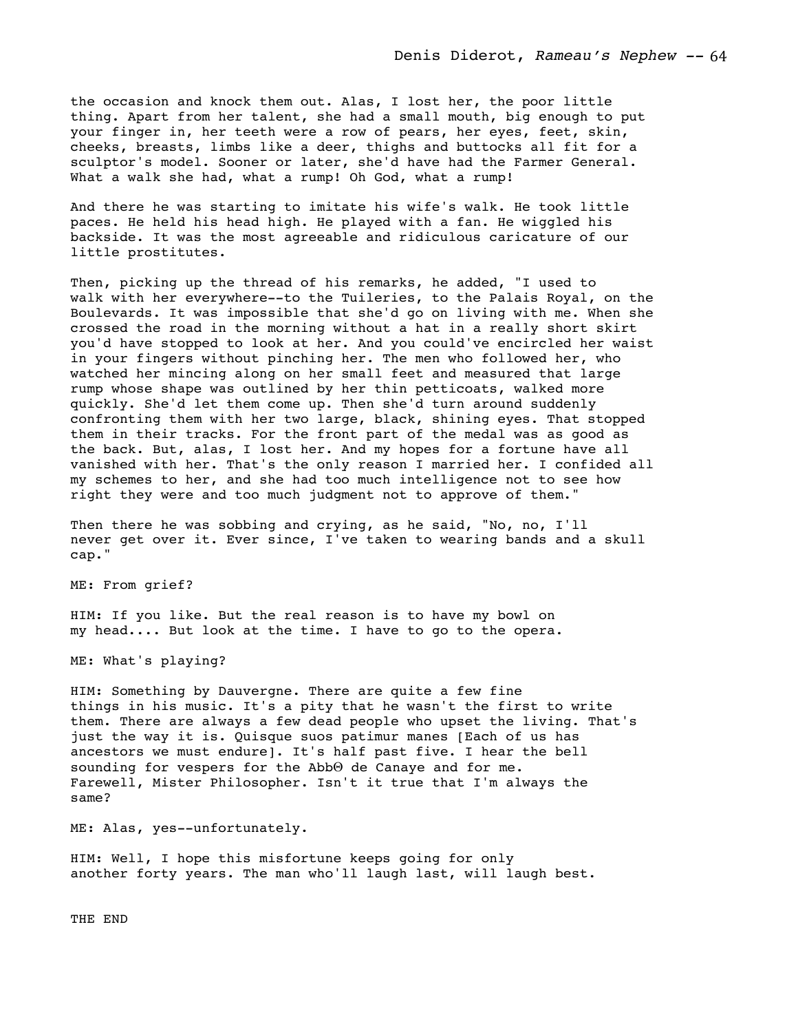the occasion and knock them out. Alas, I lost her, the poor little thing. Apart from her talent, she had a small mouth, big enough to put your finger in, her teeth were a row of pears, her eyes, feet, skin, cheeks, breasts, limbs like a deer, thighs and buttocks all fit for a sculptor's model. Sooner or later, she'd have had the Farmer General. What a walk she had, what a rump! Oh God, what a rump!

And there he was starting to imitate his wife's walk. He took little paces. He held his head high. He played with a fan. He wiggled his backside. It was the most agreeable and ridiculous caricature of our little prostitutes.

Then, picking up the thread of his remarks, he added, "I used to walk with her everywhere--to the Tuileries, to the Palais Royal, on the Boulevards. It was impossible that she'd go on living with me. When she crossed the road in the morning without a hat in a really short skirt you'd have stopped to look at her. And you could've encircled her waist in your fingers without pinching her. The men who followed her, who watched her mincing along on her small feet and measured that large rump whose shape was outlined by her thin petticoats, walked more quickly. She'd let them come up. Then she'd turn around suddenly confronting them with her two large, black, shining eyes. That stopped them in their tracks. For the front part of the medal was as good as the back. But, alas, I lost her. And my hopes for a fortune have all vanished with her. That's the only reason I married her. I confided all my schemes to her, and she had too much intelligence not to see how right they were and too much judgment not to approve of them."

Then there he was sobbing and crying, as he said, "No, no, I'll never get over it. Ever since, I've taken to wearing bands and a skull cap."

ME: From grief?

HIM: If you like. But the real reason is to have my bowl on my head.... But look at the time. I have to go to the opera.

ME: What's playing?

HIM: Something by Dauvergne. There are quite a few fine things in his music. It's a pity that he wasn't the first to write them. There are always a few dead people who upset the living. That's just the way it is. Quisque suos patimur manes [Each of us has ancestors we must endure]. It's half past five. I hear the bell sounding for vespers for the AbbΘ de Canaye and for me. Farewell, Mister Philosopher. Isn't it true that I'm always the same?

ME: Alas, yes--unfortunately.

HIM: Well, I hope this misfortune keeps going for only another forty years. The man who'll laugh last, will laugh best.

THE END